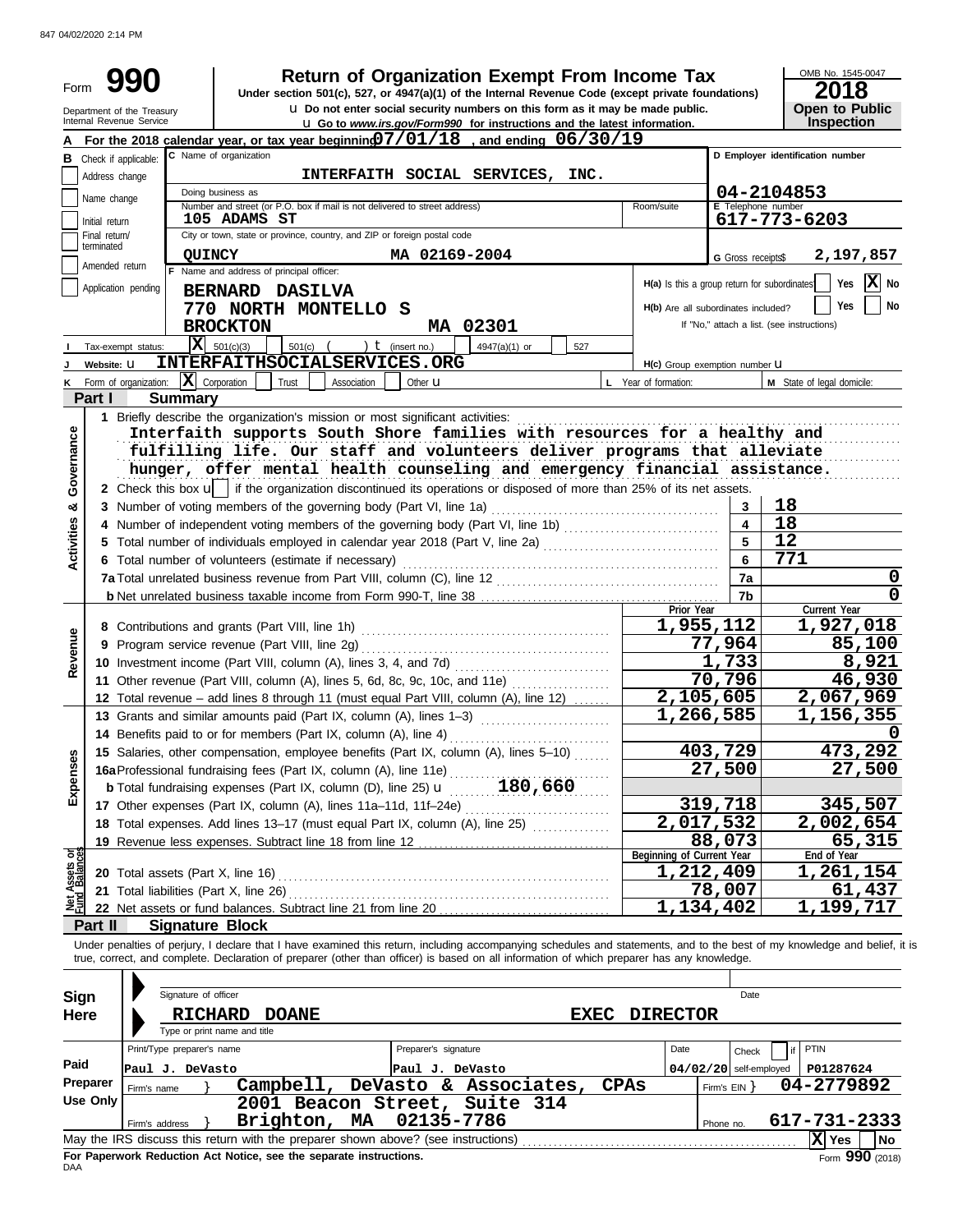847 04/02/2020 2:14 PM

# Form 990

## Return of Organization Exempt From Income Tax

Under section 501(c), 527, or 4947(a)(1) of the Internal Revenue Code (except private foundations)

u Do not enter social security numbers on this form as it may be made public.

u Go to *www.irs.gov/Form990* for instructions and the latest information.

Department of the Treasury
Internal Revenue Service

OMB No. 1545-0047

**2018**

**Open to Public Inspection**

**A** For the 2018 calendar year, or tax year beginning 07/01/18, and ending 06/30/19

**B** Check if applicable: Address change, Name change, Initial return, Final return/terminated, Amended return, Application pending

**C** Name of organization: INTERFAITH SOCIAL SERVICES, INC.

Doing business as

Number and street (or P.O. box if mail is not delivered to street address): 105 ADAMS ST — Room/suite

City or town, state or province, country, and ZIP or foreign postal code: QUINCY MA 02169-2004

**D** Employer identification number: 04-2104853

**E** Telephone number: 617-773-6203

**G** Gross receipts$ 2,197,857

**F** Name and address of principal officer:
BERNARD DASILVA
770 NORTH MONTELLO S
BROCKTON MA 02301

H(a) Is this a group return for subordinates? Yes [ ] No [X]

H(b) Are all subordinates included? Yes [ ] No [ ]
If "No," attach a list. (see instructions)

**I** Tax-exempt status: [X] 501(c)(3) [ ] 501(c) ( ) t (insert no.) [ ] 4947(a)(1) or [ ] 527

**J** Website: u INTERFAITHSOCIALSERVICES.ORG

H(c) Group exemption number u

**K** Form of organization: [X] Corporation [ ] Trust [ ] Association [ ] Other u

**L** Year of formation:

**M** State of legal domicile:

## Part I Summary

**Activities & Governance**

1 Briefly describe the organization's mission or most significant activities:
Interfaith supports South Shore families with resources for a healthy and fulfilling life. Our staff and volunteers deliver programs that alleviate hunger, offer mental health counseling and emergency financial assistance.

2 Check this box u [ ] if the organization discontinued its operations or disposed of more than 25% of its net assets.

| | | |
|---|---|---|
| 3 Number of voting members of the governing body (Part VI, line 1a) | 3 | 18 |
| 4 Number of independent voting members of the governing body (Part VI, line 1b) | 4 | 18 |
| 5 Total number of individuals employed in calendar year 2018 (Part V, line 2a) | 5 | 12 |
| 6 Total number of volunteers (estimate if necessary) | 6 | 771 |
| 7a Total unrelated business revenue from Part VIII, column (C), line 12 | 7a | 0 |
| b Net unrelated business taxable income from Form 990-T, line 38 | 7b | 0 |

| | Prior Year | Current Year |
|---|---|---|
| **Revenue** | | |
| 8 Contributions and grants (Part VIII, line 1h) | 1,955,112 | 1,927,018 |
| 9 Program service revenue (Part VIII, line 2g) | 77,964 | 85,100 |
| 10 Investment income (Part VIII, column (A), lines 3, 4, and 7d) | 1,733 | 8,921 |
| 11 Other revenue (Part VIII, column (A), lines 5, 6d, 8c, 9c, 10c, and 11e) | 70,796 | 46,930 |
| 12 Total revenue – add lines 8 through 11 (must equal Part VIII, column (A), line 12) | 2,105,605 | 2,067,969 |
| **Expenses** | | |
| 13 Grants and similar amounts paid (Part IX, column (A), lines 1–3) | 1,266,585 | 1,156,355 |
| 14 Benefits paid to or for members (Part IX, column (A), line 4) | | 0 |
| 15 Salaries, other compensation, employee benefits (Part IX, column (A), lines 5–10) | 403,729 | 473,292 |
| 16a Professional fundraising fees (Part IX, column (A), line 11e) | 27,500 | 27,500 |
| b Total fundraising expenses (Part IX, column (D), line 25) u 180,660 | | |
| 17 Other expenses (Part IX, column (A), lines 11a–11d, 11f–24e) | 319,718 | 345,507 |
| 18 Total expenses. Add lines 13–17 (must equal Part IX, column (A), line 25) | 2,017,532 | 2,002,654 |
| 19 Revenue less expenses. Subtract line 18 from line 12 | 88,073 | 65,315 |
| **Net Assets or Fund Balances** | **Beginning of Current Year** | **End of Year** |
| 20 Total assets (Part X, line 16) | 1,212,409 | 1,261,154 |
| 21 Total liabilities (Part X, line 26) | 78,007 | 61,437 |
| 22 Net assets or fund balances. Subtract line 21 from line 20 | 1,134,402 | 1,199,717 |

## Part II Signature Block

Under penalties of perjury, I declare that I have examined this return, including accompanying schedules and statements, and to the best of my knowledge and belief, it is true, correct, and complete. Declaration of preparer (other than officer) is based on all information of which preparer has any knowledge.

**Sign Here**

Signature of officer — Date

RICHARD DOANE — EXEC DIRECTOR
Type or print name and title

**Paid Preparer Use Only**

| Print/Type preparer's name | Preparer's signature | Date | Check [ ] if self-employed | PTIN |
|---|---|---|---|---|
| Paul J. DeVasto | Paul J. DeVasto | 04/02/20 | | P01287624 |

Firm's name } Campbell, DeVasto & Associates, CPAs — Firm's EIN } 04-2779892

Firm's address } 2001 Beacon Street, Suite 314, Brighton, MA 02135-7786 — Phone no. 617-731-2333

May the IRS discuss this return with the preparer shown above? (see instructions) [X] Yes [ ] No

**For Paperwork Reduction Act Notice, see the separate instructions.**

DAA — Form **990** (2018)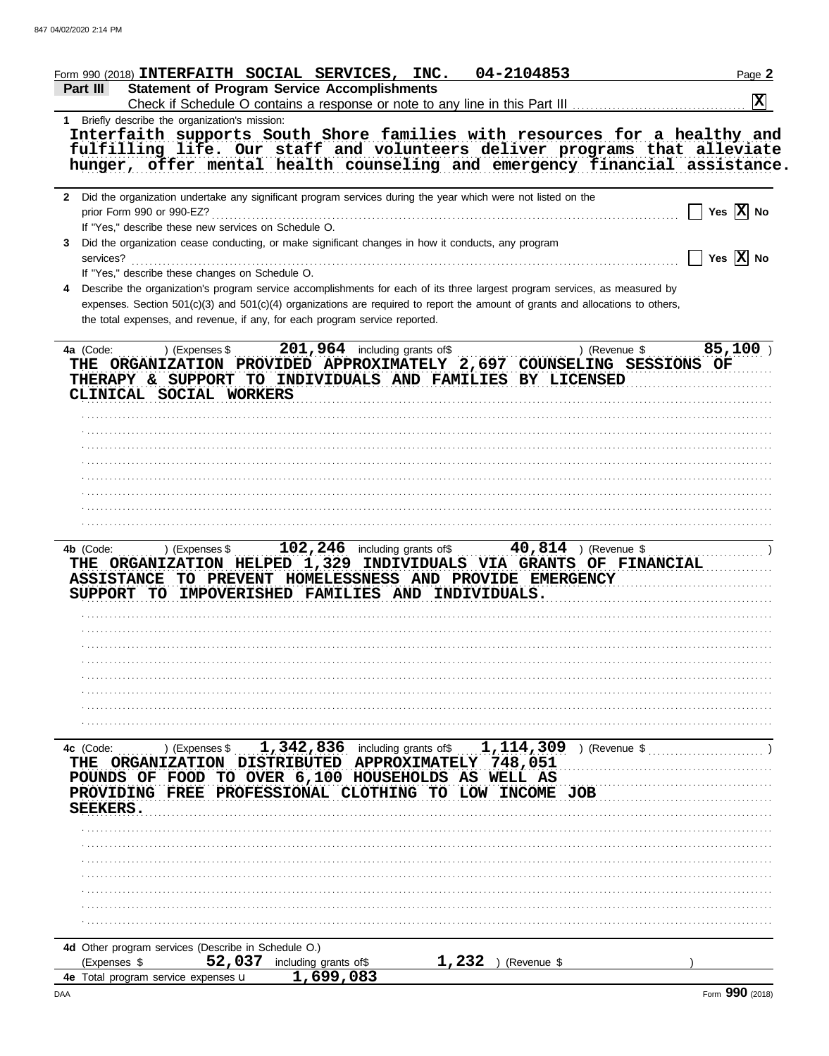Form 990 (2018) **INTERFAITH SOCIAL SERVICES, INC. 04-2104853**

## Part III Statement of Program Service Accomplishments

Check if Schedule O contains a response or note to any line in this Part III . . . . . . . . . . [X]

**1** Briefly describe the organization's mission:

Interfaith supports South Shore families with resources for a healthy and fulfilling life. Our staff and volunteers deliver programs that alleviate hunger, offer mental health counseling and emergency financial assistance.

**2** Did the organization undertake any significant program services during the year which were not listed on the prior Form 990 or 990-EZ? . . . . . . [ ] Yes [X] No

If "Yes," describe these new services on Schedule O.

**3** Did the organization cease conducting, or make significant changes in how it conducts, any program services? . . . . . . [ ] Yes [X] No

If "Yes," describe these changes on Schedule O.

**4** Describe the organization's program service accomplishments for each of its three largest program services, as measured by expenses. Section 501(c)(3) and 501(c)(4) organizations are required to report the amount of grants and allocations to others, the total expenses, and revenue, if any, for each program service reported.

**4a** (Code: ) (Expenses $ 201,964 including grants of$ ) (Revenue $ 85,100 )

THE ORGANIZATION PROVIDED APPROXIMATELY 2,697 COUNSELING SESSIONS OF THERAPY & SUPPORT TO INDIVIDUALS AND FAMILIES BY LICENSED CLINICAL SOCIAL WORKERS

**4b** (Code: ) (Expenses $ 102,246 including grants of$ 40,814 ) (Revenue $ )

THE ORGANIZATION HELPED 1,329 INDIVIDUALS VIA GRANTS OF FINANCIAL ASSISTANCE TO PREVENT HOMELESSNESS AND PROVIDE EMERGENCY SUPPORT TO IMPOVERISHED FAMILIES AND INDIVIDUALS.

**4c** (Code: ) (Expenses $ 1,342,836 including grants of$ 1,114,309 ) (Revenue $ )

THE ORGANIZATION DISTRIBUTED APPROXIMATELY 748,051 POUNDS OF FOOD TO OVER 6,100 HOUSEHOLDS AS WELL AS PROVIDING FREE PROFESSIONAL CLOTHING TO LOW INCOME JOB SEEKERS.

**4d** Other program services (Describe in Schedule O.)

(Expenses $ 52,037 including grants of$ 1,232 ) (Revenue $ )

**4e** Total program service expenses ▶ 1,699,083

Form **990** (2018)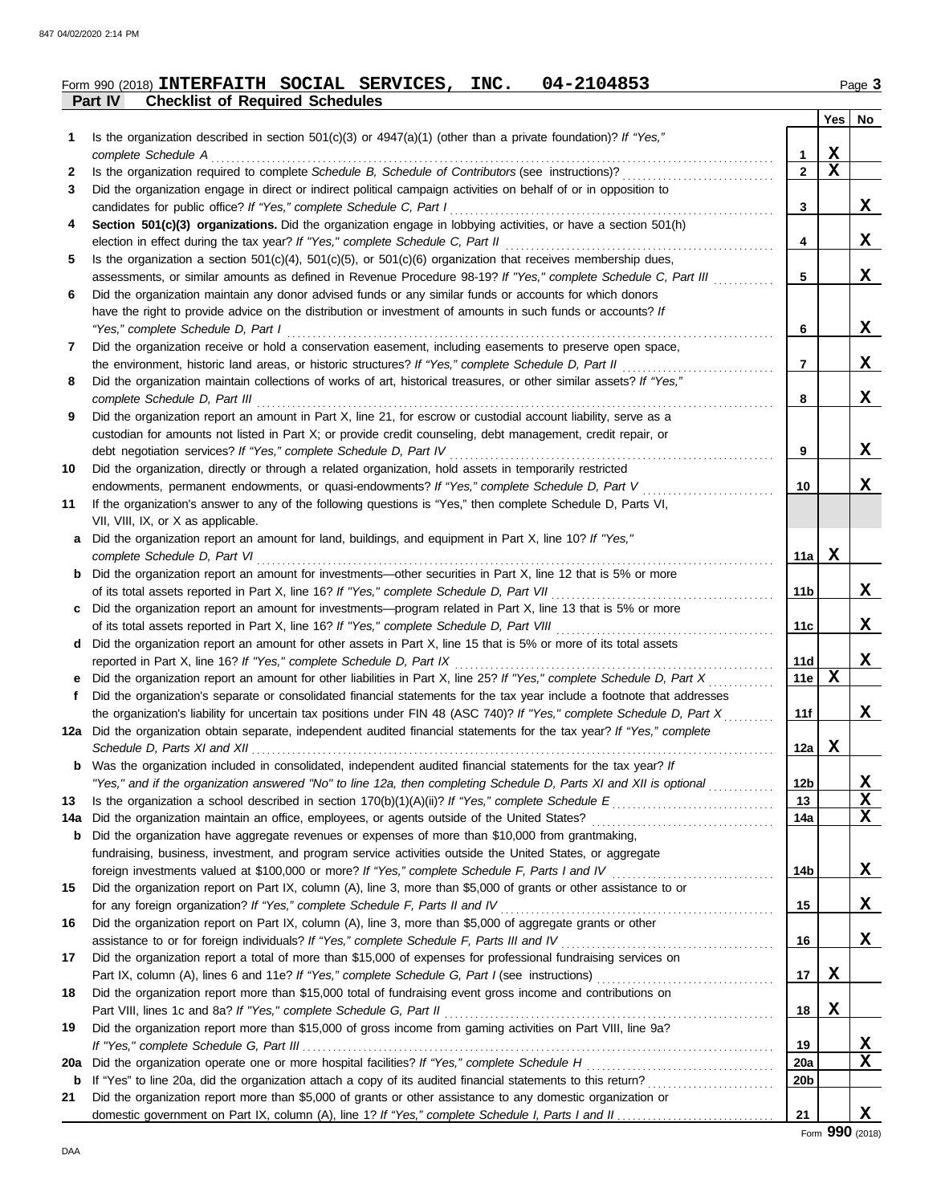Form 990 (2018) **INTERFAITH SOCIAL SERVICES, INC. 04-2104853**

**Part IV Checklist of Required Schedules**

| | | | Yes | No |
|---|---|---|---|---|
| 1 | Is the organization described in section 501(c)(3) or 4947(a)(1) (other than a private foundation)? *If "Yes," complete Schedule A* | 1 | X | |
| 2 | Is the organization required to complete *Schedule B, Schedule of Contributors* (see instructions)? | 2 | X | |
| 3 | Did the organization engage in direct or indirect political campaign activities on behalf of or in opposition to candidates for public office? *If "Yes," complete Schedule C, Part I* | 3 | | X |
| 4 | **Section 501(c)(3) organizations.** Did the organization engage in lobbying activities, or have a section 501(h) election in effect during the tax year? *If "Yes," complete Schedule C, Part II* | 4 | | X |
| 5 | Is the organization a section 501(c)(4), 501(c)(5), or 501(c)(6) organization that receives membership dues, assessments, or similar amounts as defined in Revenue Procedure 98-19? *If "Yes," complete Schedule C, Part III* | 5 | | X |
| 6 | Did the organization maintain any donor advised funds or any similar funds or accounts for which donors have the right to provide advice on the distribution or investment of amounts in such funds or accounts? *If "Yes," complete Schedule D, Part I* | 6 | | X |
| 7 | Did the organization receive or hold a conservation easement, including easements to preserve open space, the environment, historic land areas, or historic structures? *If "Yes," complete Schedule D, Part II* | 7 | | X |
| 8 | Did the organization maintain collections of works of art, historical treasures, or other similar assets? *If "Yes," complete Schedule D, Part III* | 8 | | X |
| 9 | Did the organization report an amount in Part X, line 21, for escrow or custodial account liability, serve as a custodian for amounts not listed in Part X; or provide credit counseling, debt management, credit repair, or debt negotiation services? *If "Yes," complete Schedule D, Part IV* | 9 | | X |
| 10 | Did the organization, directly or through a related organization, hold assets in temporarily restricted endowments, permanent endowments, or quasi-endowments? *If "Yes," complete Schedule D, Part V* | 10 | | X |
| 11 | If the organization's answer to any of the following questions is "Yes," then complete Schedule D, Parts VI, VII, VIII, IX, or X as applicable. | | | |
| a | Did the organization report an amount for land, buildings, and equipment in Part X, line 10? *If "Yes," complete Schedule D, Part VI* | 11a | X | |
| b | Did the organization report an amount for investments—other securities in Part X, line 12 that is 5% or more of its total assets reported in Part X, line 16? *If "Yes," complete Schedule D, Part VII* | 11b | | X |
| c | Did the organization report an amount for investments—program related in Part X, line 13 that is 5% or more of its total assets reported in Part X, line 16? *If "Yes," complete Schedule D, Part VIII* | 11c | | X |
| d | Did the organization report an amount for other assets in Part X, line 15 that is 5% or more of its total assets reported in Part X, line 16? *If "Yes," complete Schedule D, Part IX* | 11d | | X |
| e | Did the organization report an amount for other liabilities in Part X, line 25? *If "Yes," complete Schedule D, Part X* | 11e | X | |
| f | Did the organization's separate or consolidated financial statements for the tax year include a footnote that addresses the organization's liability for uncertain tax positions under FIN 48 (ASC 740)? *If "Yes," complete Schedule D, Part X* | 11f | | X |
| 12a | Did the organization obtain separate, independent audited financial statements for the tax year? *If "Yes," complete Schedule D, Parts XI and XII* | 12a | X | |
| b | Was the organization included in consolidated, independent audited financial statements for the tax year? *If "Yes," and if the organization answered "No" to line 12a, then completing Schedule D, Parts XI and XII is optional* | 12b | | X |
| 13 | Is the organization a school described in section 170(b)(1)(A)(ii)? *If "Yes," complete Schedule E* | 13 | | X |
| 14a | Did the organization maintain an office, employees, or agents outside of the United States? | 14a | | X |
| b | Did the organization have aggregate revenues or expenses of more than $10,000 from grantmaking, fundraising, business, investment, and program service activities outside the United States, or aggregate foreign investments valued at $100,000 or more? *If "Yes," complete Schedule F, Parts I and IV* | 14b | | X |
| 15 | Did the organization report on Part IX, column (A), line 3, more than $5,000 of grants or other assistance to or for any foreign organization? *If "Yes," complete Schedule F, Parts II and IV* | 15 | | X |
| 16 | Did the organization report on Part IX, column (A), line 3, more than $5,000 of aggregate grants or other assistance to or for foreign individuals? *If "Yes," complete Schedule F, Parts III and IV* | 16 | | X |
| 17 | Did the organization report a total of more than $15,000 of expenses for professional fundraising services on Part IX, column (A), lines 6 and 11e? *If "Yes," complete Schedule G, Part I* (see instructions) | 17 | X | |
| 18 | Did the organization report more than $15,000 total of fundraising event gross income and contributions on Part VIII, lines 1c and 8a? *If "Yes," complete Schedule G, Part II* | 18 | X | |
| 19 | Did the organization report more than $15,000 of gross income from gaming activities on Part VIII, line 9a? *If "Yes," complete Schedule G, Part III* | 19 | | X |
| 20a | Did the organization operate one or more hospital facilities? *If "Yes," complete Schedule H* | 20a | | X |
| b | If "Yes" to line 20a, did the organization attach a copy of its audited financial statements to this return? | 20b | | |
| 21 | Did the organization report more than $5,000 of grants or other assistance to any domestic organization or domestic government on Part IX, column (A), line 1? *If "Yes," complete Schedule I, Parts I and II* | 21 | | X |

Form **990** (2018)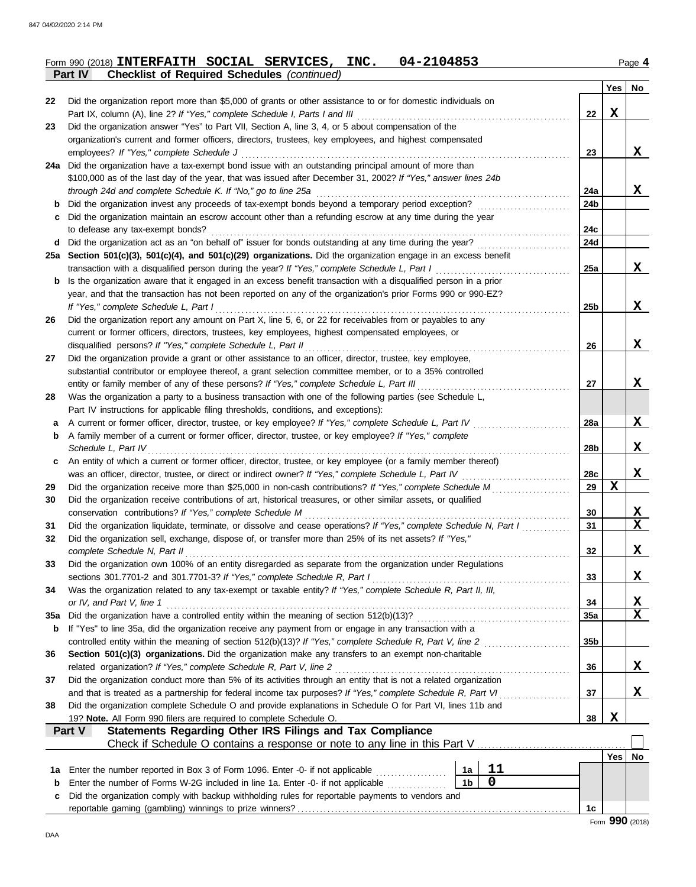Form 990 (2018) **INTERFAITH SOCIAL SERVICES, INC. 04-2104853**

**Part IV Checklist of Required Schedules** *(continued)*

| | | | Yes | No |
|---|---|---|---|---|
| 22 | Did the organization report more than $5,000 of grants or other assistance to or for domestic individuals on Part IX, column (A), line 2? *If "Yes," complete Schedule I, Parts I and III* | 22 | X | |
| 23 | Did the organization answer "Yes" to Part VII, Section A, line 3, 4, or 5 about compensation of the organization's current and former officers, directors, trustees, key employees, and highest compensated employees? *If "Yes," complete Schedule J* | 23 | | X |
| 24a | Did the organization have a tax-exempt bond issue with an outstanding principal amount of more than $100,000 as of the last day of the year, that was issued after December 31, 2002? *If "Yes," answer lines 24b through 24d and complete Schedule K. If "No," go to line 25a* | 24a | | X |
| b | Did the organization invest any proceeds of tax-exempt bonds beyond a temporary period exception? | 24b | | |
| c | Did the organization maintain an escrow account other than a refunding escrow at any time during the year to defease any tax-exempt bonds? | 24c | | |
| d | Did the organization act as an "on behalf of" issuer for bonds outstanding at any time during the year? | 24d | | |
| 25a | **Section 501(c)(3), 501(c)(4), and 501(c)(29) organizations.** Did the organization engage in an excess benefit transaction with a disqualified person during the year? *If "Yes," complete Schedule L, Part I* | 25a | | X |
| b | Is the organization aware that it engaged in an excess benefit transaction with a disqualified person in a prior year, and that the transaction has not been reported on any of the organization's prior Forms 990 or 990-EZ? *If "Yes," complete Schedule L, Part I* | 25b | | X |
| 26 | Did the organization report any amount on Part X, line 5, 6, or 22 for receivables from or payables to any current or former officers, directors, trustees, key employees, highest compensated employees, or disqualified persons? *If "Yes," complete Schedule L, Part II* | 26 | | X |
| 27 | Did the organization provide a grant or other assistance to an officer, director, trustee, key employee, substantial contributor or employee thereof, a grant selection committee member, or to a 35% controlled entity or family member of any of these persons? *If "Yes," complete Schedule L, Part III* | 27 | | X |
| 28 | Was the organization a party to a business transaction with one of the following parties (see Schedule L, Part IV instructions for applicable filing thresholds, conditions, and exceptions): | | | |
| a | A current or former officer, director, trustee, or key employee? *If "Yes," complete Schedule L, Part IV* | 28a | | X |
| b | A family member of a current or former officer, director, trustee, or key employee? *If "Yes," complete Schedule L, Part IV* | 28b | | X |
| c | An entity of which a current or former officer, director, trustee, or key employee (or a family member thereof) was an officer, director, trustee, or direct or indirect owner? *If "Yes," complete Schedule L, Part IV* | 28c | | X |
| 29 | Did the organization receive more than $25,000 in non-cash contributions? *If "Yes," complete Schedule M* | 29 | X | |
| 30 | Did the organization receive contributions of art, historical treasures, or other similar assets, or qualified conservation contributions? *If "Yes," complete Schedule M* | 30 | | X |
| 31 | Did the organization liquidate, terminate, or dissolve and cease operations? *If "Yes," complete Schedule N, Part I* | 31 | | X |
| 32 | Did the organization sell, exchange, dispose of, or transfer more than 25% of its net assets? *If "Yes," complete Schedule N, Part II* | 32 | | X |
| 33 | Did the organization own 100% of an entity disregarded as separate from the organization under Regulations sections 301.7701-2 and 301.7701-3? *If "Yes," complete Schedule R, Part I* | 33 | | X |
| 34 | Was the organization related to any tax-exempt or taxable entity? *If "Yes," complete Schedule R, Part II, III, or IV, and Part V, line 1* | 34 | | X |
| 35a | Did the organization have a controlled entity within the meaning of section 512(b)(13)? | 35a | | X |
| b | If "Yes" to line 35a, did the organization receive any payment from or engage in any transaction with a controlled entity within the meaning of section 512(b)(13)? *If "Yes," complete Schedule R, Part V, line 2* | 35b | | |
| 36 | **Section 501(c)(3) organizations.** Did the organization make any transfers to an exempt non-charitable related organization? *If "Yes," complete Schedule R, Part V, line 2* | 36 | | X |
| 37 | Did the organization conduct more than 5% of its activities through an entity that is not a related organization and that is treated as a partnership for federal income tax purposes? *If "Yes," complete Schedule R, Part VI* | 37 | | X |
| 38 | Did the organization complete Schedule O and provide explanations in Schedule O for Part VI, lines 11b and 19? **Note.** All Form 990 filers are required to complete Schedule O. | 38 | X | |

**Part V Statements Regarding Other IRS Filings and Tax Compliance**

Check if Schedule O contains a response or note to any line in this Part V ☐

| | | | | | Yes | No |
|---|---|---|---|---|---|---|
| 1a | Enter the number reported in Box 3 of Form 1096. Enter -0- if not applicable | 1a | 11 | | | |
| b | Enter the number of Forms W-2G included in line 1a. Enter -0- if not applicable | 1b | 0 | | | |
| c | Did the organization comply with backup withholding rules for reportable payments to vendors and reportable gaming (gambling) winnings to prize winners? | | | 1c | | |

Form **990** (2018)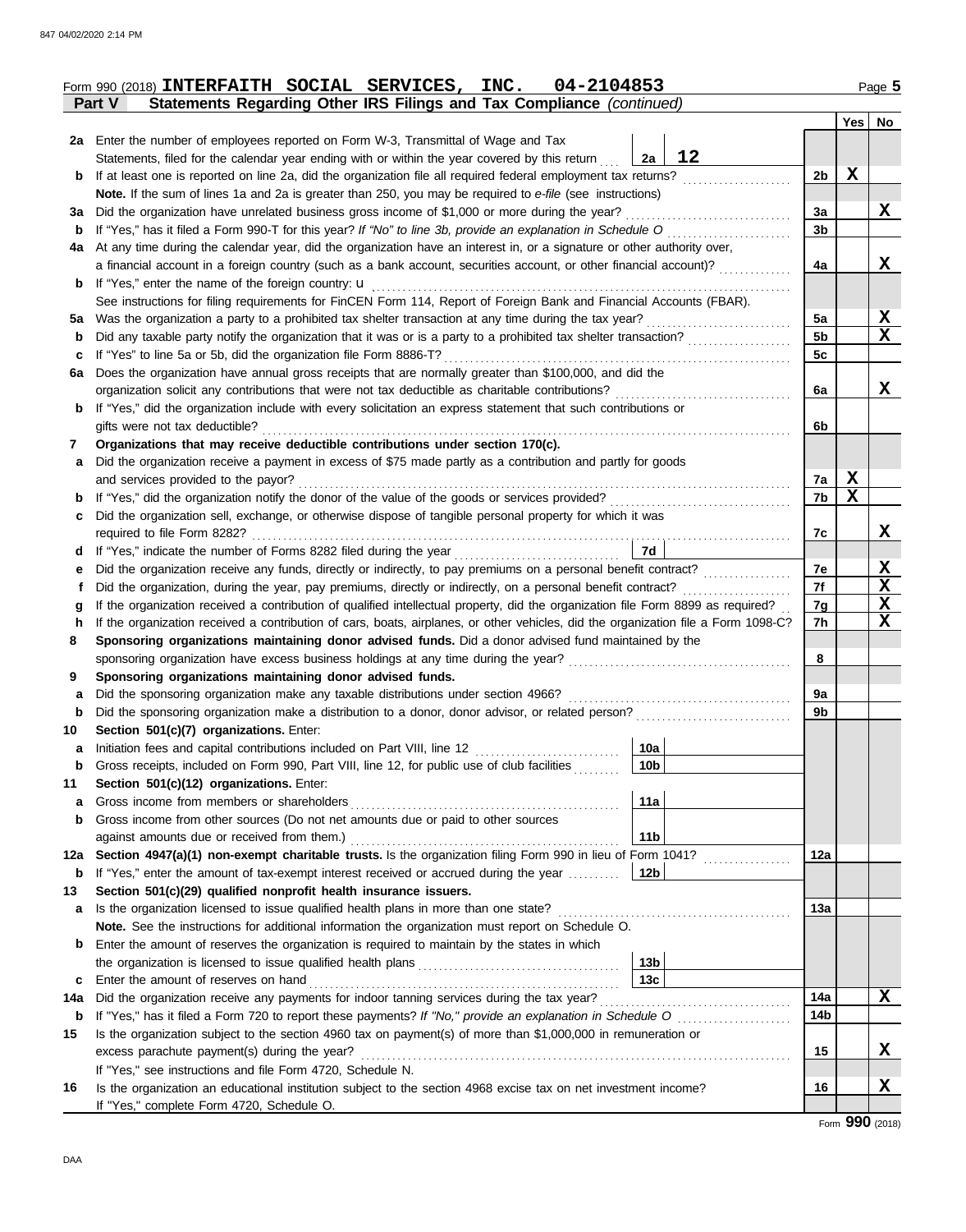Form 990 (2018) **INTERFAITH SOCIAL SERVICES, INC. 04-2104853**

## Part V Statements Regarding Other IRS Filings and Tax Compliance *(continued)*

| | | | | | Yes | No |
|---|---|---|---|---|---|---|
| **2a** | Enter the number of employees reported on Form W-3, Transmittal of Wage and Tax Statements, filed for the calendar year ending with or within the year covered by this return | 2a | 12 | | | |
| **b** | If at least one is reported on line 2a, did the organization file all required federal employment tax returns? | | | 2b | X | |
| | **Note.** If the sum of lines 1a and 2a is greater than 250, you may be required to *e-file* (see instructions) | | | | | |
| **3a** | Did the organization have unrelated business gross income of $1,000 or more during the year? | | | 3a | | X |
| **b** | If "Yes," has it filed a Form 990-T for this year? *If "No" to line 3b, provide an explanation in Schedule O* | | | 3b | | |
| **4a** | At any time during the calendar year, did the organization have an interest in, or a signature or other authority over, a financial account in a foreign country (such as a bank account, securities account, or other financial account)? | | | 4a | | X |
| **b** | If "Yes," enter the name of the foreign country: u | | | | | |
| | See instructions for filing requirements for FinCEN Form 114, Report of Foreign Bank and Financial Accounts (FBAR). | | | | | |
| **5a** | Was the organization a party to a prohibited tax shelter transaction at any time during the tax year? | | | 5a | | X |
| **b** | Did any taxable party notify the organization that it was or is a party to a prohibited tax shelter transaction? | | | 5b | | X |
| **c** | If "Yes" to line 5a or 5b, did the organization file Form 8886-T? | | | 5c | | |
| **6a** | Does the organization have annual gross receipts that are normally greater than $100,000, and did the organization solicit any contributions that were not tax deductible as charitable contributions? | | | 6a | | X |
| **b** | If "Yes," did the organization include with every solicitation an express statement that such contributions or gifts were not tax deductible? | | | 6b | | |
| **7** | **Organizations that may receive deductible contributions under section 170(c).** | | | | | |
| **a** | Did the organization receive a payment in excess of $75 made partly as a contribution and partly for goods and services provided to the payor? | | | 7a | X | |
| **b** | If "Yes," did the organization notify the donor of the value of the goods or services provided? | | | 7b | X | |
| **c** | Did the organization sell, exchange, or otherwise dispose of tangible personal property for which it was required to file Form 8282? | | | 7c | | X |
| **d** | If "Yes," indicate the number of Forms 8282 filed during the year | 7d | | | | |
| **e** | Did the organization receive any funds, directly or indirectly, to pay premiums on a personal benefit contract? | | | 7e | | X |
| **f** | Did the organization, during the year, pay premiums, directly or indirectly, on a personal benefit contract? | | | 7f | | X |
| **g** | If the organization received a contribution of qualified intellectual property, did the organization file Form 8899 as required? | | | 7g | | X |
| **h** | If the organization received a contribution of cars, boats, airplanes, or other vehicles, did the organization file a Form 1098-C? | | | 7h | | X |
| **8** | **Sponsoring organizations maintaining donor advised funds.** Did a donor advised fund maintained by the sponsoring organization have excess business holdings at any time during the year? | | | 8 | | |
| **9** | **Sponsoring organizations maintaining donor advised funds.** | | | | | |
| **a** | Did the sponsoring organization make any taxable distributions under section 4966? | | | 9a | | |
| **b** | Did the sponsoring organization make a distribution to a donor, donor advisor, or related person? | | | 9b | | |
| **10** | **Section 501(c)(7) organizations.** Enter: | | | | | |
| **a** | Initiation fees and capital contributions included on Part VIII, line 12 | 10a | | | | |
| **b** | Gross receipts, included on Form 990, Part VIII, line 12, for public use of club facilities | 10b | | | | |
| **11** | **Section 501(c)(12) organizations.** Enter: | | | | | |
| **a** | Gross income from members or shareholders | 11a | | | | |
| **b** | Gross income from other sources (Do not net amounts due or paid to other sources against amounts due or received from them.) | 11b | | | | |
| **12a** | **Section 4947(a)(1) non-exempt charitable trusts.** Is the organization filing Form 990 in lieu of Form 1041? | | | 12a | | |
| **b** | If "Yes," enter the amount of tax-exempt interest received or accrued during the year | 12b | | | | |
| **13** | **Section 501(c)(29) qualified nonprofit health insurance issuers.** | | | | | |
| **a** | Is the organization licensed to issue qualified health plans in more than one state? | | | 13a | | |
| | **Note.** See the instructions for additional information the organization must report on Schedule O. | | | | | |
| **b** | Enter the amount of reserves the organization is required to maintain by the states in which the organization is licensed to issue qualified health plans | 13b | | | | |
| **c** | Enter the amount of reserves on hand | 13c | | | | |
| **14a** | Did the organization receive any payments for indoor tanning services during the tax year? | | | 14a | | X |
| **b** | If "Yes," has it filed a Form 720 to report these payments? *If "No," provide an explanation in Schedule O* | | | 14b | | |
| **15** | Is the organization subject to the section 4960 tax on payment(s) of more than $1,000,000 in remuneration or excess parachute payment(s) during the year? | | | 15 | | X |
| | If "Yes," see instructions and file Form 4720, Schedule N. | | | | | |
| **16** | Is the organization an educational institution subject to the section 4968 excise tax on net investment income? | | | 16 | | X |
| | If "Yes," complete Form 4720, Schedule O. | | | | | |

Form **990** (2018)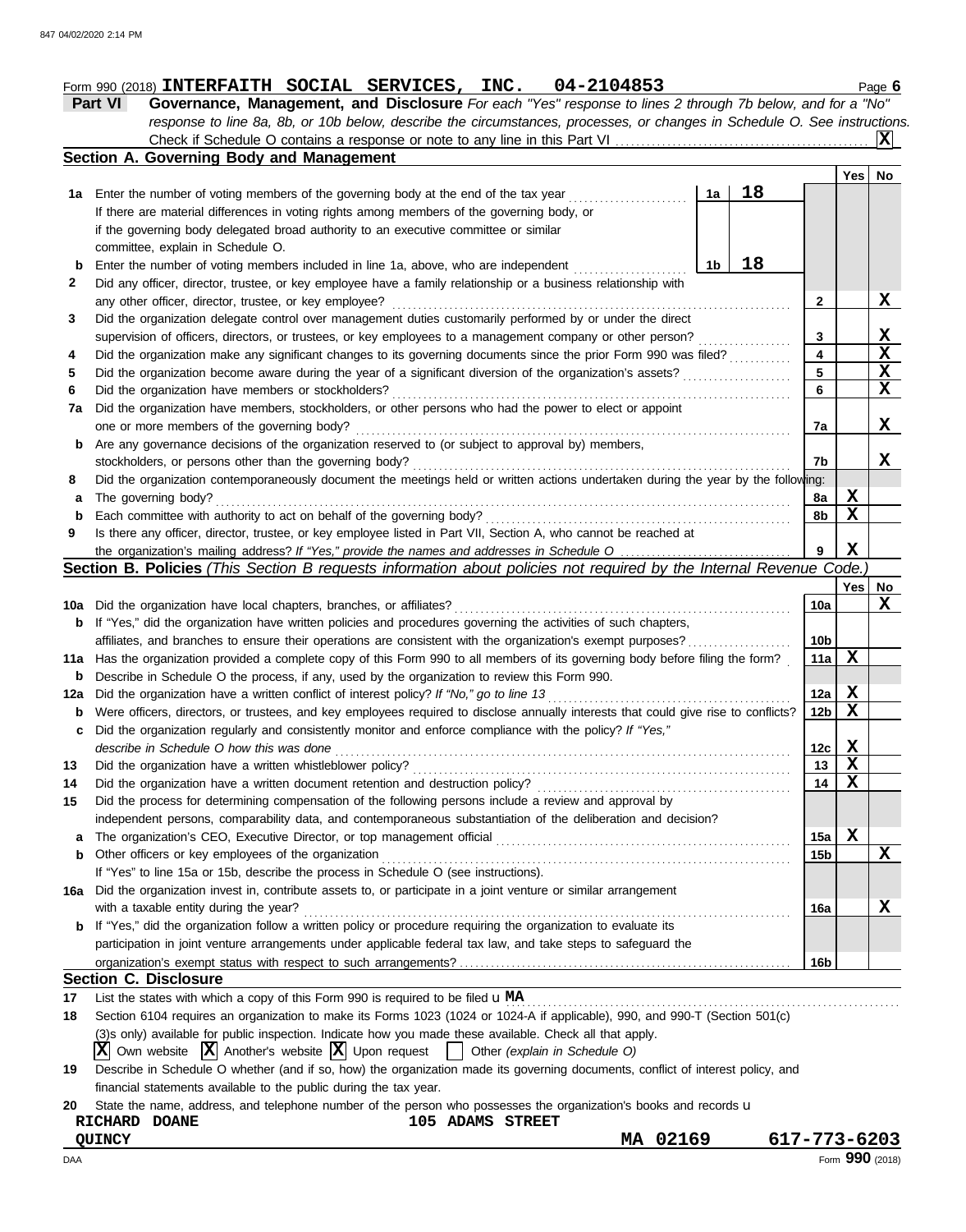Form 990 (2018) **INTERFAITH SOCIAL SERVICES, INC. 04-2104853** Page **6**

**Part VI Governance, Management, and Disclosure** *For each "Yes" response to lines 2 through 7b below, and for a "No" response to line 8a, 8b, or 10b below, describe the circumstances, processes, or changes in Schedule O. See instructions.*

Check if Schedule O contains a response or note to any line in this Part VI ..... [X]

## Section A. Governing Body and Management

| | | | | Yes | No |
|---|---|---|---|---|---|
| **1a** | Enter the number of voting members of the governing body at the end of the tax year ..... **1a** **18**. If there are material differences in voting rights among members of the governing body, or if the governing body delegated broad authority to an executive committee or similar committee, explain in Schedule O. | | | | |
| **b** | Enter the number of voting members included in line 1a, above, who are independent ..... **1b** **18** | | | | |
| **2** | Did any officer, director, trustee, or key employee have a family relationship or a business relationship with any other officer, director, trustee, or key employee? | | **2** | | X |
| **3** | Did the organization delegate control over management duties customarily performed by or under the direct supervision of officers, directors, or trustees, or key employees to a management company or other person? | | **3** | | X |
| **4** | Did the organization make any significant changes to its governing documents since the prior Form 990 was filed? | | **4** | | X |
| **5** | Did the organization become aware during the year of a significant diversion of the organization's assets? | | **5** | | X |
| **6** | Did the organization have members or stockholders? | | **6** | | X |
| **7a** | Did the organization have members, stockholders, or other persons who had the power to elect or appoint one or more members of the governing body? | | **7a** | | X |
| **b** | Are any governance decisions of the organization reserved to (or subject to approval by) members, stockholders, or persons other than the governing body? | | **7b** | | X |
| **8** | Did the organization contemporaneously document the meetings held or written actions undertaken during the year by the following: | | | | |
| **a** | The governing body? | | **8a** | X | |
| **b** | Each committee with authority to act on behalf of the governing body? | | **8b** | X | |
| **9** | Is there any officer, director, trustee, or key employee listed in Part VII, Section A, who cannot be reached at the organization's mailing address? *If "Yes," provide the names and addresses in Schedule O* | | **9** | X | |

## Section B. Policies *(This Section B requests information about policies not required by the Internal Revenue Code.)*

| | | | Yes | No |
|---|---|---|---|---|
| **10a** | Did the organization have local chapters, branches, or affiliates? | **10a** | | X |
| **b** | If "Yes," did the organization have written policies and procedures governing the activities of such chapters, affiliates, and branches to ensure their operations are consistent with the organization's exempt purposes? | **10b** | | |
| **11a** | Has the organization provided a complete copy of this Form 990 to all members of its governing body before filing the form? | **11a** | X | |
| **b** | Describe in Schedule O the process, if any, used by the organization to review this Form 990. | | | |
| **12a** | Did the organization have a written conflict of interest policy? *If "No," go to line 13* | **12a** | X | |
| **b** | Were officers, directors, or trustees, and key employees required to disclose annually interests that could give rise to conflicts? | **12b** | X | |
| **c** | Did the organization regularly and consistently monitor and enforce compliance with the policy? *If "Yes," describe in Schedule O how this was done* | **12c** | X | |
| **13** | Did the organization have a written whistleblower policy? | **13** | X | |
| **14** | Did the organization have a written document retention and destruction policy? | **14** | X | |
| **15** | Did the process for determining compensation of the following persons include a review and approval by independent persons, comparability data, and contemporaneous substantiation of the deliberation and decision? | | | |
| **a** | The organization's CEO, Executive Director, or top management official | **15a** | X | |
| **b** | Other officers or key employees of the organization | **15b** | | X |
| | If "Yes" to line 15a or 15b, describe the process in Schedule O (see instructions). | | | |
| **16a** | Did the organization invest in, contribute assets to, or participate in a joint venture or similar arrangement with a taxable entity during the year? | **16a** | | X |
| **b** | If "Yes," did the organization follow a written policy or procedure requiring the organization to evaluate its participation in joint venture arrangements under applicable federal tax law, and take steps to safeguard the organization's exempt status with respect to such arrangements? | **16b** | | |

## Section C. Disclosure

**17** List the states with which a copy of this Form 990 is required to be filed u **MA**

**18** Section 6104 requires an organization to make its Forms 1023 (1024 or 1024-A if applicable), 990, and 990-T (Section 501(c)(3)s only) available for public inspection. Indicate how you made these available. Check all that apply.

[X] Own website [X] Another's website [X] Upon request [ ] Other *(explain in Schedule O)*

**19** Describe in Schedule O whether (and if so, how) the organization made its governing documents, conflict of interest policy, and financial statements available to the public during the tax year.

**20** State the name, address, and telephone number of the person who possesses the organization's books and records u

**RICHARD DOANE** **105 ADAMS STREET**
**QUINCY** **MA 02169** **617-773-6203**

DAA Form **990** (2018)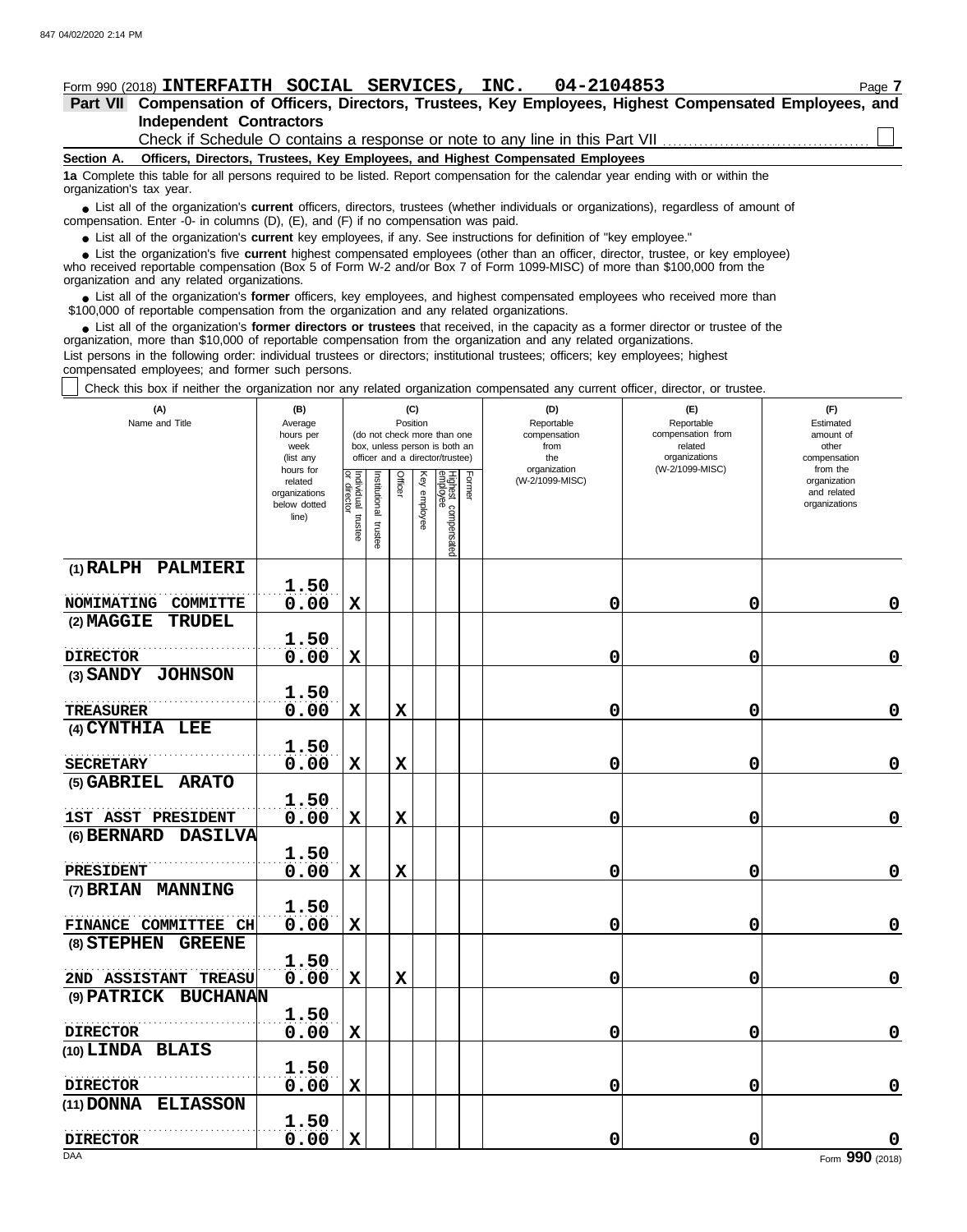Form 990 (2018) **INTERFAITH SOCIAL SERVICES, INC. 04-2104853**

## Part VII Compensation of Officers, Directors, Trustees, Key Employees, Highest Compensated Employees, and Independent Contractors

Check if Schedule O contains a response or note to any line in this Part VII ☐

**Section A. Officers, Directors, Trustees, Key Employees, and Highest Compensated Employees**

**1a** Complete this table for all persons required to be listed. Report compensation for the calendar year ending with or within the organization's tax year.

- List all of the organization's **current** officers, directors, trustees (whether individuals or organizations), regardless of amount of compensation. Enter -0- in columns (D), (E), and (F) if no compensation was paid.
- List all of the organization's **current** key employees, if any. See instructions for definition of "key employee."
- List the organization's five **current** highest compensated employees (other than an officer, director, trustee, or key employee) who received reportable compensation (Box 5 of Form W-2 and/or Box 7 of Form 1099-MISC) of more than $100,000 from the organization and any related organizations.
- List all of the organization's **former** officers, key employees, and highest compensated employees who received more than $100,000 of reportable compensation from the organization and any related organizations.
- List all of the organization's **former directors or trustees** that received, in the capacity as a former director or trustee of the organization, more than $10,000 of reportable compensation from the organization and any related organizations.

List persons in the following order: individual trustees or directors; institutional trustees; officers; key employees; highest compensated employees; and former such persons.

☐ Check this box if neither the organization nor any related organization compensated any current officer, director, or trustee.

| (A) Name and Title | (B) Average hours per week (list any hours for related organizations below dotted line) | (C) Position (do not check more than one box, unless person is both an officer and a director/trustee) | | | | | | (D) Reportable compensation from the organization (W-2/1099-MISC) | (E) Reportable compensation from related organizations (W-2/1099-MISC) | (F) Estimated amount of other compensation from the organization and related organizations |
|---|---|---|---|---|---|---|---|---|---|---|
| | | Individual trustee or director | Institutional trustee | Officer | Key employee | Highest compensated employee | Former | | | |
| (1) RALPH PALMIERI<br>NOMIMATING COMMITTE | 1.50<br>0.00 | X | | | | | | 0 | 0 | 0 |
| (2) MAGGIE TRUDEL<br>DIRECTOR | 1.50<br>0.00 | X | | | | | | 0 | 0 | 0 |
| (3) SANDY JOHNSON<br>TREASURER | 1.50<br>0.00 | X | | X | | | | 0 | 0 | 0 |
| (4) CYNTHIA LEE<br>SECRETARY | 1.50<br>0.00 | X | | X | | | | 0 | 0 | 0 |
| (5) GABRIEL ARATO<br>1ST ASST PRESIDENT | 1.50<br>0.00 | X | | X | | | | 0 | 0 | 0 |
| (6) BERNARD DASILVA<br>PRESIDENT | 1.50<br>0.00 | X | | X | | | | 0 | 0 | 0 |
| (7) BRIAN MANNING<br>FINANCE COMMITTEE CH | 1.50<br>0.00 | X | | | | | | 0 | 0 | 0 |
| (8) STEPHEN GREENE<br>2ND ASSISTANT TREASU | 1.50<br>0.00 | X | | X | | | | 0 | 0 | 0 |
| (9) PATRICK BUCHANAN<br>DIRECTOR | 1.50<br>0.00 | X | | | | | | 0 | 0 | 0 |
| (10) LINDA BLAIS<br>DIRECTOR | 1.50<br>0.00 | X | | | | | | 0 | 0 | 0 |
| (11) DONNA ELIASSON<br>DIRECTOR | 1.50<br>0.00 | X | | | | | | 0 | 0 | 0 |

Form **990** (2018)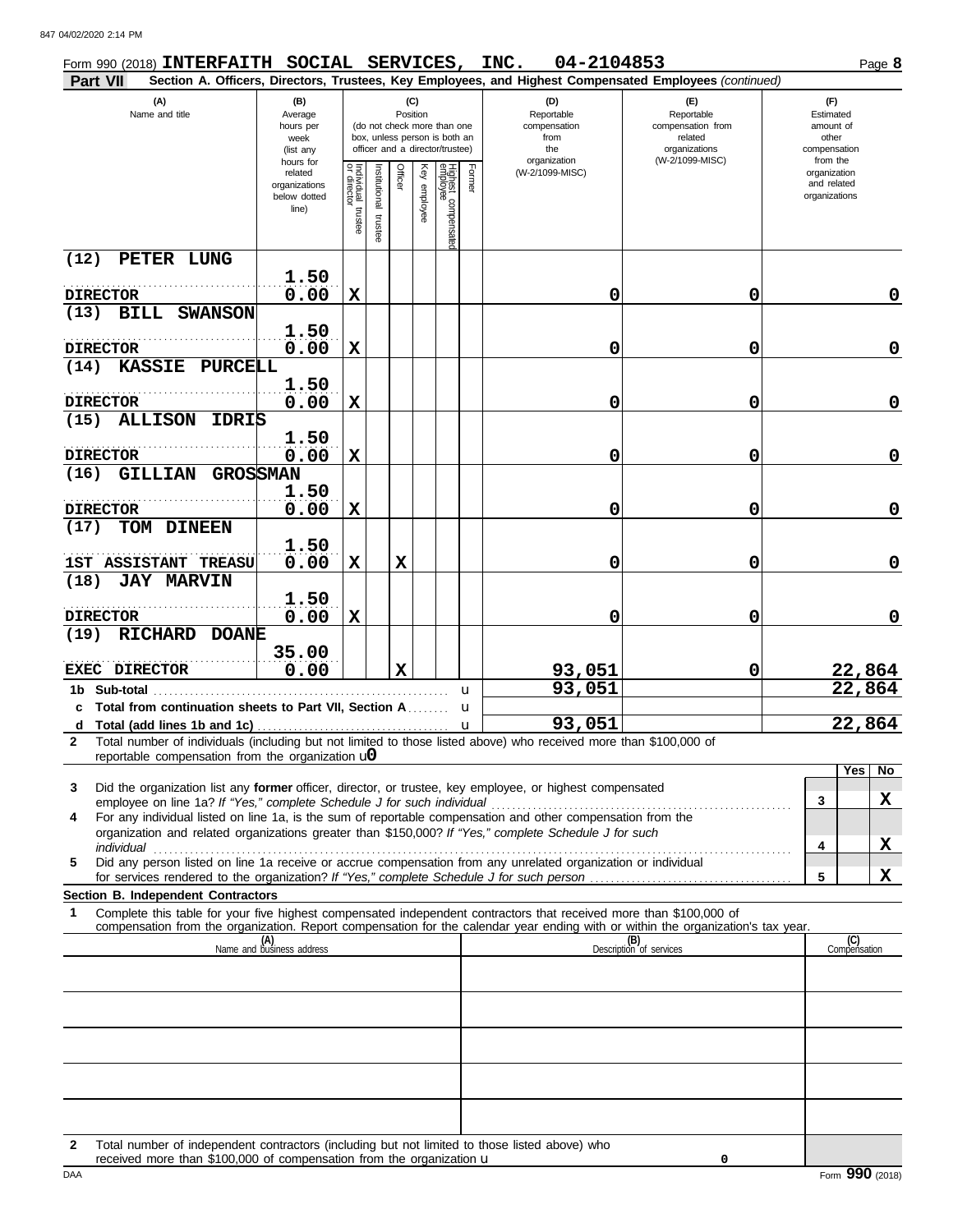Form 990 (2018) **INTERFAITH SOCIAL SERVICES, INC. 04-2104853** Page **8**

**Part VII** **Section A. Officers, Directors, Trustees, Key Employees, and Highest Compensated Employees** *(continued)*

| (A) Name and title | (B) Average hours per week (list any hours for related organizations below dotted line) | (C) Position: Individual trustee or director | Institutional trustee | Officer | Key employee | Highest compensated employee | Former | (D) Reportable compensation from the organization (W-2/1099-MISC) | (E) Reportable compensation from related organizations (W-2/1099-MISC) | (F) Estimated amount of other compensation from the organization and related organizations |
|---|---|---|---|---|---|---|---|---|---|---|
| (12) PETER LUNG<br>DIRECTOR | 1.50<br>0.00 | X | | | | | | 0 | 0 | 0 |
| (13) BILL SWANSON<br>DIRECTOR | 1.50<br>0.00 | X | | | | | | 0 | 0 | 0 |
| (14) KASSIE PURCELL<br>DIRECTOR | 1.50<br>0.00 | X | | | | | | 0 | 0 | 0 |
| (15) ALLISON IDRIS<br>DIRECTOR | 1.50<br>0.00 | X | | | | | | 0 | 0 | 0 |
| (16) GILLIAN GROSSMAN<br>DIRECTOR | 1.50<br>0.00 | X | | | | | | 0 | 0 | 0 |
| (17) TOM DINEEN<br>1ST ASSISTANT TREASU | 1.50<br>0.00 | X | | X | | | | 0 | 0 | 0 |
| (18) JAY MARVIN<br>DIRECTOR | 1.50<br>0.00 | X | | | | | | 0 | 0 | 0 |
| (19) RICHARD DOANE<br>EXEC DIRECTOR | 35.00<br>0.00 | | | X | | | | 93,051 | 0 | 22,864 |
| **1b Sub-total** | | | | | | | | 93,051 | | 22,864 |
| **c Total from continuation sheets to Part VII, Section A** | | | | | | | | | | |
| **d Total (add lines 1b and 1c)** | | | | | | | | 93,051 | | 22,864 |

**2** Total number of individuals (including but not limited to those listed above) who received more than $100,000 of reportable compensation from the organization u **0**

| | | | Yes | No |
|---|---|---|---|---|
| **3** | Did the organization list any **former** officer, director, or trustee, key employee, or highest compensated employee on line 1a? *If "Yes," complete Schedule J for such individual* | 3 | | X |
| **4** | For any individual listed on line 1a, is the sum of reportable compensation and other compensation from the organization and related organizations greater than $150,000? *If "Yes," complete Schedule J for such individual* | 4 | | X |
| **5** | Did any person listed on line 1a receive or accrue compensation from any unrelated organization or individual for services rendered to the organization? *If "Yes," complete Schedule J for such person* | 5 | | X |

**Section B. Independent Contractors**

**1** Complete this table for your five highest compensated independent contractors that received more than $100,000 of compensation from the organization. Report compensation for the calendar year ending with or within the organization's tax year.

| (A) Name and business address | (B) Description of services | (C) Compensation |
|---|---|---|
| | | |
| | | |
| | | |
| | | |
| | | |

**2** Total number of independent contractors (including but not limited to those listed above) who received more than $100,000 of compensation from the organization u **0**

Form **990** (2018)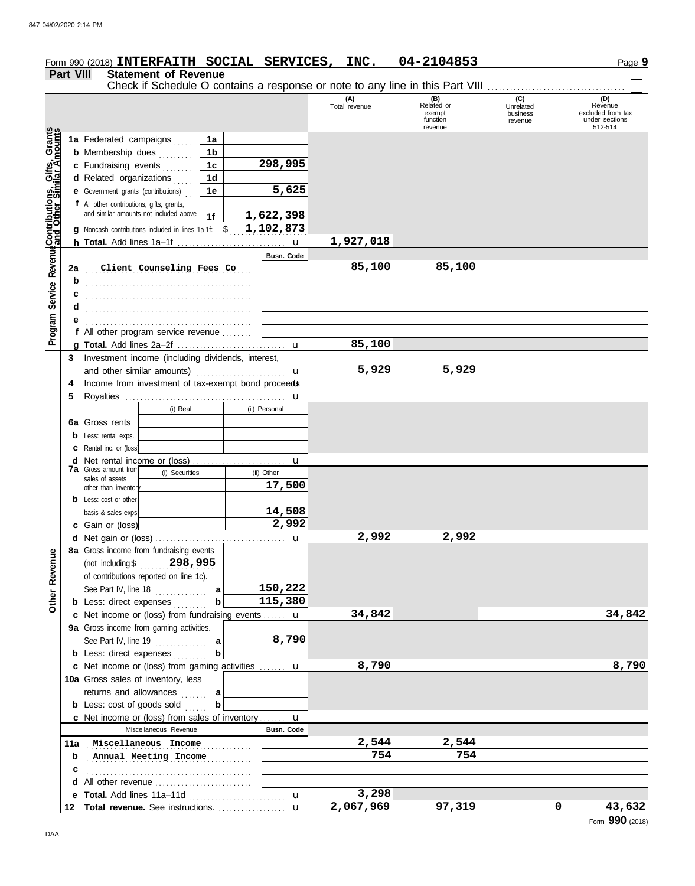Form 990 (2018) **INTERFAITH SOCIAL SERVICES, INC. 04-2104853**

## Part VIII Statement of Revenue

Check if Schedule O contains a response or note to any line in this Part VIII ☐

| | | | (A) Total revenue | (B) Related or exempt function revenue | (C) Unrelated business revenue | (D) Revenue excluded from tax under sections 512-514 |
|---|---|---|---|---|---|---|
| **Contributions, Gifts, Grants and Other Similar Amounts** | 1a Federated campaigns | 1a | | | | |
| | b Membership dues | 1b | | | | |
| | c Fundraising events | 1c 298,995 | | | | |
| | d Related organizations | 1d | | | | |
| | e Government grants (contributions) | 1e 5,625 | | | | |
| | f All other contributions, gifts, grants, and similar amounts not included above | 1f 1,622,398 | | | | |
| | g Noncash contributions included in lines 1a-1f: $ 1,102,873 | | | | | |
| | h **Total.** Add lines 1a–1f | u | 1,927,018 | | | |
| **Program Service Revenue** | | Busn. Code | | | | |
| | 2a Client Counseling Fees Co | | 85,100 | 85,100 | | |
| | b | | | | | |
| | c | | | | | |
| | d | | | | | |
| | e | | | | | |
| | f All other program service revenue | | | | | |
| | g **Total.** Add lines 2a–2f | u | 85,100 | | | |
| **Other Revenue** | 3 Investment income (including dividends, interest, and other similar amounts) | u | 5,929 | 5,929 | | |
| | 4 Income from investment of tax-exempt bond proceeds | u | | | | |
| | 5 Royalties | u | | | | |
| | | (i) Real / (ii) Personal | | | | |
| | 6a Gross rents | | | | | |
| | b Less: rental exps. | | | | | |
| | c Rental inc. or (loss) | | | | | |
| | d Net rental income or (loss) | u | | | | |
| | 7a Gross amount from sales of assets other than inventory | (i) Securities: — / (ii) Other: 17,500 | | | | |
| | b Less: cost or other basis & sales exps. | (ii) Other: 14,508 | | | | |
| | c Gain or (loss) | (ii) Other: 2,992 | | | | |
| | d Net gain or (loss) | u | 2,992 | 2,992 | | |
| | 8a Gross income from fundraising events (not including $ 298,995 of contributions reported on line 1c). See Part IV, line 18 | a 150,222 | | | | |
| | b Less: direct expenses | b 115,380 | | | | |
| | c Net income or (loss) from fundraising events | u | 34,842 | | | 34,842 |
| | 9a Gross income from gaming activities. See Part IV, line 19 | a 8,790 | | | | |
| | b Less: direct expenses | b | | | | |
| | c Net income or (loss) from gaming activities | u | 8,790 | | | 8,790 |
| | 10a Gross sales of inventory, less returns and allowances | a | | | | |
| | b Less: cost of goods sold | b | | | | |
| | c Net income or (loss) from sales of inventory | u | | | | |
| | Miscellaneous Revenue | Busn. Code | | | | |
| | 11a Miscellaneous Income | | 2,544 | 2,544 | | |
| | b Annual Meeting Income | | 754 | 754 | | |
| | c | | | | | |
| | d All other revenue | | | | | |
| | e **Total.** Add lines 11a–11d | u | 3,298 | | | |
| | 12 **Total revenue.** See instructions. | u | 2,067,969 | 97,319 | 0 | 43,632 |

Form **990** (2018)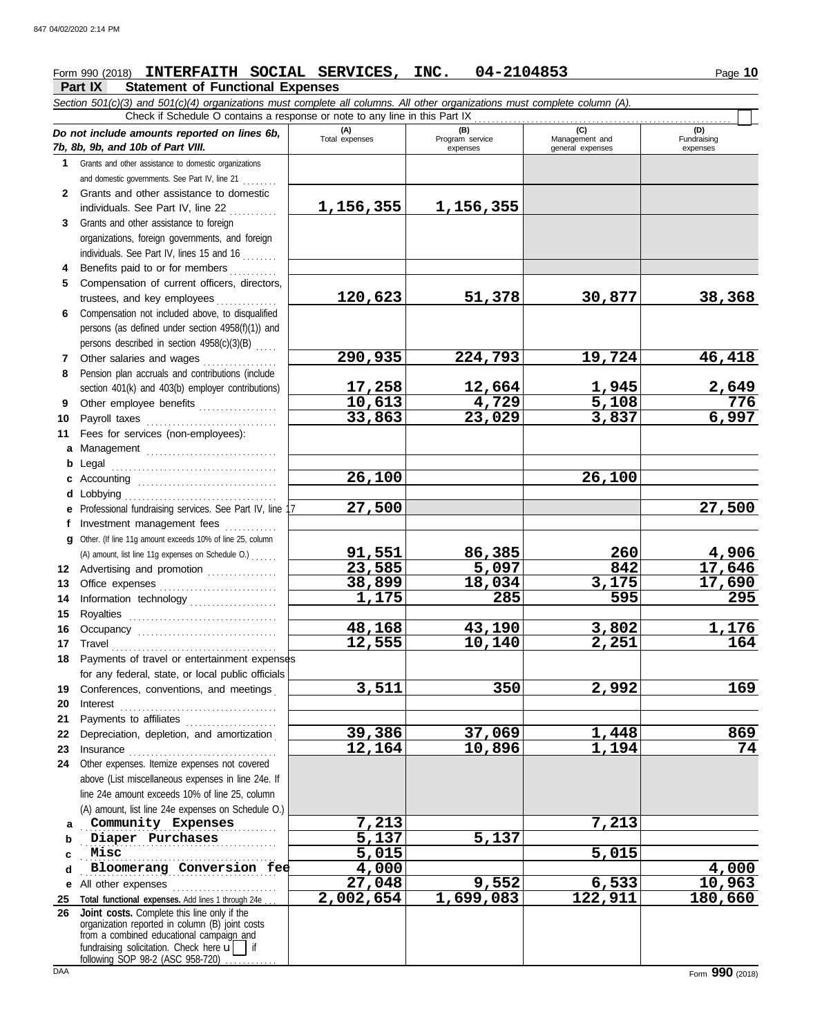Form 990 (2018) **INTERFAITH SOCIAL SERVICES, INC. 04-2104853** Page **10**

## Part IX Statement of Functional Expenses

*Section 501(c)(3) and 501(c)(4) organizations must complete all columns. All other organizations must complete column (A).*

Check if Schedule O contains a response or note to any line in this Part IX

| *Do not include amounts reported on lines 6b, 7b, 8b, 9b, and 10b of Part VIII.* | (A) Total expenses | (B) Program service expenses | (C) Management and general expenses | (D) Fundraising expenses |
|---|---|---|---|---|
| **1** Grants and other assistance to domestic organizations and domestic governments. See Part IV, line 21 | | | | |
| **2** Grants and other assistance to domestic individuals. See Part IV, line 22 | 1,156,355 | 1,156,355 | | |
| **3** Grants and other assistance to foreign organizations, foreign governments, and foreign individuals. See Part IV, lines 15 and 16 | | | | |
| **4** Benefits paid to or for members | | | | |
| **5** Compensation of current officers, directors, trustees, and key employees | 120,623 | 51,378 | 30,877 | 38,368 |
| **6** Compensation not included above, to disqualified persons (as defined under section 4958(f)(1)) and persons described in section 4958(c)(3)(B) | | | | |
| **7** Other salaries and wages | 290,935 | 224,793 | 19,724 | 46,418 |
| **8** Pension plan accruals and contributions (include section 401(k) and 403(b) employer contributions) | 17,258 | 12,664 | 1,945 | 2,649 |
| **9** Other employee benefits | 10,613 | 4,729 | 5,108 | 776 |
| **10** Payroll taxes | 33,863 | 23,029 | 3,837 | 6,997 |
| **11** Fees for services (non-employees): | | | | |
| **a** Management | | | | |
| **b** Legal | | | | |
| **c** Accounting | 26,100 | | 26,100 | |
| **d** Lobbying | | | | |
| **e** Professional fundraising services. See Part IV, line 17 | 27,500 | | | 27,500 |
| **f** Investment management fees | | | | |
| **g** Other. (If line 11g amount exceeds 10% of line 25, column (A) amount, list line 11g expenses on Schedule O.) | 91,551 | 86,385 | 260 | 4,906 |
| **12** Advertising and promotion | 23,585 | 5,097 | 842 | 17,646 |
| **13** Office expenses | 38,899 | 18,034 | 3,175 | 17,690 |
| **14** Information technology | 1,175 | 285 | 595 | 295 |
| **15** Royalties | | | | |
| **16** Occupancy | 48,168 | 43,190 | 3,802 | 1,176 |
| **17** Travel | 12,555 | 10,140 | 2,251 | 164 |
| **18** Payments of travel or entertainment expenses for any federal, state, or local public officials | | | | |
| **19** Conferences, conventions, and meetings | 3,511 | 350 | 2,992 | 169 |
| **20** Interest | | | | |
| **21** Payments to affiliates | | | | |
| **22** Depreciation, depletion, and amortization | 39,386 | 37,069 | 1,448 | 869 |
| **23** Insurance | 12,164 | 10,896 | 1,194 | 74 |
| **24** Other expenses. Itemize expenses not covered above (List miscellaneous expenses in line 24e. If line 24e amount exceeds 10% of line 25, column (A) amount, list line 24e expenses on Schedule O.) | | | | |
| **a** Community Expenses | 7,213 | | 7,213 | |
| **b** Diaper Purchases | 5,137 | 5,137 | | |
| **c** Misc | 5,015 | | 5,015 | |
| **d** Bloomerang Conversion fee | 4,000 | | | 4,000 |
| **e** All other expenses | 27,048 | 9,552 | 6,533 | 10,963 |
| **25 Total functional expenses.** Add lines 1 through 24e | 2,002,654 | 1,699,083 | 122,911 | 180,660 |
| **26 Joint costs.** Complete this line only if the organization reported in column (B) joint costs from a combined educational campaign and fundraising solicitation. Check here ☐ if following SOP 98-2 (ASC 958-720) | | | | |

Form **990** (2018)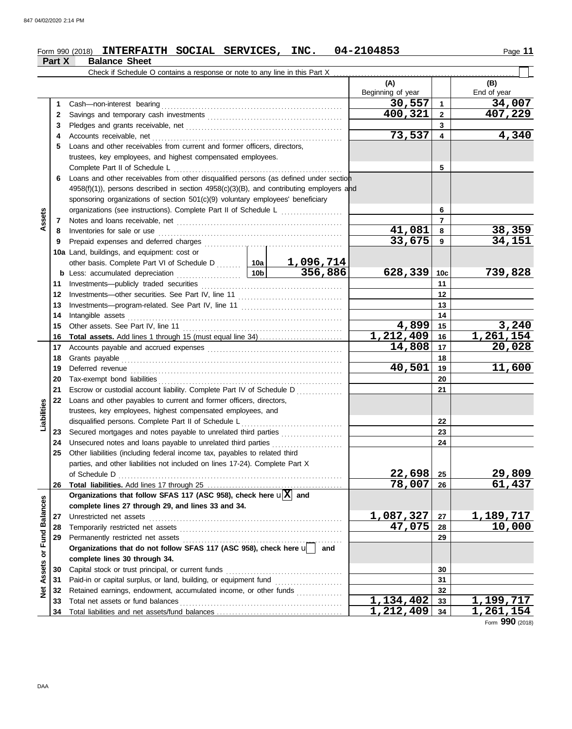Form 990 (2018) **INTERFAITH SOCIAL SERVICES, INC. 04-2104853**

## Part X Balance Sheet

Check if Schedule O contains a response or note to any line in this Part X ☐

| Section | Line | Description | | | (A) Beginning of year | Line | (B) End of year |
|---|---|---|---|---|---|---|---|
| Assets | 1 | Cash—non-interest bearing | | | 30,557 | 1 | 34,007 |
| | 2 | Savings and temporary cash investments | | | 400,321 | 2 | 407,229 |
| | 3 | Pledges and grants receivable, net | | | | 3 | |
| | 4 | Accounts receivable, net | | | 73,537 | 4 | 4,340 |
| | 5 | Loans and other receivables from current and former officers, directors, trustees, key employees, and highest compensated employees. Complete Part II of Schedule L | | | | 5 | |
| | 6 | Loans and other receivables from other disqualified persons (as defined under section 4958(f)(1)), persons described in section 4958(c)(3)(B), and contributing employers and sponsoring organizations of section 501(c)(9) voluntary employees' beneficiary organizations (see instructions). Complete Part II of Schedule L | | | | 6 | |
| | 7 | Notes and loans receivable, net | | | | 7 | |
| | 8 | Inventories for sale or use | | | 41,081 | 8 | 38,359 |
| | 9 | Prepaid expenses and deferred charges | | | 33,675 | 9 | 34,151 |
| | 10a | Land, buildings, and equipment: cost or other basis. Complete Part VI of Schedule D | 10a | 1,096,714 | | | |
| | b | Less: accumulated depreciation | 10b | 356,886 | 628,339 | 10c | 739,828 |
| | 11 | Investments—publicly traded securities | | | | 11 | |
| | 12 | Investments—other securities. See Part IV, line 11 | | | | 12 | |
| | 13 | Investments—program-related. See Part IV, line 11 | | | | 13 | |
| | 14 | Intangible assets | | | | 14 | |
| | 15 | Other assets. See Part IV, line 11 | | | 4,899 | 15 | 3,240 |
| | 16 | **Total assets.** Add lines 1 through 15 (must equal line 34) | | | 1,212,409 | 16 | 1,261,154 |
| Liabilities | 17 | Accounts payable and accrued expenses | | | 14,808 | 17 | 20,028 |
| | 18 | Grants payable | | | | 18 | |
| | 19 | Deferred revenue | | | 40,501 | 19 | 11,600 |
| | 20 | Tax-exempt bond liabilities | | | | 20 | |
| | 21 | Escrow or custodial account liability. Complete Part IV of Schedule D | | | | 21 | |
| | 22 | Loans and other payables to current and former officers, directors, trustees, key employees, highest compensated employees, and disqualified persons. Complete Part II of Schedule L | | | | 22 | |
| | 23 | Secured mortgages and notes payable to unrelated third parties | | | | 23 | |
| | 24 | Unsecured notes and loans payable to unrelated third parties | | | | 24 | |
| | 25 | Other liabilities (including federal income tax, payables to related third parties, and other liabilities not included on lines 17-24). Complete Part X of Schedule D | | | 22,698 | 25 | 29,809 |
| | 26 | **Total liabilities.** Add lines 17 through 25 | | | 78,007 | 26 | 61,437 |
| Net Assets or Fund Balances | | **Organizations that follow SFAS 117 (ASC 958), check here** ☒ **and complete lines 27 through 29, and lines 33 and 34.** | | | | | |
| | 27 | Unrestricted net assets | | | 1,087,327 | 27 | 1,189,717 |
| | 28 | Temporarily restricted net assets | | | 47,075 | 28 | 10,000 |
| | 29 | Permanently restricted net assets | | | | 29 | |
| | | **Organizations that do not follow SFAS 117 (ASC 958), check here** ☐ **and complete lines 30 through 34.** | | | | | |
| | 30 | Capital stock or trust principal, or current funds | | | | 30 | |
| | 31 | Paid-in or capital surplus, or land, building, or equipment fund | | | | 31 | |
| | 32 | Retained earnings, endowment, accumulated income, or other funds | | | | 32 | |
| | 33 | Total net assets or fund balances | | | 1,134,402 | 33 | 1,199,717 |
| | 34 | Total liabilities and net assets/fund balances | | | 1,212,409 | 34 | 1,261,154 |

Form **990** (2018)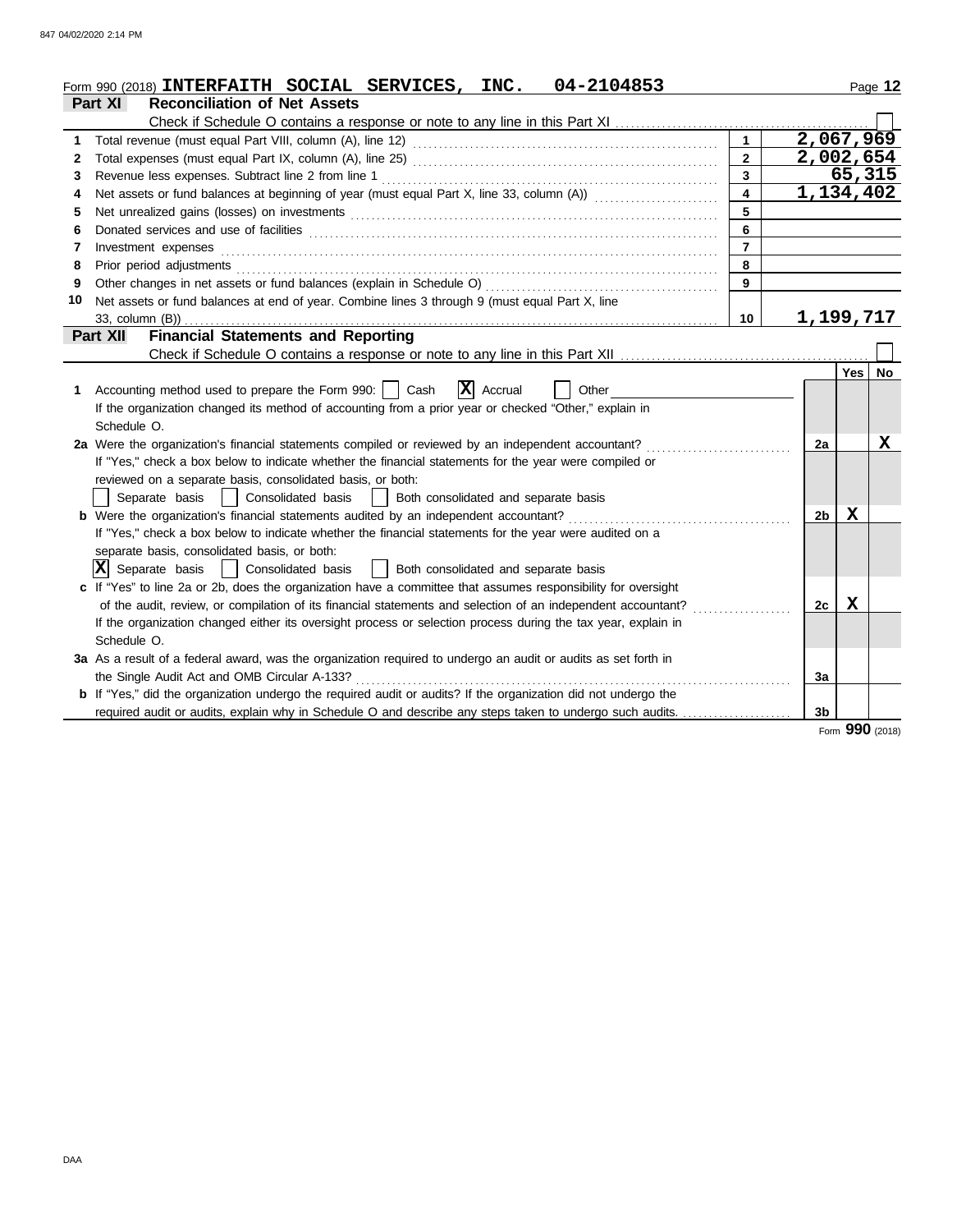Form 990 (2018) **INTERFAITH SOCIAL SERVICES, INC. 04-2104853**

## Part XI Reconciliation of Net Assets

Check if Schedule O contains a response or note to any line in this Part XI ☐

| | | | |
|---|---|---|---|
| 1 | Total revenue (must equal Part VIII, column (A), line 12) | 1 | 2,067,969 |
| 2 | Total expenses (must equal Part IX, column (A), line 25) | 2 | 2,002,654 |
| 3 | Revenue less expenses. Subtract line 2 from line 1 | 3 | 65,315 |
| 4 | Net assets or fund balances at beginning of year (must equal Part X, line 33, column (A)) | 4 | 1,134,402 |
| 5 | Net unrealized gains (losses) on investments | 5 | |
| 6 | Donated services and use of facilities | 6 | |
| 7 | Investment expenses | 7 | |
| 8 | Prior period adjustments | 8 | |
| 9 | Other changes in net assets or fund balances (explain in Schedule O) | 9 | |
| 10 | Net assets or fund balances at end of year. Combine lines 3 through 9 (must equal Part X, line 33, column (B)) | 10 | 1,199,717 |

## Part XII Financial Statements and Reporting

Check if Schedule O contains a response or note to any line in this Part XII ☐

| | | | Yes | No |
|---|---|---|---|---|
| 1 | Accounting method used to prepare the Form 990: ☐ Cash ☒ Accrual ☐ Other<br>If the organization changed its method of accounting from a prior year or checked "Other," explain in Schedule O. | | | |
| 2a | Were the organization's financial statements compiled or reviewed by an independent accountant?<br>If "Yes," check a box below to indicate whether the financial statements for the year were compiled or reviewed on a separate basis, consolidated basis, or both:<br>☐ Separate basis ☐ Consolidated basis ☐ Both consolidated and separate basis | 2a | | X |
| b | Were the organization's financial statements audited by an independent accountant?<br>If "Yes," check a box below to indicate whether the financial statements for the year were audited on a separate basis, consolidated basis, or both:<br>☒ Separate basis ☐ Consolidated basis ☐ Both consolidated and separate basis | 2b | X | |
| c | If "Yes" to line 2a or 2b, does the organization have a committee that assumes responsibility for oversight of the audit, review, or compilation of its financial statements and selection of an independent accountant?<br>If the organization changed either its oversight process or selection process during the tax year, explain in Schedule O. | 2c | X | |
| 3a | As a result of a federal award, was the organization required to undergo an audit or audits as set forth in the Single Audit Act and OMB Circular A-133? | 3a | | |
| b | If "Yes," did the organization undergo the required audit or audits? If the organization did not undergo the required audit or audits, explain why in Schedule O and describe any steps taken to undergo such audits. | 3b | | |

Form **990** (2018)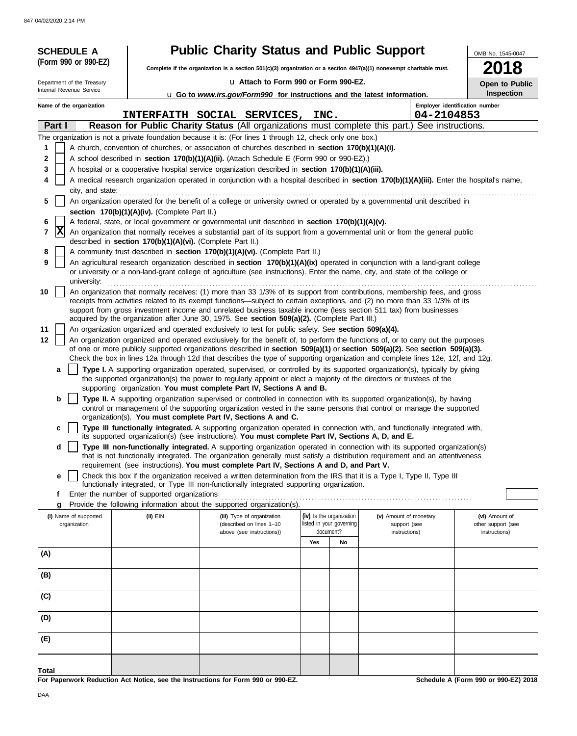**SCHEDULE A**
**(Form 990 or 990-EZ)**

Department of the Treasury
Internal Revenue Service

# Public Charity Status and Public Support

**Complete if the organization is a section 501(c)(3) organization or a section 4947(a)(1) nonexempt charitable trust.**

u **Attach to Form 990 or Form 990-EZ.**

u **Go to *www.irs.gov/Form990* for instructions and the latest information.**

OMB No. 1545-0047

**2018**

**Open to Public Inspection**

**Name of the organization**
INTERFAITH SOCIAL SERVICES, INC.

**Employer identification number**
04-2104853

**Part I** **Reason for Public Charity Status** (All organizations must complete this part.) See instructions.

The organization is not a private foundation because it is: (For lines 1 through 12, check only one box.)

1 [ ] A church, convention of churches, or association of churches described in **section 170(b)(1)(A)(i).**

2 [ ] A school described in **section 170(b)(1)(A)(ii).** (Attach Schedule E (Form 990 or 990-EZ).)

3 [ ] A hospital or a cooperative hospital service organization described in **section 170(b)(1)(A)(iii).**

4 [ ] A medical research organization operated in conjunction with a hospital described in **section 170(b)(1)(A)(iii).** Enter the hospital's name, city, and state:

5 [ ] An organization operated for the benefit of a college or university owned or operated by a governmental unit described in **section 170(b)(1)(A)(iv).** (Complete Part II.)

6 [ ] A federal, state, or local government or governmental unit described in **section 170(b)(1)(A)(v).**

7 [X] An organization that normally receives a substantial part of its support from a governmental unit or from the general public described in **section 170(b)(1)(A)(vi).** (Complete Part II.)

8 [ ] A community trust described in **section 170(b)(1)(A)(vi).** (Complete Part II.)

9 [ ] An agricultural research organization described in **section 170(b)(1)(A)(ix)** operated in conjunction with a land-grant college or university or a non-land-grant college of agriculture (see instructions). Enter the name, city, and state of the college or university:

10 [ ] An organization that normally receives: (1) more than 33 1/3% of its support from contributions, membership fees, and gross receipts from activities related to its exempt functions—subject to certain exceptions, and (2) no more than 33 1/3% of its support from gross investment income and unrelated business taxable income (less section 511 tax) from businesses acquired by the organization after June 30, 1975. See **section 509(a)(2).** (Complete Part III.)

11 [ ] An organization organized and operated exclusively to test for public safety. See **section 509(a)(4).**

12 [ ] An organization organized and operated exclusively for the benefit of, to perform the functions of, or to carry out the purposes of one or more publicly supported organizations described in **section 509(a)(1)** or **section 509(a)(2).** See **section 509(a)(3).** Check the box in lines 12a through 12d that describes the type of supporting organization and complete lines 12e, 12f, and 12g.

**a** [ ] **Type I.** A supporting organization operated, supervised, or controlled by its supported organization(s), typically by giving the supported organization(s) the power to regularly appoint or elect a majority of the directors or trustees of the supporting organization. **You must complete Part IV, Sections A and B.**

**b** [ ] **Type II.** A supporting organization supervised or controlled in connection with its supported organization(s), by having control or management of the supporting organization vested in the same persons that control or manage the supported organization(s). **You must complete Part IV, Sections A and C.**

**c** [ ] **Type III functionally integrated.** A supporting organization operated in connection with, and functionally integrated with, its supported organization(s) (see instructions). **You must complete Part IV, Sections A, D, and E.**

**d** [ ] **Type III non-functionally integrated.** A supporting organization operated in connection with its supported organization(s) that is not functionally integrated. The organization generally must satisfy a distribution requirement and an attentiveness requirement (see instructions). **You must complete Part IV, Sections A and D, and Part V.**

**e** [ ] Check this box if the organization received a written determination from the IRS that it is a Type I, Type II, Type III functionally integrated, or Type III non-functionally integrated supporting organization.

**f** Enter the number of supported organizations

**g** Provide the following information about the supported organization(s).

| (i) Name of supported organization | (ii) EIN | (iii) Type of organization (described on lines 1–10 above (see instructions)) | (iv) Is the organization listed in your governing document? | | (v) Amount of monetary support (see instructions) | (vi) Amount of other support (see instructions) |
|---|---|---|---|---|---|---|
| | | | Yes | No | | |
| (A) | | | | | | |
| (B) | | | | | | |
| (C) | | | | | | |
| (D) | | | | | | |
| (E) | | | | | | |
| Total | | | | | | |

**For Paperwork Reduction Act Notice, see the Instructions for Form 990 or 990-EZ.**

**Schedule A (Form 990 or 990-EZ) 2018**

DAA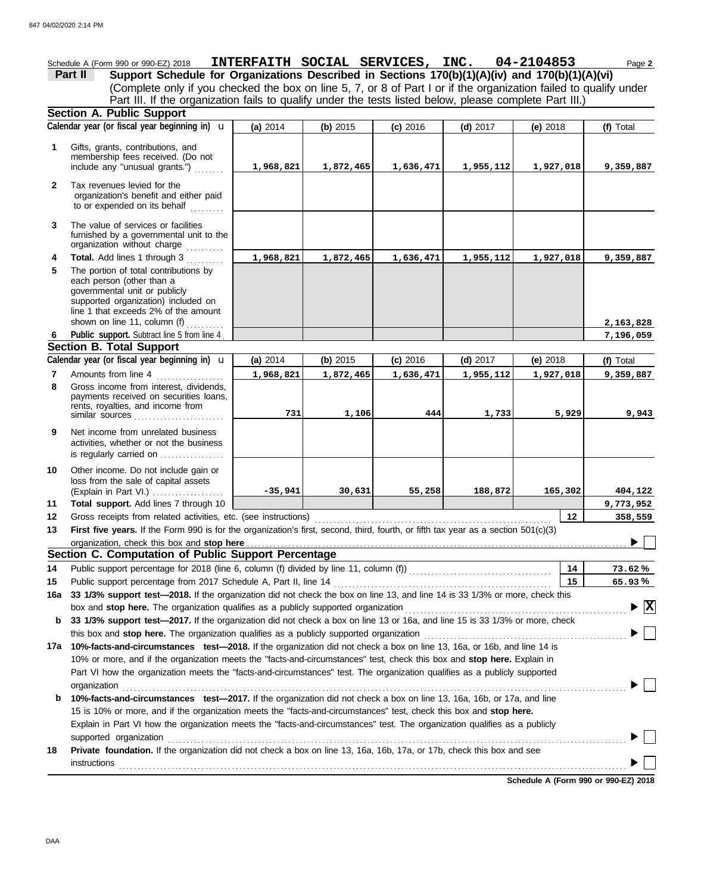Schedule A (Form 990 or 990-EZ) 2018 **INTERFAITH SOCIAL SERVICES, INC. 04-2104853** Page **2**

**Part II Support Schedule for Organizations Described in Sections 170(b)(1)(A)(iv) and 170(b)(1)(A)(vi)**
(Complete only if you checked the box on line 5, 7, or 8 of Part I or if the organization failed to qualify under Part III. If the organization fails to qualify under the tests listed below, please complete Part III.)

**Section A. Public Support**

| | Calendar year (or fiscal year beginning in) | (a) 2014 | (b) 2015 | (c) 2016 | (d) 2017 | (e) 2018 | (f) Total |
|---|---|---|---|---|---|---|---|
| 1 | Gifts, grants, contributions, and membership fees received. (Do not include any "unusual grants.") | 1,968,821 | 1,872,465 | 1,636,471 | 1,955,112 | 1,927,018 | 9,359,887 |
| 2 | Tax revenues levied for the organization's benefit and either paid to or expended on its behalf | | | | | | |
| 3 | The value of services or facilities furnished by a governmental unit to the organization without charge | | | | | | |
| 4 | **Total.** Add lines 1 through 3 | 1,968,821 | 1,872,465 | 1,636,471 | 1,955,112 | 1,927,018 | 9,359,887 |
| 5 | The portion of total contributions by each person (other than a governmental unit or publicly supported organization) included on line 1 that exceeds 2% of the amount shown on line 11, column (f) | | | | | | 2,163,828 |
| 6 | **Public support.** Subtract line 5 from line 4 | | | | | | 7,196,059 |

**Section B. Total Support**

| | Calendar year (or fiscal year beginning in) | (a) 2014 | (b) 2015 | (c) 2016 | (d) 2017 | (e) 2018 | (f) Total |
|---|---|---|---|---|---|---|---|
| 7 | Amounts from line 4 | 1,968,821 | 1,872,465 | 1,636,471 | 1,955,112 | 1,927,018 | 9,359,887 |
| 8 | Gross income from interest, dividends, payments received on securities loans, rents, royalties, and income from similar sources | 731 | 1,106 | 444 | 1,733 | 5,929 | 9,943 |
| 9 | Net income from unrelated business activities, whether or not the business is regularly carried on | | | | | | |
| 10 | Other income. Do not include gain or loss from the sale of capital assets (Explain in Part VI.) | -35,941 | 30,631 | 55,258 | 188,872 | 165,302 | 404,122 |
| 11 | **Total support.** Add lines 7 through 10 | | | | | | 9,773,952 |
| 12 | Gross receipts from related activities, etc. (see instructions) | | | | | 12 | 358,559 |

**13** **First five years.** If the Form 990 is for the organization's first, second, third, fourth, or fifth tax year as a section 501(c)(3) organization, check this box and **stop here** ▶ ☐

**Section C. Computation of Public Support Percentage**

| | | | |
|---|---|---|---|
| 14 | Public support percentage for 2018 (line 6, column (f) divided by line 11, column (f)) | 14 | 73.62 % |
| 15 | Public support percentage from 2017 Schedule A, Part II, line 14 | 15 | 65.93 % |

**16a** **33 1/3% support test—2018.** If the organization did not check the box on line 13, and line 14 is 33 1/3% or more, check this box and **stop here.** The organization qualifies as a publicly supported organization ▶ ☒

**b** **33 1/3% support test—2017.** If the organization did not check a box on line 13 or 16a, and line 15 is 33 1/3% or more, check this box and **stop here.** The organization qualifies as a publicly supported organization ▶ ☐

**17a** **10%-facts-and-circumstances test—2018.** If the organization did not check a box on line 13, 16a, or 16b, and line 14 is 10% or more, and if the organization meets the "facts-and-circumstances" test, check this box and **stop here.** Explain in Part VI how the organization meets the "facts-and-circumstances" test. The organization qualifies as a publicly supported organization ▶ ☐

**b** **10%-facts-and-circumstances test—2017.** If the organization did not check a box on line 13, 16a, 16b, or 17a, and line 15 is 10% or more, and if the organization meets the "facts-and-circumstances" test, check this box and **stop here.** Explain in Part VI how the organization meets the "facts-and-circumstances" test. The organization qualifies as a publicly supported organization ▶ ☐

**18** **Private foundation.** If the organization did not check a box on line 13, 16a, 16b, 17a, or 17b, check this box and see instructions ▶ ☐

**Schedule A (Form 990 or 990-EZ) 2018**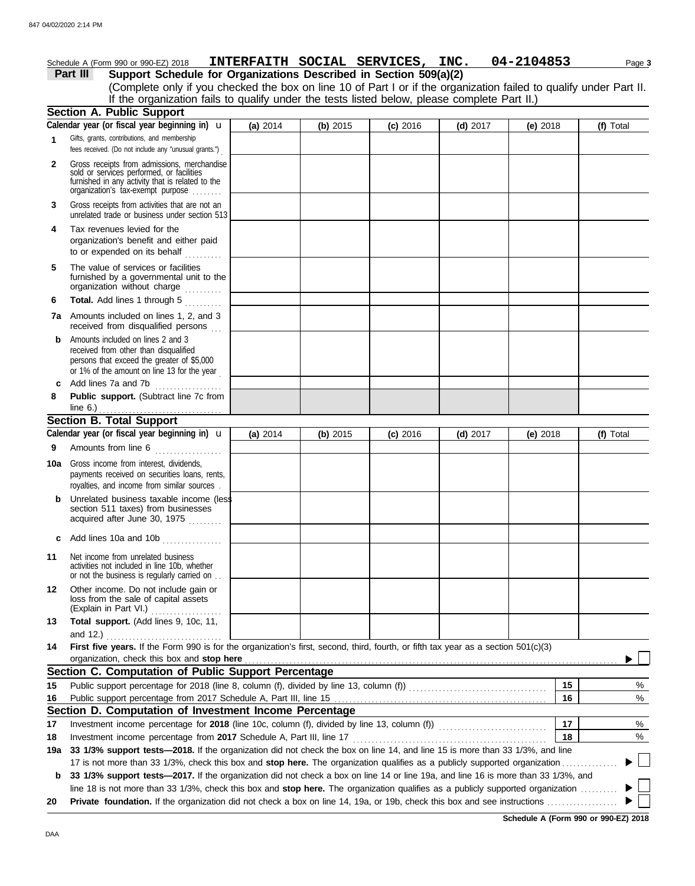Schedule A (Form 990 or 990-EZ) 2018 **INTERFAITH SOCIAL SERVICES, INC. 04-2104853** Page **3**

## Part III Support Schedule for Organizations Described in Section 509(a)(2)

(Complete only if you checked the box on line 10 of Part I or if the organization failed to qualify under Part II. If the organization fails to qualify under the tests listed below, please complete Part II.)

### Section A. Public Support

| Calendar year (or fiscal year beginning in) u | (a) 2014 | (b) 2015 | (c) 2016 | (d) 2017 | (e) 2018 | (f) Total |
|---|---|---|---|---|---|---|
| **1** Gifts, grants, contributions, and membership fees received. (Do not include any "unusual grants.") | | | | | | |
| **2** Gross receipts from admissions, merchandise sold or services performed, or facilities furnished in any activity that is related to the organization's tax-exempt purpose | | | | | | |
| **3** Gross receipts from activities that are not an unrelated trade or business under section 513 | | | | | | |
| **4** Tax revenues levied for the organization's benefit and either paid to or expended on its behalf | | | | | | |
| **5** The value of services or facilities furnished by a governmental unit to the organization without charge | | | | | | |
| **6** **Total.** Add lines 1 through 5 | | | | | | |
| **7a** Amounts included on lines 1, 2, and 3 received from disqualified persons | | | | | | |
| **b** Amounts included on lines 2 and 3 received from other than disqualified persons that exceed the greater of $5,000 or 1% of the amount on line 13 for the year | | | | | | |
| **c** Add lines 7a and 7b | | | | | | |
| **8** **Public support.** (Subtract line 7c from line 6.) | | | | | | |

### Section B. Total Support

| Calendar year (or fiscal year beginning in) u | (a) 2014 | (b) 2015 | (c) 2016 | (d) 2017 | (e) 2018 | (f) Total |
|---|---|---|---|---|---|---|
| **9** Amounts from line 6 | | | | | | |
| **10a** Gross income from interest, dividends, payments received on securities loans, rents, royalties, and income from similar sources | | | | | | |
| **b** Unrelated business taxable income (less section 511 taxes) from businesses acquired after June 30, 1975 | | | | | | |
| **c** Add lines 10a and 10b | | | | | | |
| **11** Net income from unrelated business activities not included in line 10b, whether or not the business is regularly carried on | | | | | | |
| **12** Other income. Do not include gain or loss from the sale of capital assets (Explain in Part VI.) | | | | | | |
| **13** **Total support.** (Add lines 9, 10c, 11, and 12.) | | | | | | |

**14** **First five years.** If the Form 990 is for the organization's first, second, third, fourth, or fifth tax year as a section 501(c)(3) organization, check this box and **stop here** ▶ ☐

### Section C. Computation of Public Support Percentage

| | | | |
|---|---|---|---|
| **15** | Public support percentage for 2018 (line 8, column (f), divided by line 13, column (f)) | 15 | % |
| **16** | Public support percentage from 2017 Schedule A, Part III, line 15 | 16 | % |

### Section D. Computation of Investment Income Percentage

| | | | |
|---|---|---|---|
| **17** | Investment income percentage for **2018** (line 10c, column (f), divided by line 13, column (f)) | 17 | % |
| **18** | Investment income percentage from **2017** Schedule A, Part III, line 17 | 18 | % |

**19a** **33 1/3% support tests—2018.** If the organization did not check the box on line 14, and line 15 is more than 33 1/3%, and line 17 is not more than 33 1/3%, check this box and **stop here.** The organization qualifies as a publicly supported organization ▶ ☐

**b** **33 1/3% support tests—2017.** If the organization did not check a box on line 14 or line 19a, and line 16 is more than 33 1/3%, and line 18 is not more than 33 1/3%, check this box and **stop here.** The organization qualifies as a publicly supported organization ▶ ☐

**20** **Private foundation.** If the organization did not check a box on line 14, 19a, or 19b, check this box and see instructions ▶ ☐

**Schedule A (Form 990 or 990-EZ) 2018**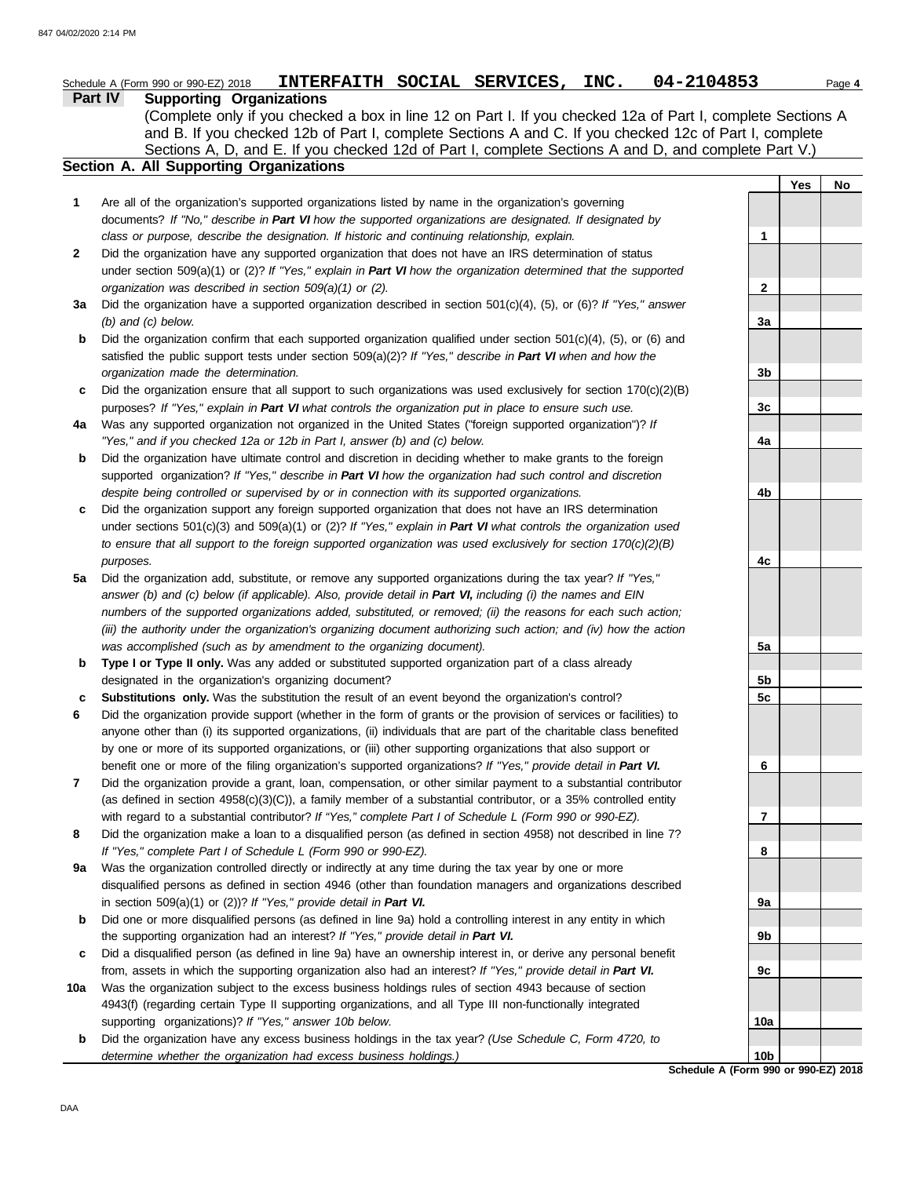Schedule A (Form 990 or 990-EZ) 2018 **INTERFAITH SOCIAL SERVICES, INC. 04-2104853**

## Part IV Supporting Organizations

(Complete only if you checked a box in line 12 on Part I. If you checked 12a of Part I, complete Sections A and B. If you checked 12b of Part I, complete Sections A and C. If you checked 12c of Part I, complete Sections A, D, and E. If you checked 12d of Part I, complete Sections A and D, and complete Part V.)

### Section A. All Supporting Organizations

| | | | Yes | No |
|---|---|---|---|---|
| **1** | Are all of the organization's supported organizations listed by name in the organization's governing documents? *If "No," describe in **Part VI** how the supported organizations are designated. If designated by class or purpose, describe the designation. If historic and continuing relationship, explain.* | **1** | | |
| **2** | Did the organization have any supported organization that does not have an IRS determination of status under section 509(a)(1) or (2)? *If "Yes," explain in **Part VI** how the organization determined that the supported organization was described in section 509(a)(1) or (2).* | **2** | | |
| **3a** | Did the organization have a supported organization described in section 501(c)(4), (5), or (6)? *If "Yes," answer (b) and (c) below.* | **3a** | | |
| **b** | Did the organization confirm that each supported organization qualified under section 501(c)(4), (5), or (6) and satisfied the public support tests under section 509(a)(2)? *If "Yes," describe in **Part VI** when and how the organization made the determination.* | **3b** | | |
| **c** | Did the organization ensure that all support to such organizations was used exclusively for section 170(c)(2)(B) purposes? *If "Yes," explain in **Part VI** what controls the organization put in place to ensure such use.* | **3c** | | |
| **4a** | Was any supported organization not organized in the United States ("foreign supported organization")? *If "Yes," and if you checked 12a or 12b in Part I, answer (b) and (c) below.* | **4a** | | |
| **b** | Did the organization have ultimate control and discretion in deciding whether to make grants to the foreign supported organization? *If "Yes," describe in **Part VI** how the organization had such control and discretion despite being controlled or supervised by or in connection with its supported organizations.* | **4b** | | |
| **c** | Did the organization support any foreign supported organization that does not have an IRS determination under sections 501(c)(3) and 509(a)(1) or (2)? *If "Yes," explain in **Part VI** what controls the organization used to ensure that all support to the foreign supported organization was used exclusively for section 170(c)(2)(B) purposes.* | **4c** | | |
| **5a** | Did the organization add, substitute, or remove any supported organizations during the tax year? *If "Yes," answer (b) and (c) below (if applicable). Also, provide detail in **Part VI,** including (i) the names and EIN numbers of the supported organizations added, substituted, or removed; (ii) the reasons for each such action; (iii) the authority under the organization's organizing document authorizing such action; and (iv) how the action was accomplished (such as by amendment to the organizing document).* | **5a** | | |
| **b** | **Type I or Type II only.** Was any added or substituted supported organization part of a class already designated in the organization's organizing document? | **5b** | | |
| **c** | **Substitutions only.** Was the substitution the result of an event beyond the organization's control? | **5c** | | |
| **6** | Did the organization provide support (whether in the form of grants or the provision of services or facilities) to anyone other than (i) its supported organizations, (ii) individuals that are part of the charitable class benefited by one or more of its supported organizations, or (iii) other supporting organizations that also support or benefit one or more of the filing organization's supported organizations? *If "Yes," provide detail in **Part VI.*** | **6** | | |
| **7** | Did the organization provide a grant, loan, compensation, or other similar payment to a substantial contributor (as defined in section 4958(c)(3)(C)), a family member of a substantial contributor, or a 35% controlled entity with regard to a substantial contributor? *If "Yes," complete Part I of Schedule L (Form 990 or 990-EZ).* | **7** | | |
| **8** | Did the organization make a loan to a disqualified person (as defined in section 4958) not described in line 7? *If "Yes," complete Part I of Schedule L (Form 990 or 990-EZ).* | **8** | | |
| **9a** | Was the organization controlled directly or indirectly at any time during the tax year by one or more disqualified persons as defined in section 4946 (other than foundation managers and organizations described in section 509(a)(1) or (2))? *If "Yes," provide detail in **Part VI.*** | **9a** | | |
| **b** | Did one or more disqualified persons (as defined in line 9a) hold a controlling interest in any entity in which the supporting organization had an interest? *If "Yes," provide detail in **Part VI.*** | **9b** | | |
| **c** | Did a disqualified person (as defined in line 9a) have an ownership interest in, or derive any personal benefit from, assets in which the supporting organization also had an interest? *If "Yes," provide detail in **Part VI.*** | **9c** | | |
| **10a** | Was the organization subject to the excess business holdings rules of section 4943 because of section 4943(f) (regarding certain Type II supporting organizations, and all Type III non-functionally integrated supporting organizations)? *If "Yes," answer 10b below.* | **10a** | | |
| **b** | Did the organization have any excess business holdings in the tax year? *(Use Schedule C, Form 4720, to determine whether the organization had excess business holdings.)* | **10b** | | |

**Schedule A (Form 990 or 990-EZ) 2018**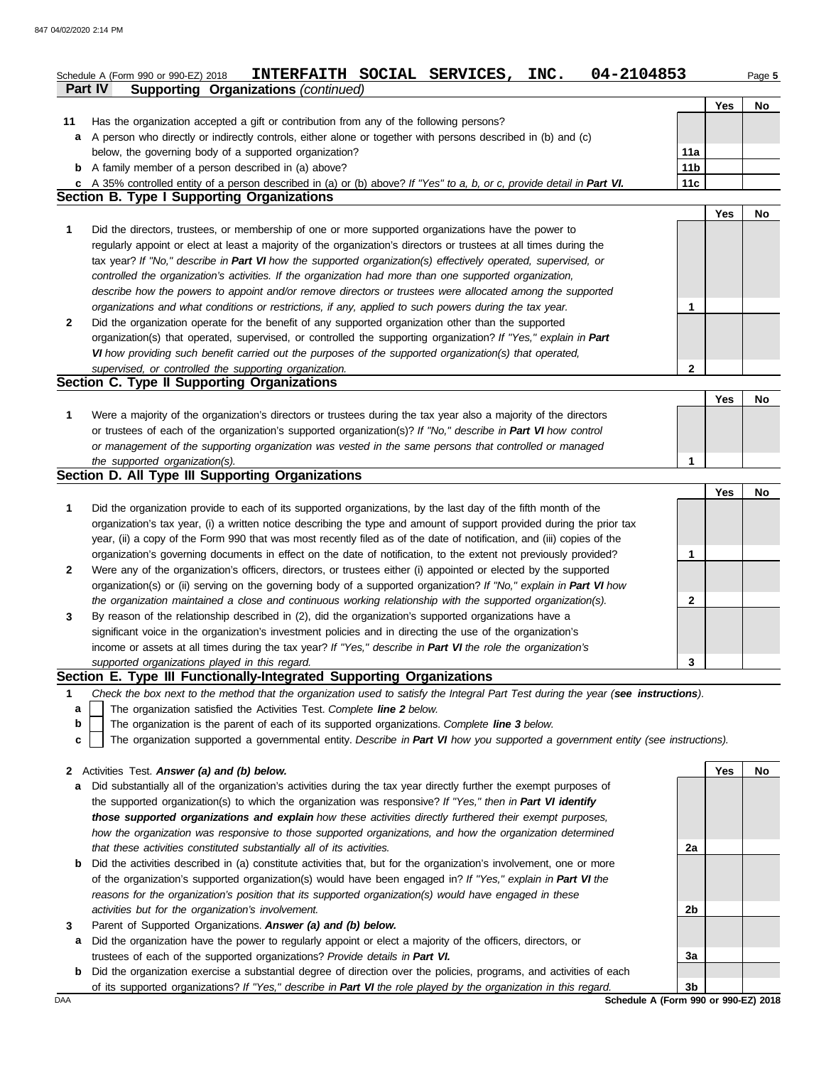Schedule A (Form 990 or 990-EZ) 2018 **INTERFAITH SOCIAL SERVICES, INC. 04-2104853**

## Part IV Supporting Organizations *(continued)*

| | | | Yes | No |
|---|---|---|---|---|
| **11** | Has the organization accepted a gift or contribution from any of the following persons? | | | |
| **a** | A person who directly or indirectly controls, either alone or together with persons described in (b) and (c) below, the governing body of a supported organization? | **11a** | | |
| **b** | A family member of a person described in (a) above? | **11b** | | |
| **c** | A 35% controlled entity of a person described in (a) or (b) above? *If "Yes" to a, b, or c, provide detail in **Part VI.*** | **11c** | | |

## Section B. Type I Supporting Organizations

| | | | Yes | No |
|---|---|---|---|---|
| **1** | Did the directors, trustees, or membership of one or more supported organizations have the power to regularly appoint or elect at least a majority of the organization's directors or trustees at all times during the tax year? *If "No," describe in **Part VI** how the supported organization(s) effectively operated, supervised, or controlled the organization's activities. If the organization had more than one supported organization, describe how the powers to appoint and/or remove directors or trustees were allocated among the supported organizations and what conditions or restrictions, if any, applied to such powers during the tax year.* | **1** | | |
| **2** | Did the organization operate for the benefit of any supported organization other than the supported organization(s) that operated, supervised, or controlled the supporting organization? *If "Yes," explain in **Part VI** how providing such benefit carried out the purposes of the supported organization(s) that operated, supervised, or controlled the supporting organization.* | **2** | | |

## Section C. Type II Supporting Organizations

| | | | Yes | No |
|---|---|---|---|---|
| **1** | Were a majority of the organization's directors or trustees during the tax year also a majority of the directors or trustees of each of the organization's supported organization(s)? *If "No," describe in **Part VI** how control or management of the supporting organization was vested in the same persons that controlled or managed the supported organization(s).* | **1** | | |

## Section D. All Type III Supporting Organizations

| | | | Yes | No |
|---|---|---|---|---|
| **1** | Did the organization provide to each of its supported organizations, by the last day of the fifth month of the organization's tax year, (i) a written notice describing the type and amount of support provided during the prior tax year, (ii) a copy of the Form 990 that was most recently filed as of the date of notification, and (iii) copies of the organization's governing documents in effect on the date of notification, to the extent not previously provided? | **1** | | |
| **2** | Were any of the organization's officers, directors, or trustees either (i) appointed or elected by the supported organization(s) or (ii) serving on the governing body of a supported organization? *If "No," explain in **Part VI** how the organization maintained a close and continuous working relationship with the supported organization(s).* | **2** | | |
| **3** | By reason of the relationship described in (2), did the organization's supported organizations have a significant voice in the organization's investment policies and in directing the use of the organization's income or assets at all times during the tax year? *If "Yes," describe in **Part VI** the role the organization's supported organizations played in this regard.* | **3** | | |

## Section E. Type III Functionally-Integrated Supporting Organizations

**1** *Check the box next to the method that the organization used to satisfy the Integral Part Test during the year (**see instructions**).*

- **a** ☐ The organization satisfied the Activities Test. *Complete **line 2** below.*
- **b** ☐ The organization is the parent of each of its supported organizations. *Complete **line 3** below.*
- **c** ☐ The organization supported a governmental entity. *Describe in **Part VI** how you supported a government entity (see instructions).*

| | | | Yes | No |
|---|---|---|---|---|
| **2** | Activities Test. ***Answer (a) and (b) below.*** | | | |
| **a** | Did substantially all of the organization's activities during the tax year directly further the exempt purposes of the supported organization(s) to which the organization was responsive? *If "Yes," then in **Part VI identify those supported organizations and explain** how these activities directly furthered their exempt purposes, how the organization was responsive to those supported organizations, and how the organization determined that these activities constituted substantially all of its activities.* | **2a** | | |
| **b** | Did the activities described in (a) constitute activities that, but for the organization's involvement, one or more of the organization's supported organization(s) would have been engaged in? *If "Yes," explain in **Part VI** the reasons for the organization's position that its supported organization(s) would have engaged in these activities but for the organization's involvement.* | **2b** | | |
| **3** | Parent of Supported Organizations. ***Answer (a) and (b) below.*** | | | |
| **a** | Did the organization have the power to regularly appoint or elect a majority of the officers, directors, or trustees of each of the supported organizations? *Provide details in **Part VI.*** | **3a** | | |
| **b** | Did the organization exercise a substantial degree of direction over the policies, programs, and activities of each of its supported organizations? *If "Yes," describe in **Part VI** the role played by the organization in this regard.* | **3b** | | |

**Schedule A (Form 990 or 990-EZ) 2018**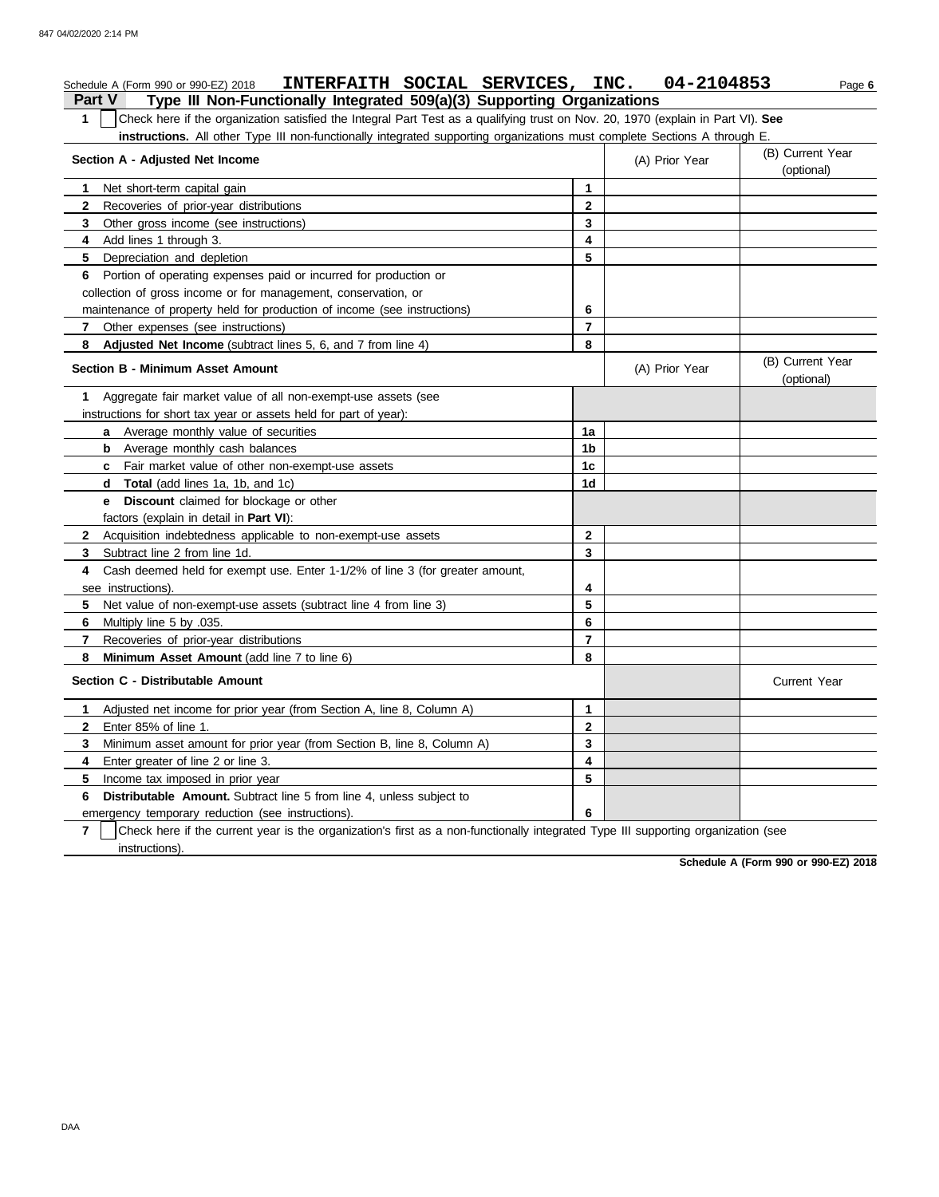Schedule A (Form 990 or 990-EZ) 2018 **INTERFAITH SOCIAL SERVICES, INC. 04-2104853**

## Part V Type III Non-Functionally Integrated 509(a)(3) Supporting Organizations

**1** ☐ Check here if the organization satisfied the Integral Part Test as a qualifying trust on Nov. 20, 1970 (explain in Part VI). **See instructions.** All other Type III non-functionally integrated supporting organizations must complete Sections A through E.

| Section A - Adjusted Net Income | | (A) Prior Year | (B) Current Year (optional) |
|---|---|---|---|
| **1** Net short-term capital gain | 1 | | |
| **2** Recoveries of prior-year distributions | 2 | | |
| **3** Other gross income (see instructions) | 3 | | |
| **4** Add lines 1 through 3. | 4 | | |
| **5** Depreciation and depletion | 5 | | |
| **6** Portion of operating expenses paid or incurred for production or collection of gross income or for management, conservation, or maintenance of property held for production of income (see instructions) | 6 | | |
| **7** Other expenses (see instructions) | 7 | | |
| **8 Adjusted Net Income** (subtract lines 5, 6, and 7 from line 4) | 8 | | |

| Section B - Minimum Asset Amount | | (A) Prior Year | (B) Current Year (optional) |
|---|---|---|---|
| **1** Aggregate fair market value of all non-exempt-use assets (see instructions for short tax year or assets held for part of year): | | | |
| **a** Average monthly value of securities | 1a | | |
| **b** Average monthly cash balances | 1b | | |
| **c** Fair market value of other non-exempt-use assets | 1c | | |
| **d Total** (add lines 1a, 1b, and 1c) | 1d | | |
| **e Discount** claimed for blockage or other factors (explain in detail in **Part VI**): | | | |
| **2** Acquisition indebtedness applicable to non-exempt-use assets | 2 | | |
| **3** Subtract line 2 from line 1d. | 3 | | |
| **4** Cash deemed held for exempt use. Enter 1-1/2% of line 3 (for greater amount, see instructions). | 4 | | |
| **5** Net value of non-exempt-use assets (subtract line 4 from line 3) | 5 | | |
| **6** Multiply line 5 by .035. | 6 | | |
| **7** Recoveries of prior-year distributions | 7 | | |
| **8 Minimum Asset Amount** (add line 7 to line 6) | 8 | | |

| Section C - Distributable Amount | | | Current Year |
|---|---|---|---|
| **1** Adjusted net income for prior year (from Section A, line 8, Column A) | 1 | | |
| **2** Enter 85% of line 1. | 2 | | |
| **3** Minimum asset amount for prior year (from Section B, line 8, Column A) | 3 | | |
| **4** Enter greater of line 2 or line 3. | 4 | | |
| **5** Income tax imposed in prior year | 5 | | |
| **6 Distributable Amount.** Subtract line 5 from line 4, unless subject to emergency temporary reduction (see instructions). | 6 | | |

**7** ☐ Check here if the current year is the organization's first as a non-functionally integrated Type III supporting organization (see instructions).

**Schedule A (Form 990 or 990-EZ) 2018**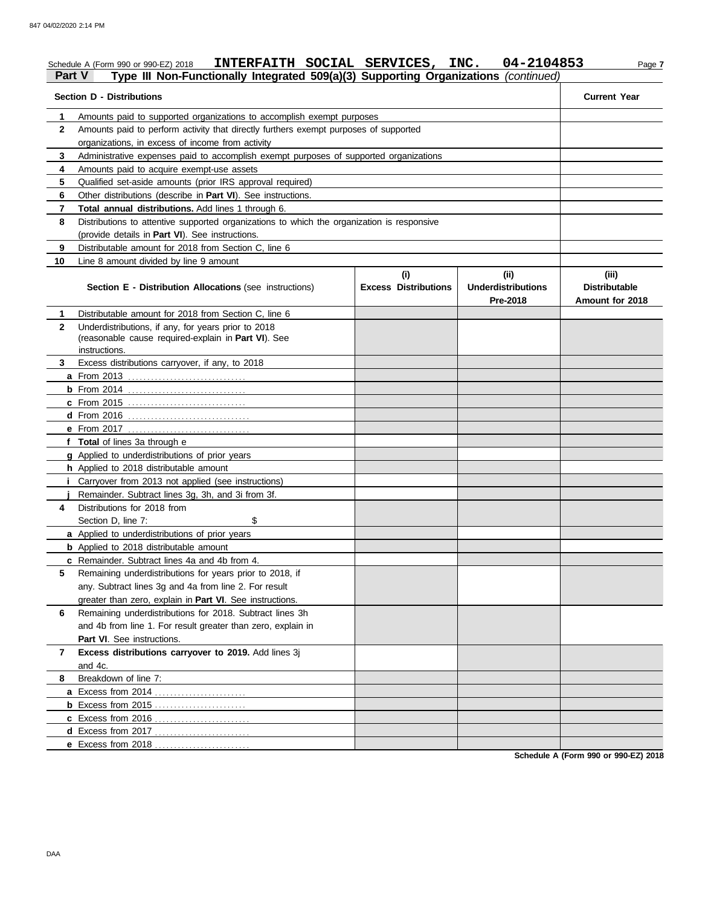Schedule A (Form 990 or 990-EZ) 2018 **INTERFAITH SOCIAL SERVICES, INC. 04-2104853** Page 7

**Part V Type III Non-Functionally Integrated 509(a)(3) Supporting Organizations** *(continued)*

| **Section D - Distributions** | | **Current Year** |
|---|---|---|
| **1** | Amounts paid to supported organizations to accomplish exempt purposes | |
| **2** | Amounts paid to perform activity that directly furthers exempt purposes of supported organizations, in excess of income from activity | |
| **3** | Administrative expenses paid to accomplish exempt purposes of supported organizations | |
| **4** | Amounts paid to acquire exempt-use assets | |
| **5** | Qualified set-aside amounts (prior IRS approval required) | |
| **6** | Other distributions (describe in **Part VI**). See instructions. | |
| **7** | **Total annual distributions.** Add lines 1 through 6. | |
| **8** | Distributions to attentive supported organizations to which the organization is responsive (provide details in **Part VI**). See instructions. | |
| **9** | Distributable amount for 2018 from Section C, line 6 | |
| **10** | Line 8 amount divided by line 9 amount | |

| | **Section E - Distribution Allocations** (see instructions) | **(i) Excess Distributions** | **(ii) Underdistributions Pre-2018** | **(iii) Distributable Amount for 2018** |
|---|---|---|---|---|
| **1** | Distributable amount for 2018 from Section C, line 6 | | | |
| **2** | Underdistributions, if any, for years prior to 2018 (reasonable cause required-explain in **Part VI**). See instructions. | | | |
| **3** | Excess distributions carryover, if any, to 2018 | | | |
| **a** | From 2013 | | | |
| **b** | From 2014 | | | |
| **c** | From 2015 | | | |
| **d** | From 2016 | | | |
| **e** | From 2017 | | | |
| **f** | **Total** of lines 3a through e | | | |
| **g** | Applied to underdistributions of prior years | | | |
| **h** | Applied to 2018 distributable amount | | | |
| **i** | Carryover from 2013 not applied (see instructions) | | | |
| **j** | Remainder. Subtract lines 3g, 3h, and 3i from 3f. | | | |
| **4** | Distributions for 2018 from Section D, line 7: $ | | | |
| **a** | Applied to underdistributions of prior years | | | |
| **b** | Applied to 2018 distributable amount | | | |
| **c** | Remainder. Subtract lines 4a and 4b from 4. | | | |
| **5** | Remaining underdistributions for years prior to 2018, if any. Subtract lines 3g and 4a from line 2. For result greater than zero, explain in **Part VI**. See instructions. | | | |
| **6** | Remaining underdistributions for 2018. Subtract lines 3h and 4b from line 1. For result greater than zero, explain in **Part VI**. See instructions. | | | |
| **7** | **Excess distributions carryover to 2019.** Add lines 3j and 4c. | | | |
| **8** | Breakdown of line 7: | | | |
| **a** | Excess from 2014 | | | |
| **b** | Excess from 2015 | | | |
| **c** | Excess from 2016 | | | |
| **d** | Excess from 2017 | | | |
| **e** | Excess from 2018 | | | |

**Schedule A (Form 990 or 990-EZ) 2018**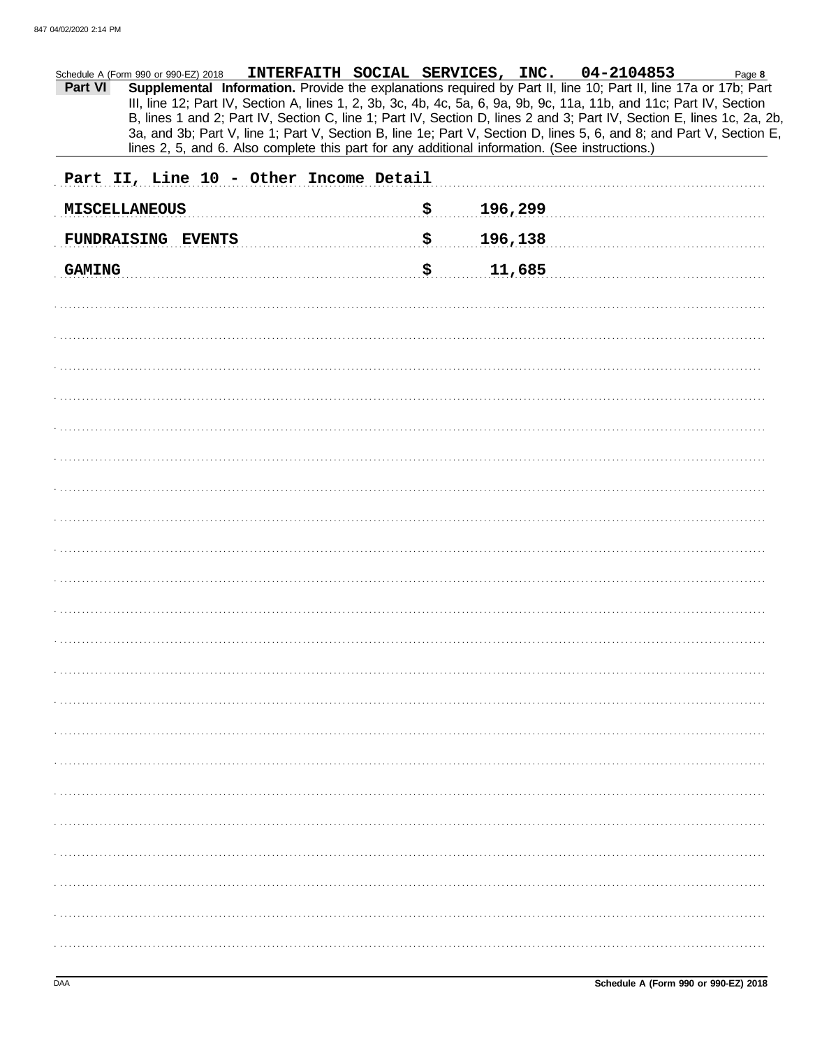Schedule A (Form 990 or 990-EZ) 2018 **INTERFAITH SOCIAL SERVICES, INC. 04-2104853**

**Part VI** **Supplemental Information.** Provide the explanations required by Part II, line 10; Part II, line 17a or 17b; Part III, line 12; Part IV, Section A, lines 1, 2, 3b, 3c, 4b, 4c, 5a, 6, 9a, 9b, 9c, 11a, 11b, and 11c; Part IV, Section B, lines 1 and 2; Part IV, Section C, line 1; Part IV, Section D, lines 2 and 3; Part IV, Section E, lines 1c, 2a, 2b, 3a, and 3b; Part V, line 1; Part V, Section B, line 1e; Part V, Section D, lines 5, 6, and 8; and Part V, Section E, lines 2, 5, and 6. Also complete this part for any additional information. (See instructions.)

Part II, Line 10 - Other Income Detail

| | | |
|---|---|---|
| MISCELLANEOUS | $ | 196,299 |
| FUNDRAISING EVENTS | $ | 196,138 |
| GAMING | $ | 11,685 |

Schedule A (Form 990 or 990-EZ) 2018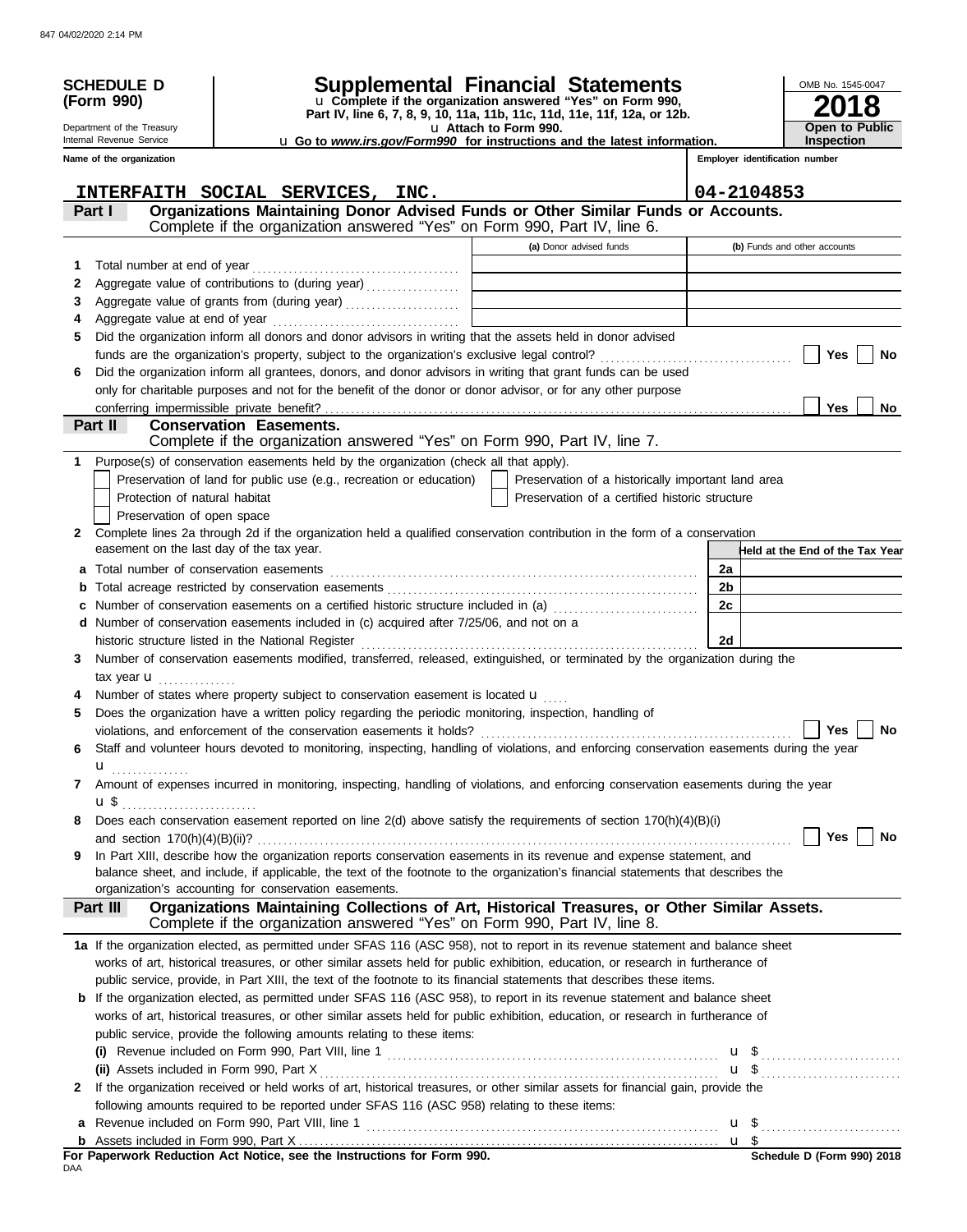847 04/02/2020 2:14 PM

**SCHEDULE D (Form 990)**

Department of the Treasury
Internal Revenue Service

# Supplemental Financial Statements

u Complete if the organization answered "Yes" on Form 990, Part IV, line 6, 7, 8, 9, 10, 11a, 11b, 11c, 11d, 11e, 11f, 12a, or 12b.
u Attach to Form 990.
u Go to *www.irs.gov/Form990* for instructions and the latest information.

OMB No. 1545-0047

**2018**

**Open to Public Inspection**

| Name of the organization | Employer identification number |
|---|---|
| INTERFAITH SOCIAL SERVICES, INC. | 04-2104853 |

## Part I Organizations Maintaining Donor Advised Funds or Other Similar Funds or Accounts.

Complete if the organization answered "Yes" on Form 990, Part IV, line 6.

| | | (a) Donor advised funds | (b) Funds and other accounts |
|---|---|---|---|
| 1 | Total number at end of year | | |
| 2 | Aggregate value of contributions to (during year) | | |
| 3 | Aggregate value of grants from (during year) | | |
| 4 | Aggregate value at end of year | | |

5 Did the organization inform all donors and donor advisors in writing that the assets held in donor advised funds are the organization's property, subject to the organization's exclusive legal control? ☐ Yes ☐ No

6 Did the organization inform all grantees, donors, and donor advisors in writing that grant funds can be used only for charitable purposes and not for the benefit of the donor or donor advisor, or for any other purpose conferring impermissible private benefit? ☐ Yes ☐ No

## Part II Conservation Easements.

Complete if the organization answered "Yes" on Form 990, Part IV, line 7.

1 Purpose(s) of conservation easements held by the organization (check all that apply).

- ☐ Preservation of land for public use (e.g., recreation or education)
- ☐ Preservation of a historically important land area
- ☐ Protection of natural habitat
- ☐ Preservation of a certified historic structure
- ☐ Preservation of open space

2 Complete lines 2a through 2d if the organization held a qualified conservation contribution in the form of a conservation easement on the last day of the tax year.

| | | | Held at the End of the Tax Year |
|---|---|---|---|
| a | Total number of conservation easements | 2a | |
| b | Total acreage restricted by conservation easements | 2b | |
| c | Number of conservation easements on a certified historic structure included in (a) | 2c | |
| d | Number of conservation easements included in (c) acquired after 7/25/06, and not on a historic structure listed in the National Register | 2d | |

3 Number of conservation easements modified, transferred, released, extinguished, or terminated by the organization during the tax year u

4 Number of states where property subject to conservation easement is located u

5 Does the organization have a written policy regarding the periodic monitoring, inspection, handling of violations, and enforcement of the conservation easements it holds? ☐ Yes ☐ No

6 Staff and volunteer hours devoted to monitoring, inspecting, handling of violations, and enforcing conservation easements during the year u

7 Amount of expenses incurred in monitoring, inspecting, handling of violations, and enforcing conservation easements during the year u $

8 Does each conservation easement reported on line 2(d) above satisfy the requirements of section 170(h)(4)(B)(i) and section 170(h)(4)(B)(ii)? ☐ Yes ☐ No

9 In Part XIII, describe how the organization reports conservation easements in its revenue and expense statement, and balance sheet, and include, if applicable, the text of the footnote to the organization's financial statements that describes the organization's accounting for conservation easements.

## Part III Organizations Maintaining Collections of Art, Historical Treasures, or Other Similar Assets.

Complete if the organization answered "Yes" on Form 990, Part IV, line 8.

1a If the organization elected, as permitted under SFAS 116 (ASC 958), not to report in its revenue statement and balance sheet works of art, historical treasures, or other similar assets held for public exhibition, education, or research in furtherance of public service, provide, in Part XIII, the text of the footnote to its financial statements that describes these items.

b If the organization elected, as permitted under SFAS 116 (ASC 958), to report in its revenue statement and balance sheet works of art, historical treasures, or other similar assets held for public exhibition, education, or research in furtherance of public service, provide the following amounts relating to these items:

(i) Revenue included on Form 990, Part VIII, line 1 u $

(ii) Assets included in Form 990, Part X u $

2 If the organization received or held works of art, historical treasures, or other similar assets for financial gain, provide the following amounts required to be reported under SFAS 116 (ASC 958) relating to these items:

a Revenue included on Form 990, Part VIII, line 1 u $

b Assets included in Form 990, Part X u $

**For Paperwork Reduction Act Notice, see the Instructions for Form 990.**

DAA

**Schedule D (Form 990) 2018**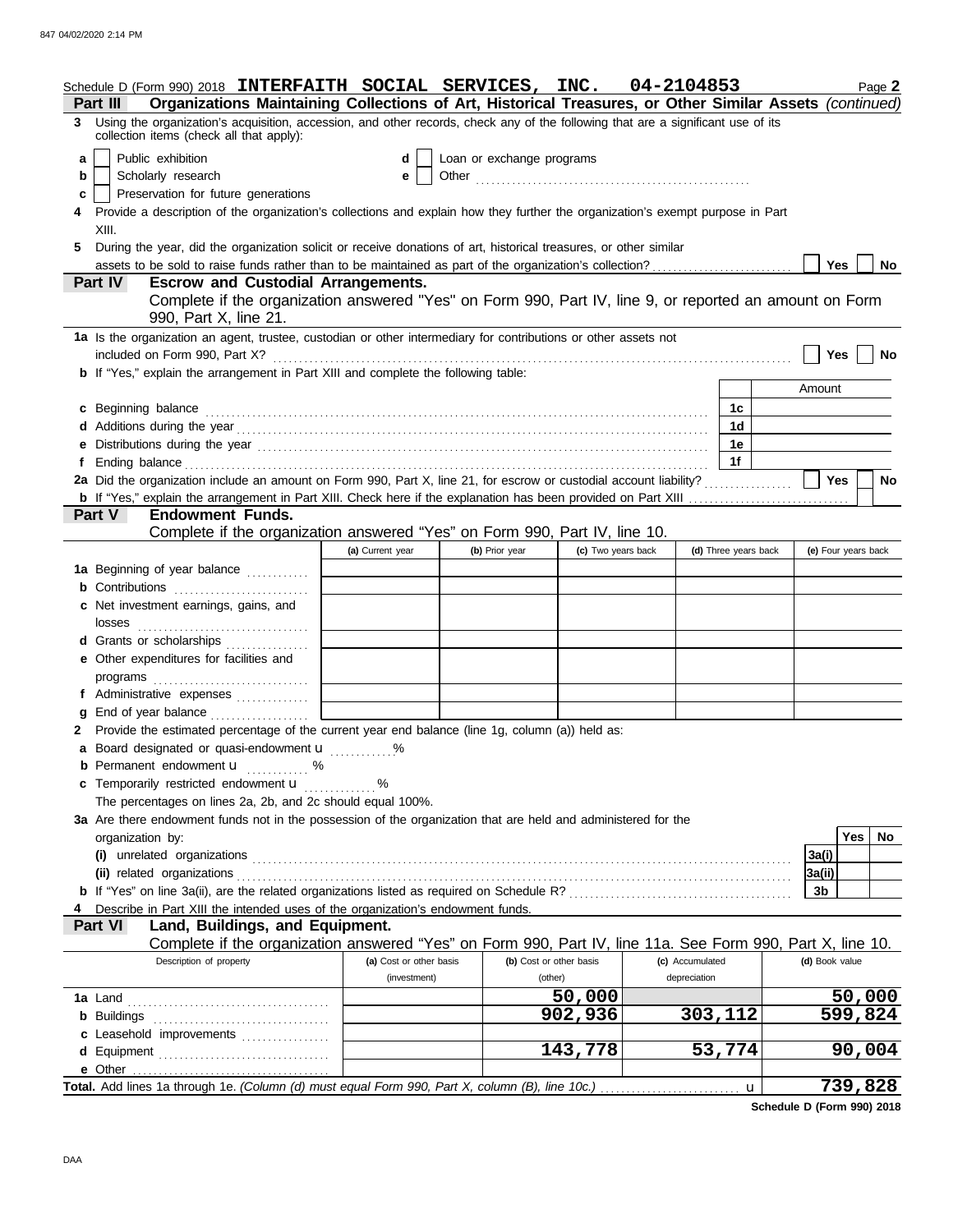Schedule D (Form 990) 2018 **INTERFAITH SOCIAL SERVICES, INC. 04-2104853** Page **2**

## Part III Organizations Maintaining Collections of Art, Historical Treasures, or Other Similar Assets *(continued)*

**3** Using the organization's acquisition, accession, and other records, check any of the following that are a significant use of its collection items (check all that apply):

- **a** ☐ Public exhibition
- **b** ☐ Scholarly research
- **c** ☐ Preservation for future generations
- **d** ☐ Loan or exchange programs
- **e** ☐ Other

**4** Provide a description of the organization's collections and explain how they further the organization's exempt purpose in Part XIII.

**5** During the year, did the organization solicit or receive donations of art, historical treasures, or other similar assets to be sold to raise funds rather than to be maintained as part of the organization's collection? ☐ Yes ☐ No

## Part IV Escrow and Custodial Arrangements.

Complete if the organization answered "Yes" on Form 990, Part IV, line 9, or reported an amount on Form 990, Part X, line 21.

**1a** Is the organization an agent, trustee, custodian or other intermediary for contributions or other assets not included on Form 990, Part X? ☐ Yes ☐ No

**b** If "Yes," explain the arrangement in Part XIII and complete the following table:

| | | Amount |
|---|---|---|
| **c** Beginning balance | 1c | |
| **d** Additions during the year | 1d | |
| **e** Distributions during the year | 1e | |
| **f** Ending balance | 1f | |

**2a** Did the organization include an amount on Form 990, Part X, line 21, for escrow or custodial account liability? ☐ Yes ☐ No

**b** If "Yes," explain the arrangement in Part XIII. Check here if the explanation has been provided on Part XIII ☐

## Part V Endowment Funds.

Complete if the organization answered "Yes" on Form 990, Part IV, line 10.

| | (a) Current year | (b) Prior year | (c) Two years back | (d) Three years back | (e) Four years back |
|---|---|---|---|---|---|
| **1a** Beginning of year balance | | | | | |
| **b** Contributions | | | | | |
| **c** Net investment earnings, gains, and losses | | | | | |
| **d** Grants or scholarships | | | | | |
| **e** Other expenditures for facilities and programs | | | | | |
| **f** Administrative expenses | | | | | |
| **g** End of year balance | | | | | |

**2** Provide the estimated percentage of the current year end balance (line 1g, column (a)) held as:

- **a** Board designated or quasi-endowment ▶ ........%
- **b** Permanent endowment ▶ ........%
- **c** Temporarily restricted endowment ▶ ........%

The percentages on lines 2a, 2b, and 2c should equal 100%.

**3a** Are there endowment funds not in the possession of the organization that are held and administered for the organization by:

| | | Yes | No |
|---|---|---|---|
| **(i)** unrelated organizations | 3a(i) | | |
| **(ii)** related organizations | 3a(ii) | | |
| **b** If "Yes" on line 3a(ii), are the related organizations listed as required on Schedule R? | 3b | | |

**4** Describe in Part XIII the intended uses of the organization's endowment funds.

## Part VI Land, Buildings, and Equipment.

Complete if the organization answered "Yes" on Form 990, Part IV, line 11a. See Form 990, Part X, line 10.

| Description of property | (a) Cost or other basis (investment) | (b) Cost or other basis (other) | (c) Accumulated depreciation | (d) Book value |
|---|---|---|---|---|
| **1a** Land | | 50,000 | | 50,000 |
| **b** Buildings | | 902,936 | 303,112 | 599,824 |
| **c** Leasehold improvements | | | | |
| **d** Equipment | | 143,778 | 53,774 | 90,004 |
| **e** Other | | | | |
| **Total.** Add lines 1a through 1e. *(Column (d) must equal Form 990, Part X, column (B), line 10c.)* | | | ▶ | 739,828 |

**Schedule D (Form 990) 2018**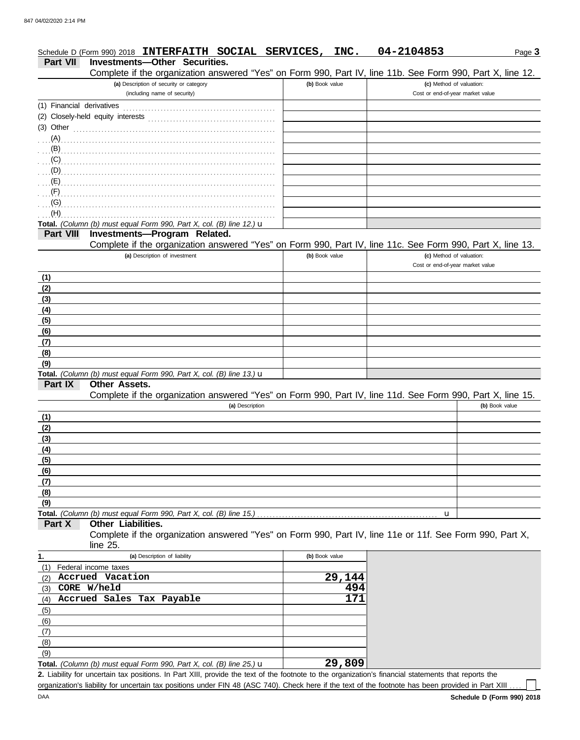Schedule D (Form 990) 2018 **INTERFAITH SOCIAL SERVICES, INC.** **04-2104853** Page **3**

## Part VII Investments—Other Securities.

Complete if the organization answered "Yes" on Form 990, Part IV, line 11b. See Form 990, Part X, line 12.

| (a) Description of security or category (including name of security) | (b) Book value | (c) Method of valuation: Cost or end-of-year market value |
|---|---|---|
| (1) Financial derivatives | | |
| (2) Closely-held equity interests | | |
| (3) Other | | |
| (A) | | |
| (B) | | |
| (C) | | |
| (D) | | |
| (E) | | |
| (F) | | |
| (G) | | |
| (H) | | |
| **Total.** *(Column (b) must equal Form 990, Part X, col. (B) line 12.)* u | | |

## Part VIII Investments—Program Related.

Complete if the organization answered "Yes" on Form 990, Part IV, line 11c. See Form 990, Part X, line 13.

| (a) Description of investment | (b) Book value | (c) Method of valuation: Cost or end-of-year market value |
|---|---|---|
| (1) | | |
| (2) | | |
| (3) | | |
| (4) | | |
| (5) | | |
| (6) | | |
| (7) | | |
| (8) | | |
| (9) | | |
| **Total.** *(Column (b) must equal Form 990, Part X, col. (B) line 13.)* u | | |

## Part IX Other Assets.

Complete if the organization answered "Yes" on Form 990, Part IV, line 11d. See Form 990, Part X, line 15.

| (a) Description | (b) Book value |
|---|---|
| (1) | |
| (2) | |
| (3) | |
| (4) | |
| (5) | |
| (6) | |
| (7) | |
| (8) | |
| (9) | |
| **Total.** *(Column (b) must equal Form 990, Part X, col. (B) line 15.)* u | |

## Part X Other Liabilities.

Complete if the organization answered "Yes" on Form 990, Part IV, line 11e or 11f. See Form 990, Part X, line 25.

| 1. (a) Description of liability | (b) Book value |
|---|---|
| (1) Federal income taxes | |
| (2) **Accrued Vacation** | **29,144** |
| (3) **CORE W/held** | **494** |
| (4) **Accrued Sales Tax Payable** | **171** |
| (5) | |
| (6) | |
| (7) | |
| (8) | |
| (9) | |
| **Total.** *(Column (b) must equal Form 990, Part X, col. (B) line 25.)* u | **29,809** |

**2.** Liability for uncertain tax positions. In Part XIII, provide the text of the footnote to the organization's financial statements that reports the organization's liability for uncertain tax positions under FIN 48 (ASC 740). Check here if the text of the footnote has been provided in Part XIII ☐

**Schedule D (Form 990) 2018**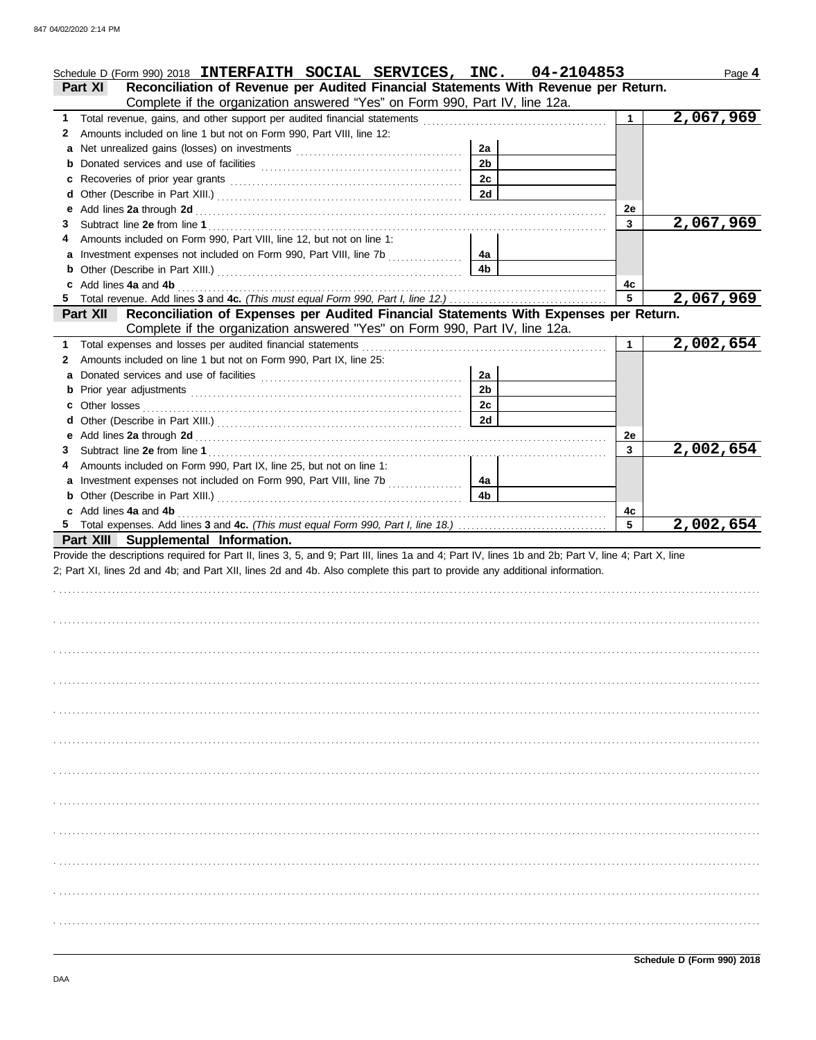Schedule D (Form 990) 2018 **INTERFAITH SOCIAL SERVICES, INC. 04-2104853** Page **4**

**Part XI Reconciliation of Revenue per Audited Financial Statements With Revenue per Return.**
Complete if the organization answered "Yes" on Form 990, Part IV, line 12a.

| | | | | | |
|---|---|---|---|---|---|
| **1** | Total revenue, gains, and other support per audited financial statements | | | 1 | 2,067,969 |
| **2** | Amounts included on line 1 but not on Form 990, Part VIII, line 12: | | | | |
| **a** | Net unrealized gains (losses) on investments | 2a | | | |
| **b** | Donated services and use of facilities | 2b | | | |
| **c** | Recoveries of prior year grants | 2c | | | |
| **d** | Other (Describe in Part XIII.) | 2d | | | |
| **e** | Add lines **2a** through **2d** | | | 2e | |
| **3** | Subtract line **2e** from line **1** | | | 3 | 2,067,969 |
| **4** | Amounts included on Form 990, Part VIII, line 12, but not on line 1: | | | | |
| **a** | Investment expenses not included on Form 990, Part VIII, line 7b | 4a | | | |
| **b** | Other (Describe in Part XIII.) | 4b | | | |
| **c** | Add lines **4a** and **4b** | | | 4c | |
| **5** | Total revenue. Add lines **3** and **4c.** *(This must equal Form 990, Part I, line 12.)* | | | 5 | 2,067,969 |

**Part XII Reconciliation of Expenses per Audited Financial Statements With Expenses per Return.**
Complete if the organization answered "Yes" on Form 990, Part IV, line 12a.

| | | | | | |
|---|---|---|---|---|---|
| **1** | Total expenses and losses per audited financial statements | | | 1 | 2,002,654 |
| **2** | Amounts included on line 1 but not on Form 990, Part IX, line 25: | | | | |
| **a** | Donated services and use of facilities | 2a | | | |
| **b** | Prior year adjustments | 2b | | | |
| **c** | Other losses | 2c | | | |
| **d** | Other (Describe in Part XIII.) | 2d | | | |
| **e** | Add lines **2a** through **2d** | | | 2e | |
| **3** | Subtract line **2e** from line **1** | | | 3 | 2,002,654 |
| **4** | Amounts included on Form 990, Part IX, line 25, but not on line 1: | | | | |
| **a** | Investment expenses not included on Form 990, Part VIII, line 7b | 4a | | | |
| **b** | Other (Describe in Part XIII.) | 4b | | | |
| **c** | Add lines **4a** and **4b** | | | 4c | |
| **5** | Total expenses. Add lines **3** and **4c.** *(This must equal Form 990, Part I, line 18.)* | | | 5 | 2,002,654 |

**Part XIII Supplemental Information.**

Provide the descriptions required for Part II, lines 3, 5, and 9; Part III, lines 1a and 4; Part IV, lines 1b and 2b; Part V, line 4; Part X, line 2; Part XI, lines 2d and 4b; and Part XII, lines 2d and 4b. Also complete this part to provide any additional information.

**Schedule D (Form 990) 2018**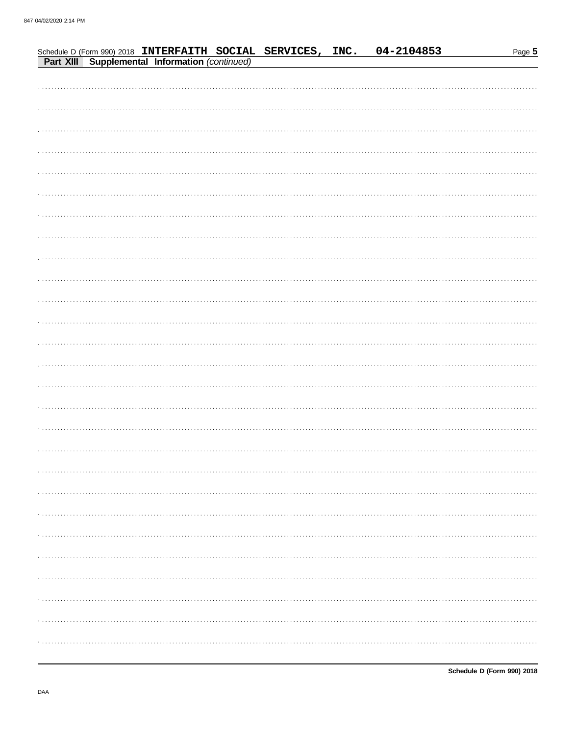Schedule D (Form 990) 2018 INTERFAITH SOCIAL SERVICES, INC. 04-2104853

**Part XIII Supplemental Information** *(continued)*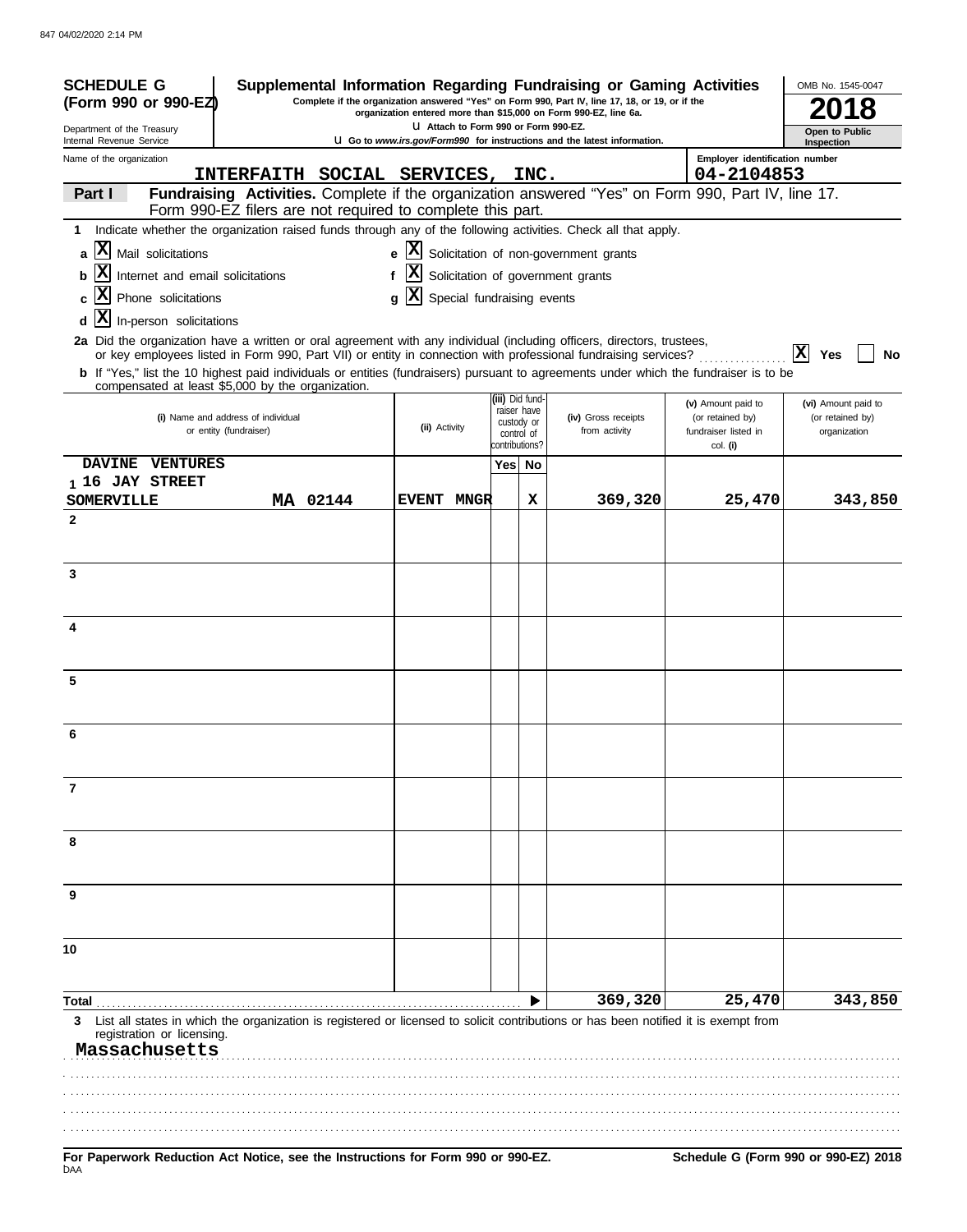# SCHEDULE G (Form 990 or 990-EZ)

Department of the Treasury
Internal Revenue Service

## Supplemental Information Regarding Fundraising or Gaming Activities

**Complete if the organization answered "Yes" on Form 990, Part IV, line 17, 18, or 19, or if the organization entered more than $15,000 on Form 990-EZ, line 6a.**

**Attach to Form 990 or Form 990-EZ.**

**Go to *www.irs.gov/Form990* for instructions and the latest information.**

OMB No. 1545-0047

**2018**

**Open to Public Inspection**

Name of the organization: INTERFAITH SOCIAL SERVICES, INC.

Employer identification number: 04-2104853

**Part I** **Fundraising Activities.** Complete if the organization answered "Yes" on Form 990, Part IV, line 17. Form 990-EZ filers are not required to complete this part.

**1** Indicate whether the organization raised funds through any of the following activities. Check all that apply.

- **a** [X] Mail solicitations
- **b** [X] Internet and email solicitations
- **c** [X] Phone solicitations
- **d** [X] In-person solicitations
- **e** [X] Solicitation of non-government grants
- **f** [X] Solicitation of government grants
- **g** [X] Special fundraising events

**2a** Did the organization have a written or oral agreement with any individual (including officers, directors, trustees, or key employees listed in Form 990, Part VII) or entity in connection with professional fundraising services? [X] Yes [ ] No

**b** If "Yes," list the 10 highest paid individuals or entities (fundraisers) pursuant to agreements under which the fundraiser is to be compensated at least $5,000 by the organization.

| | (i) Name and address of individual or entity (fundraiser) | (ii) Activity | (iii) Did fund-raiser have custody or control of contributions? Yes | No | (iv) Gross receipts from activity | (v) Amount paid to (or retained by) fundraiser listed in col. (i) | (vi) Amount paid to (or retained by) organization |
|---|---|---|---|---|---|---|---|
| 1 | DAVINE VENTURES 16 JAY STREET SOMERVILLE MA 02144 | EVENT MNGR | | X | 369,320 | 25,470 | 343,850 |
| 2 | | | | | | | |
| 3 | | | | | | | |
| 4 | | | | | | | |
| 5 | | | | | | | |
| 6 | | | | | | | |
| 7 | | | | | | | |
| 8 | | | | | | | |
| 9 | | | | | | | |
| 10 | | | | | | | |
| **Total** | | | | | 369,320 | 25,470 | 343,850 |

**3** List all states in which the organization is registered or licensed to solicit contributions or has been notified it is exempt from registration or licensing.

Massachusetts

**For Paperwork Reduction Act Notice, see the Instructions for Form 990 or 990-EZ.** **Schedule G (Form 990 or 990-EZ) 2018**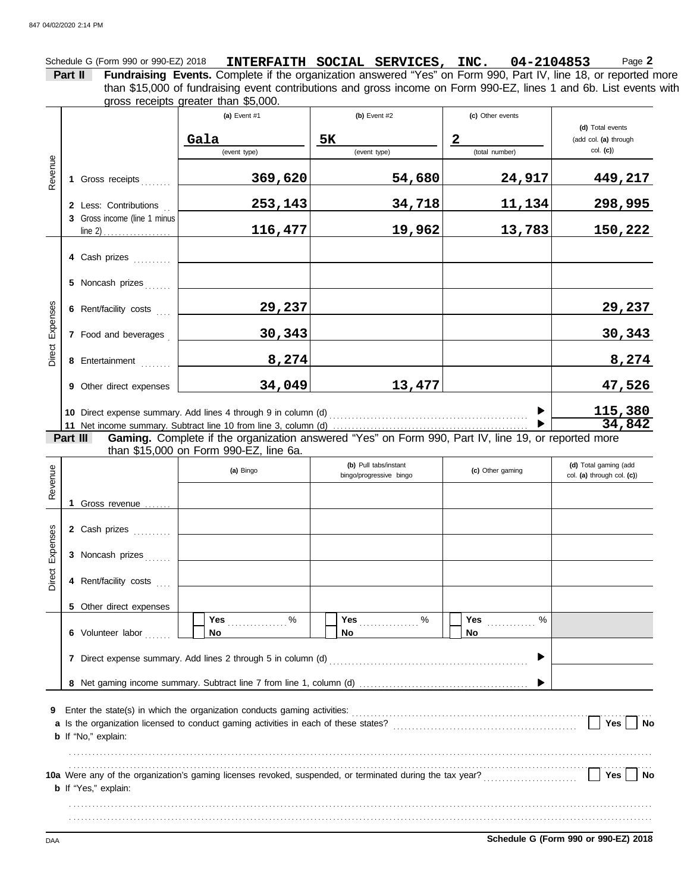Schedule G (Form 990 or 990-EZ) 2018 **INTERFAITH SOCIAL SERVICES, INC. 04-2104853** Page **2**

**Part II** **Fundraising Events.** Complete if the organization answered "Yes" on Form 990, Part IV, line 18, or reported more than $15,000 of fundraising event contributions and gross income on Form 990-EZ, lines 1 and 6b. List events with gross receipts greater than $5,000.

| | | (a) Event #1 | (b) Event #2 | (c) Other events | (d) Total events (add col. (a) through col. (c)) |
|---|---|---|---|---|---|
| | | Gala (event type) | 5K (event type) | 2 (total number) | |
| Revenue | 1 Gross receipts | 369,620 | 54,680 | 24,917 | 449,217 |
| | 2 Less: Contributions | 253,143 | 34,718 | 11,134 | 298,995 |
| | 3 Gross income (line 1 minus line 2) | 116,477 | 19,962 | 13,783 | 150,222 |
| Direct Expenses | 4 Cash prizes | | | | |
| | 5 Noncash prizes | | | | |
| | 6 Rent/facility costs | 29,237 | | | 29,237 |
| | 7 Food and beverages | 30,343 | | | 30,343 |
| | 8 Entertainment | 8,274 | | | 8,274 |
| | 9 Other direct expenses | 34,049 | 13,477 | | 47,526 |
| | 10 Direct expense summary. Add lines 4 through 9 in column (d) | | | | 115,380 |
| | 11 Net income summary. Subtract line 10 from line 3, column (d) | | | | 34,842 |

**Part III** **Gaming.** Complete if the organization answered "Yes" on Form 990, Part IV, line 19, or reported more than $15,000 on Form 990-EZ, line 6a.

| | | (a) Bingo | (b) Pull tabs/instant bingo/progressive bingo | (c) Other gaming | (d) Total gaming (add col. (a) through col. (c)) |
|---|---|---|---|---|---|
| Revenue | 1 Gross revenue | | | | |
| Direct Expenses | 2 Cash prizes | | | | |
| | 3 Noncash prizes | | | | |
| | 4 Rent/facility costs | | | | |
| | 5 Other direct expenses | | | | |
| | 6 Volunteer labor | Yes ____ % No | Yes ____ % No | Yes ____ % No | |
| | 7 Direct expense summary. Add lines 2 through 5 in column (d) | | | | |
| | 8 Net gaming income summary. Subtract line 7 from line 1, column (d) | | | | |

**9** Enter the state(s) in which the organization conducts gaming activities:

**a** Is the organization licensed to conduct gaming activities in each of these states? ☐ Yes ☐ No

**b** If "No," explain:

**10a** Were any of the organization's gaming licenses revoked, suspended, or terminated during the tax year? ☐ Yes ☐ No

**b** If "Yes," explain:

DAA **Schedule G (Form 990 or 990-EZ) 2018**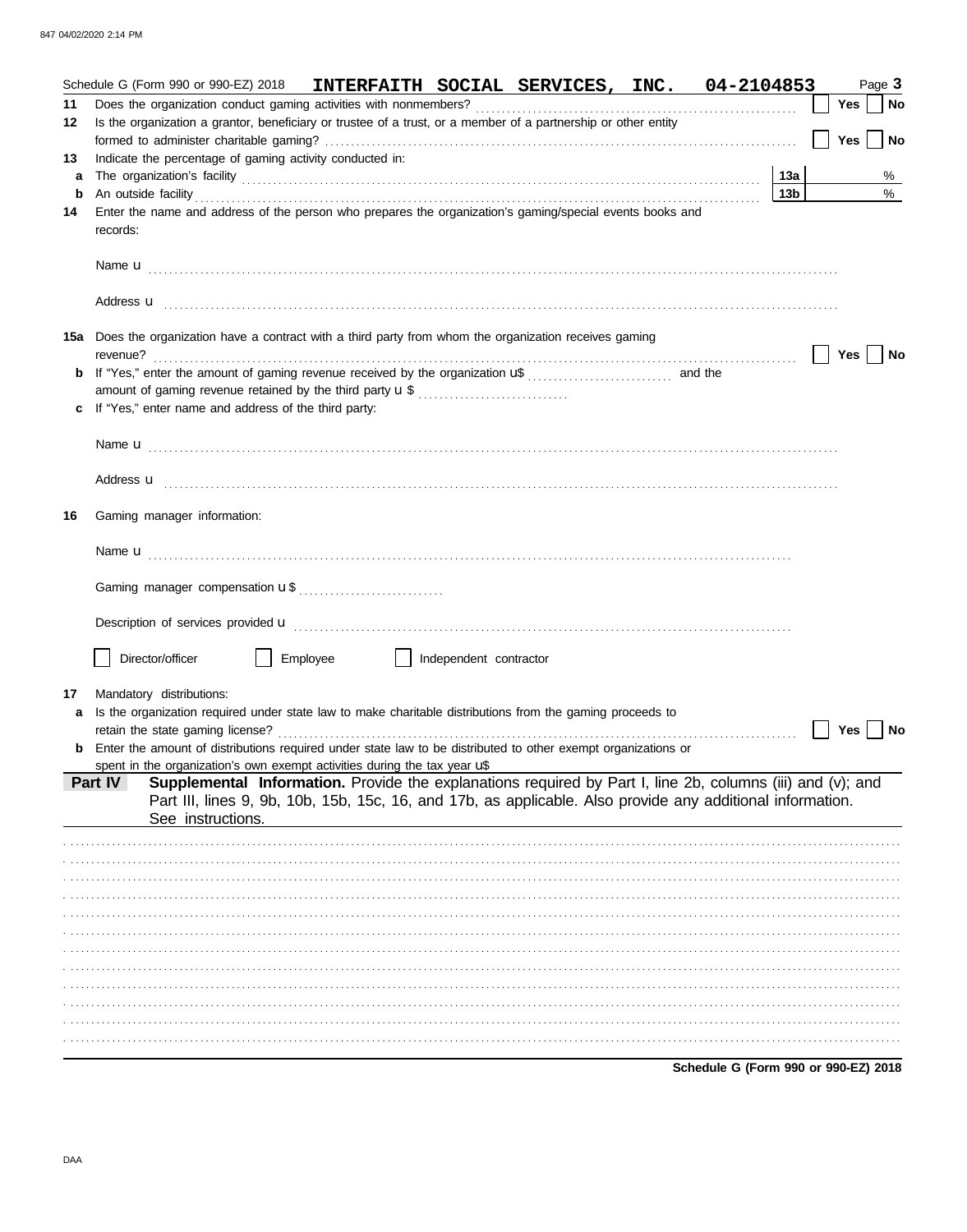Schedule G (Form 990 or 990-EZ) 2018 **INTERFAITH SOCIAL SERVICES, INC. 04-2104853** Page **3**

**11** Does the organization conduct gaming activities with nonmembers? Yes No

**12** Is the organization a grantor, beneficiary or trustee of a trust, or a member of a partnership or other entity formed to administer charitable gaming? Yes No

**13** Indicate the percentage of gaming activity conducted in:

**a** The organization's facility **13a** %

**b** An outside facility **13b** %

**14** Enter the name and address of the person who prepares the organization's gaming/special events books and records:

Name u

Address u

**15a** Does the organization have a contract with a third party from whom the organization receives gaming revenue? Yes No

**b** If "Yes," enter the amount of gaming revenue received by the organization u$ and the amount of gaming revenue retained by the third party u $

**c** If "Yes," enter name and address of the third party:

Name u

Address u

**16** Gaming manager information:

Name u

Gaming manager compensation u $

Description of services provided u

Director/officer Employee Independent contractor

**17** Mandatory distributions:

**a** Is the organization required under state law to make charitable distributions from the gaming proceeds to retain the state gaming license? Yes No

**b** Enter the amount of distributions required under state law to be distributed to other exempt organizations or spent in the organization's own exempt activities during the tax year u$

**Part IV** **Supplemental Information.** Provide the explanations required by Part I, line 2b, columns (iii) and (v); and Part III, lines 9, 9b, 10b, 15b, 15c, 16, and 17b, as applicable. Also provide any additional information. See instructions.

**Schedule G (Form 990 or 990-EZ) 2018**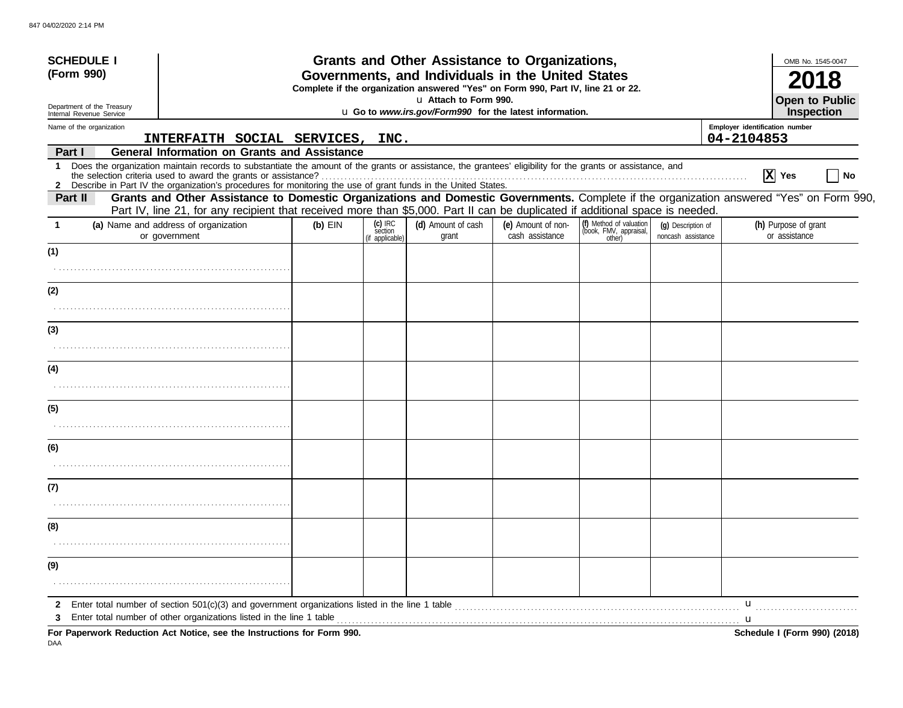**SCHEDULE I**
**(Form 990)**

Department of the Treasury
Internal Revenue Service

# Grants and Other Assistance to Organizations, Governments, and Individuals in the United States

**Complete if the organization answered "Yes" on Form 990, Part IV, line 21 or 22.**
u **Attach to Form 990.**
u **Go to *www.irs.gov/Form990* for the latest information.**

OMB No. 1545-0047

**2018**

**Open to Public Inspection**

Name of the organization: INTERFAITH SOCIAL SERVICES, INC.

Employer identification number: 04-2104853

## Part I — General Information on Grants and Assistance

**1** Does the organization maintain records to substantiate the amount of the grants or assistance, the grantees' eligibility for the grants or assistance, and the selection criteria used to award the grants or assistance? . . . [X] Yes [ ] No

**2** Describe in Part IV the organization's procedures for monitoring the use of grant funds in the United States.

## Part II — Grants and Other Assistance to Domestic Organizations and Domestic Governments.

Complete if the organization answered "Yes" on Form 990, Part IV, line 21, for any recipient that received more than $5,000. Part II can be duplicated if additional space is needed.

| 1 (a) Name and address of organization or government | (b) EIN | (c) IRC section (if applicable) | (d) Amount of cash grant | (e) Amount of non-cash assistance | (f) Method of valuation (book, FMV, appraisal, other) | (g) Description of noncash assistance | (h) Purpose of grant or assistance |
|---|---|---|---|---|---|---|---|
| (1) | | | | | | | |
| (2) | | | | | | | |
| (3) | | | | | | | |
| (4) | | | | | | | |
| (5) | | | | | | | |
| (6) | | | | | | | |
| (7) | | | | | | | |
| (8) | | | | | | | |
| (9) | | | | | | | |

**2** Enter total number of section 501(c)(3) and government organizations listed in the line 1 table . . . u

**3** Enter total number of other organizations listed in the line 1 table . . . u

**For Paperwork Reduction Act Notice, see the Instructions for Form 990.** **Schedule I (Form 990) (2018)**

DAA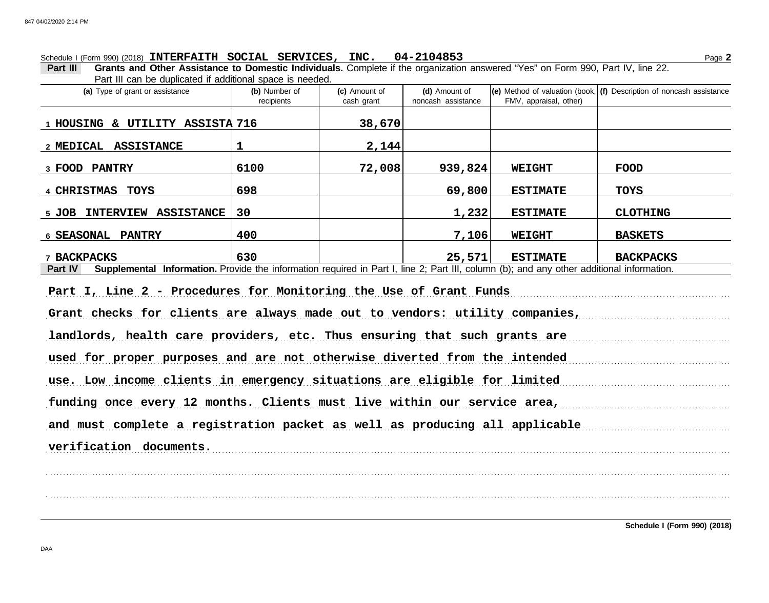Schedule I (Form 990) (2018) **INTERFAITH SOCIAL SERVICES, INC. 04-2104853** Page **2**

**Part III** **Grants and Other Assistance to Domestic Individuals.** Complete if the organization answered "Yes" on Form 990, Part IV, line 22. Part III can be duplicated if additional space is needed.

| (a) Type of grant or assistance | (b) Number of recipients | (c) Amount of cash grant | (d) Amount of noncash assistance | (e) Method of valuation (book, FMV, appraisal, other) | (f) Description of noncash assistance |
|---|---|---|---|---|---|
| 1 HOUSING & UTILITY ASSISTA | 716 | 38,670 | | | |
| 2 MEDICAL ASSISTANCE | 1 | 2,144 | | | |
| 3 FOOD PANTRY | 6100 | 72,008 | 939,824 | WEIGHT | FOOD |
| 4 CHRISTMAS TOYS | 698 | | 69,800 | ESTIMATE | TOYS |
| 5 JOB INTERVIEW ASSISTANCE | 30 | | 1,232 | ESTIMATE | CLOTHING |
| 6 SEASONAL PANTRY | 400 | | 7,106 | WEIGHT | BASKETS |
| 7 BACKPACKS | 630 | | 25,571 | ESTIMATE | BACKPACKS |

**Part IV** **Supplemental Information.** Provide the information required in Part I, line 2; Part III, column (b); and any other additional information.

**Part I, Line 2 - Procedures for Monitoring the Use of Grant Funds**

**Grant checks for clients are always made out to vendors: utility companies, landlords, health care providers, etc. Thus ensuring that such grants are used for proper purposes and are not otherwise diverted from the intended use. Low income clients in emergency situations are eligible for limited funding once every 12 months. Clients must live within our service area, and must complete a registration packet as well as producing all applicable verification documents.**

**Schedule I (Form 990) (2018)**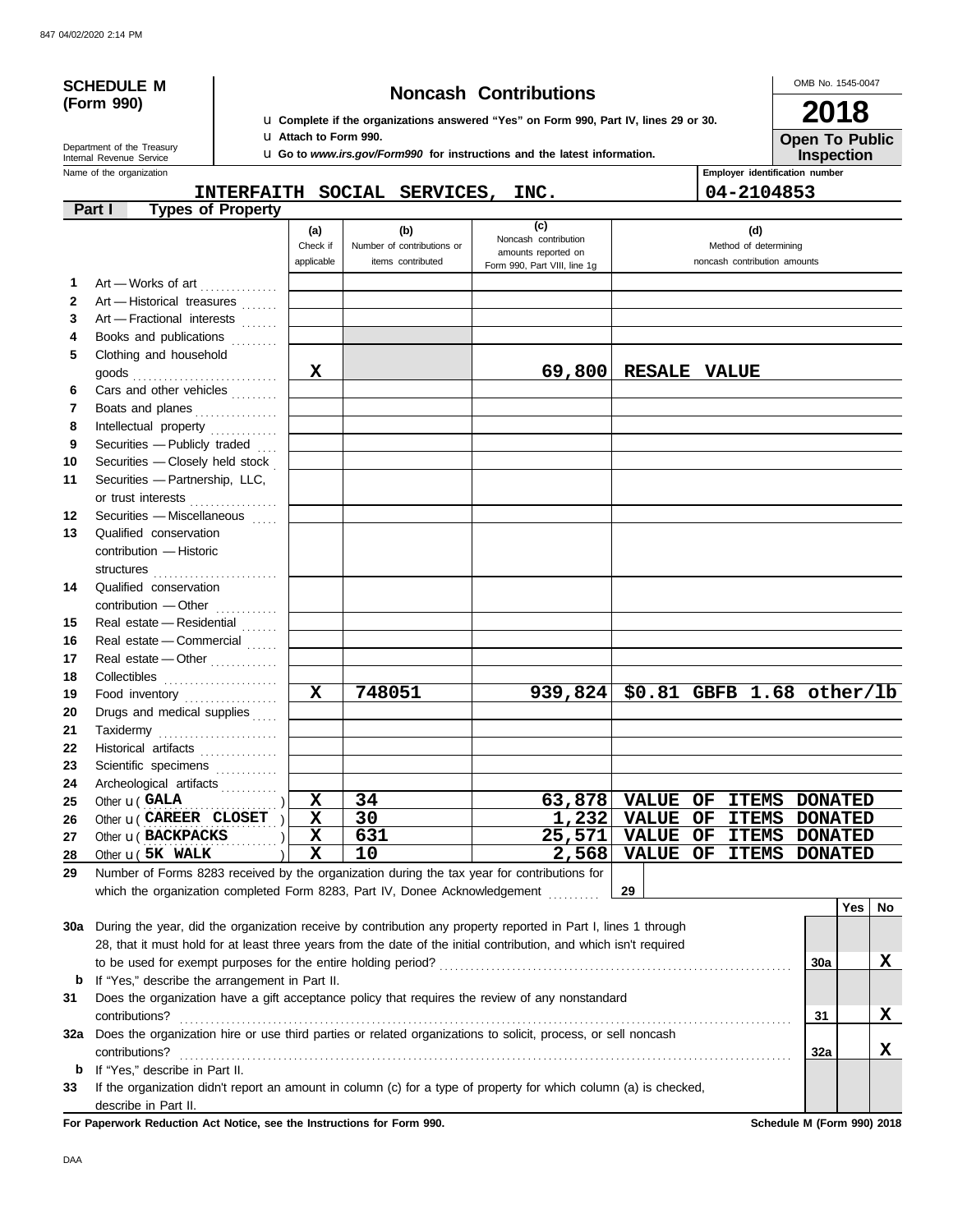847 04/02/2020 2:14 PM

**SCHEDULE M (Form 990)**

# Noncash Contributions

u Complete if the organizations answered "Yes" on Form 990, Part IV, lines 29 or 30.
u Attach to Form 990.
u Go to *www.irs.gov/Form990* for instructions and the latest information.

OMB No. 1545-0047

**2018**

**Open To Public Inspection**

Department of the Treasury
Internal Revenue Service

Name of the organization: **INTERFAITH SOCIAL SERVICES, INC.**

Employer identification number: **04-2104853**

## Part I Types of Property

| | | (a) Check if applicable | (b) Number of contributions or items contributed | (c) Noncash contribution amounts reported on Form 990, Part VIII, line 1g | (d) Method of determining noncash contribution amounts |
|---|---|---|---|---|---|
| 1 | Art — Works of art | | | | |
| 2 | Art — Historical treasures | | | | |
| 3 | Art — Fractional interests | | | | |
| 4 | Books and publications | | | | |
| 5 | Clothing and household goods | X | | 69,800 | RESALE VALUE |
| 6 | Cars and other vehicles | | | | |
| 7 | Boats and planes | | | | |
| 8 | Intellectual property | | | | |
| 9 | Securities — Publicly traded | | | | |
| 10 | Securities — Closely held stock | | | | |
| 11 | Securities — Partnership, LLC, or trust interests | | | | |
| 12 | Securities — Miscellaneous | | | | |
| 13 | Qualified conservation contribution — Historic structures | | | | |
| 14 | Qualified conservation contribution — Other | | | | |
| 15 | Real estate — Residential | | | | |
| 16 | Real estate — Commercial | | | | |
| 17 | Real estate — Other | | | | |
| 18 | Collectibles | | | | |
| 19 | Food inventory | X | 748051 | 939,824 | $0.81 GBFB 1.68 other/lb |
| 20 | Drugs and medical supplies | | | | |
| 21 | Taxidermy | | | | |
| 22 | Historical artifacts | | | | |
| 23 | Scientific specimens | | | | |
| 24 | Archeological artifacts | | | | |
| 25 | Other u ( GALA ) | X | 34 | 63,878 | VALUE OF ITEMS DONATED |
| 26 | Other u ( CAREER CLOSET ) | X | 30 | 1,232 | VALUE OF ITEMS DONATED |
| 27 | Other u ( BACKPACKS ) | X | 631 | 25,571 | VALUE OF ITEMS DONATED |
| 28 | Other u ( 5K WALK ) | X | 10 | 2,568 | VALUE OF ITEMS DONATED |

**29** Number of Forms 8283 received by the organization during the tax year for contributions for which the organization completed Form 8283, Part IV, Donee Acknowledgement ........ **29**

| | | | Yes | No |
|---|---|---|---|---|
| 30a | During the year, did the organization receive by contribution any property reported in Part I, lines 1 through 28, that it must hold for at least three years from the date of the initial contribution, and which isn't required to be used for exempt purposes for the entire holding period? | 30a | | X |
| b | If "Yes," describe the arrangement in Part II. | | | |
| 31 | Does the organization have a gift acceptance policy that requires the review of any nonstandard contributions? | 31 | | X |
| 32a | Does the organization hire or use third parties or related organizations to solicit, process, or sell noncash contributions? | 32a | | X |
| b | If "Yes," describe in Part II. | | | |
| 33 | If the organization didn't report an amount in column (c) for a type of property for which column (a) is checked, describe in Part II. | | | |

**For Paperwork Reduction Act Notice, see the Instructions for Form 990.** **Schedule M (Form 990) 2018**

DAA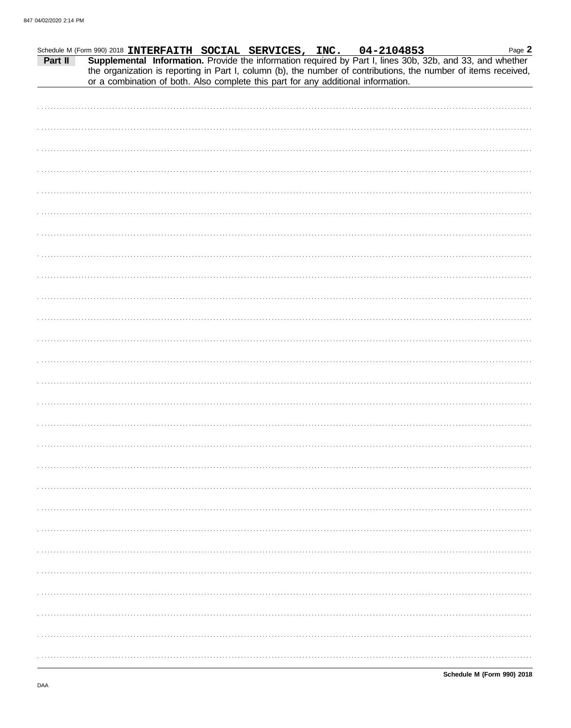Schedule M (Form 990) 2018 **INTERFAITH SOCIAL SERVICES, INC. 04-2104853** Page **2**

**Part II** **Supplemental Information.** Provide the information required by Part I, lines 30b, 32b, and 33, and whether the organization is reporting in Part I, column (b), the number of contributions, the number of items received, or a combination of both. Also complete this part for any additional information.

**Schedule M (Form 990) 2018**

DAA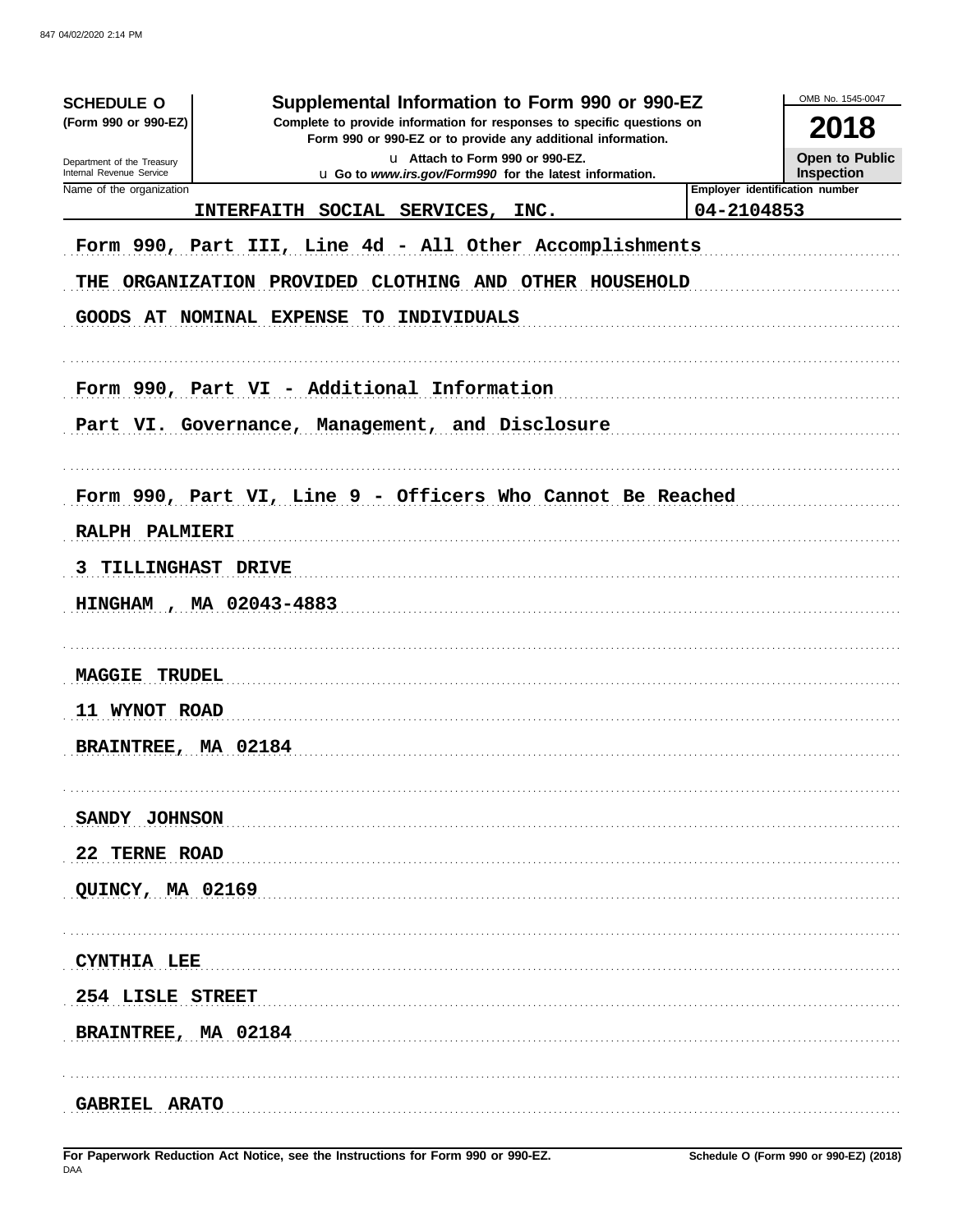**SCHEDULE O**
**(Form 990 or 990-EZ)**

Department of the Treasury
Internal Revenue Service

# Supplemental Information to Form 990 or 990-EZ

**Complete to provide information for responses to specific questions on Form 990 or 990-EZ or to provide any additional information.**

u **Attach to Form 990 or 990-EZ.**
u **Go to *www.irs.gov/Form990* for the latest information.**

OMB No. 1545-0047

**2018**

**Open to Public Inspection**

| Name of the organization | Employer identification number |
|---|---|
| INTERFAITH SOCIAL SERVICES, INC. | 04-2104853 |

Form 990, Part III, Line 4d - All Other Accomplishments

THE ORGANIZATION PROVIDED CLOTHING AND OTHER HOUSEHOLD GOODS AT NOMINAL EXPENSE TO INDIVIDUALS

Form 990, Part VI - Additional Information

Part VI. Governance, Management, and Disclosure

Form 990, Part VI, Line 9 - Officers Who Cannot Be Reached

RALPH PALMIERI
3 TILLINGHAST DRIVE
HINGHAM , MA 02043-4883

MAGGIE TRUDEL
11 WYNOT ROAD
BRAINTREE, MA 02184

SANDY JOHNSON
22 TERNE ROAD
QUINCY, MA 02169

CYNTHIA LEE
254 LISLE STREET
BRAINTREE, MA 02184

GABRIEL ARATO

**For Paperwork Reduction Act Notice, see the Instructions for Form 990 or 990-EZ.**

**Schedule O (Form 990 or 990-EZ) (2018)**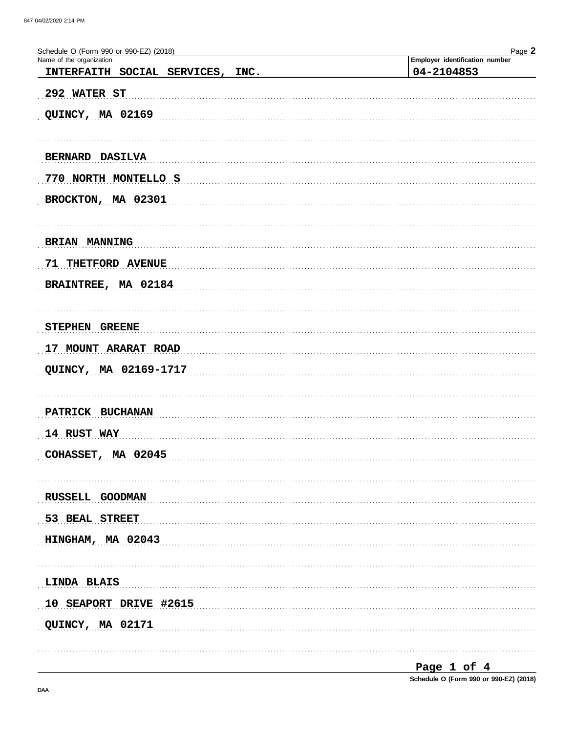Schedule O (Form 990 or 990-EZ) (2018)

Name of the organization: **INTERFAITH SOCIAL SERVICES, INC.**

Employer identification number: **04-2104853**

292 WATER ST

QUINCY, MA 02169

BERNARD DASILVA

770 NORTH MONTELLO S

BROCKTON, MA 02301

BRIAN MANNING

71 THETFORD AVENUE

BRAINTREE, MA 02184

STEPHEN GREENE

17 MOUNT ARARAT ROAD

QUINCY, MA 02169-1717

PATRICK BUCHANAN

14 RUST WAY

COHASSET, MA 02045

RUSSELL GOODMAN

53 BEAL STREET

HINGHAM, MA 02043

LINDA BLAIS

10 SEAPORT DRIVE #2615

QUINCY, MA 02171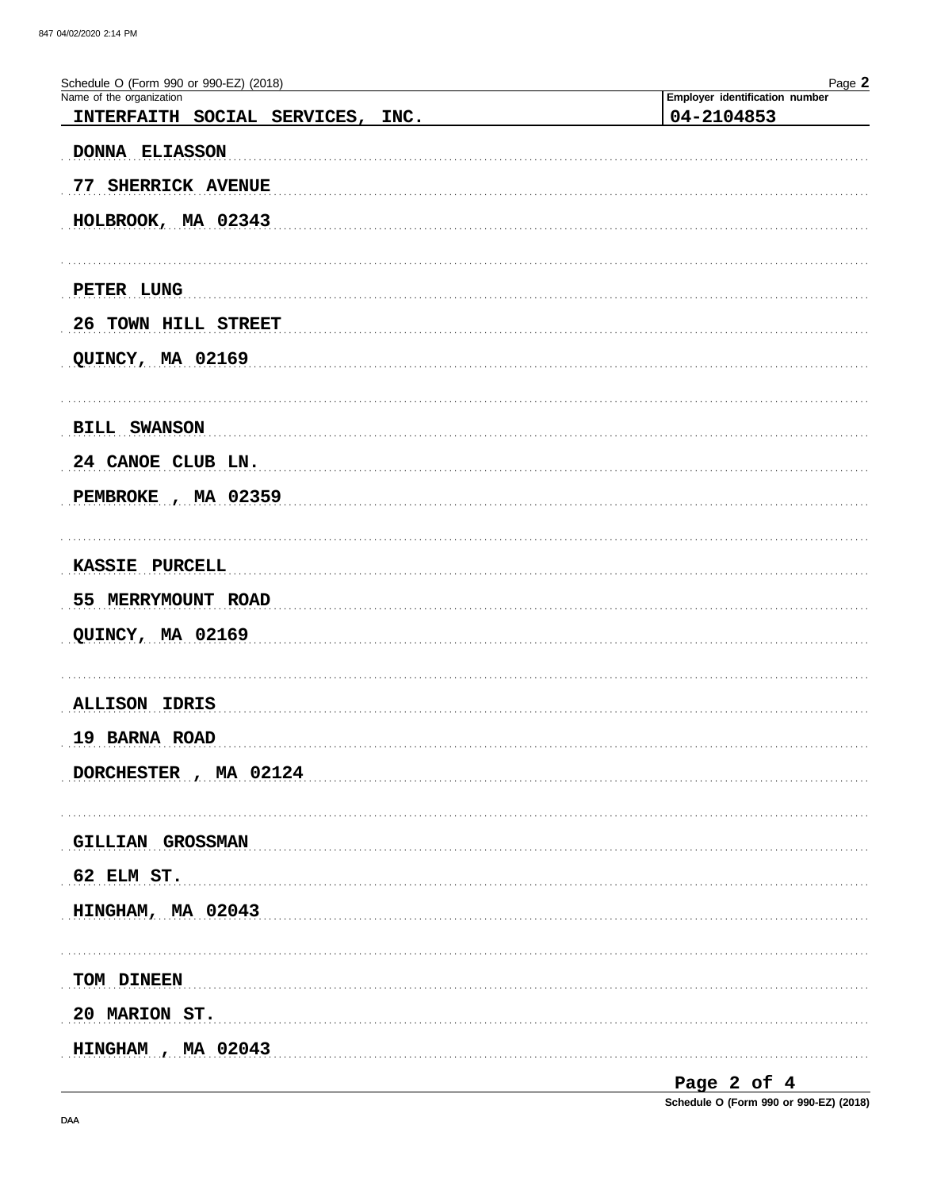Schedule O (Form 990 or 990-EZ) (2018)

Name of the organization: INTERFAITH SOCIAL SERVICES, INC.

Employer identification number: 04-2104853

DONNA ELIASSON
77 SHERRICK AVENUE
HOLBROOK, MA 02343

PETER LUNG
26 TOWN HILL STREET
QUINCY, MA 02169

BILL SWANSON
24 CANOE CLUB LN.
PEMBROKE , MA 02359

KASSIE PURCELL
55 MERRYMOUNT ROAD
QUINCY, MA 02169

ALLISON IDRIS
19 BARNA ROAD
DORCHESTER , MA 02124

GILLIAN GROSSMAN
62 ELM ST.
HINGHAM, MA 02043

TOM DINEEN
20 MARION ST.
HINGHAM , MA 02043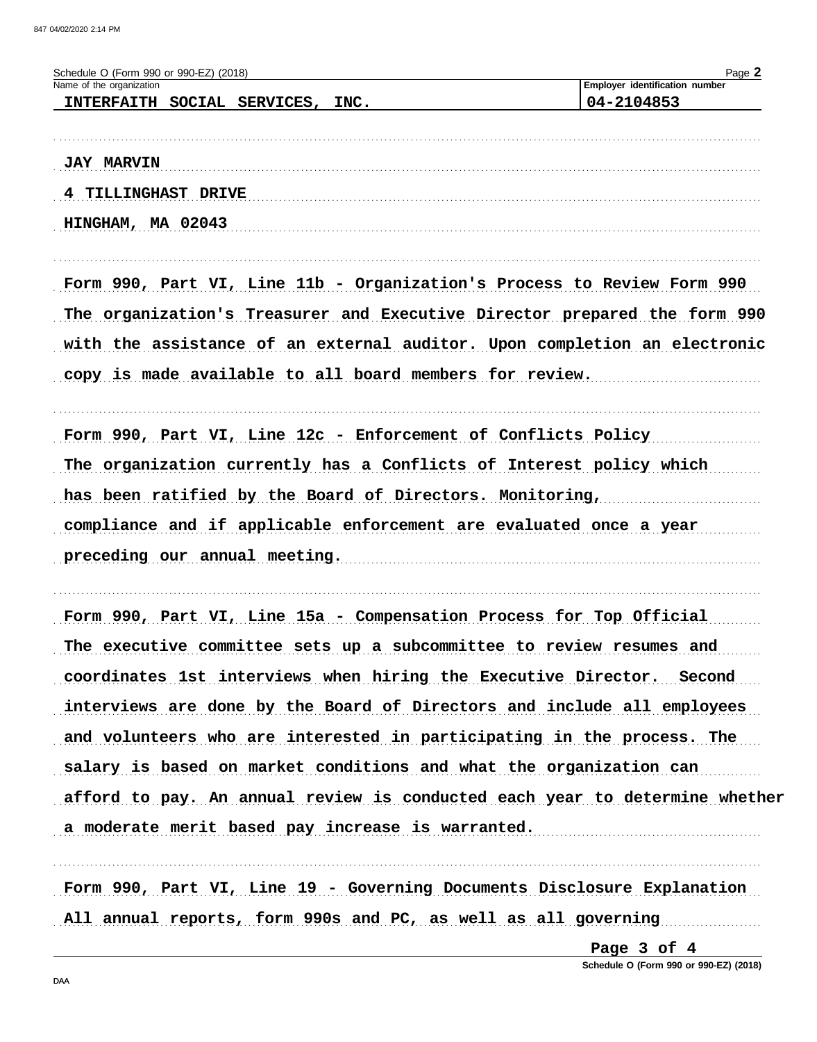Schedule O (Form 990 or 990-EZ) (2018)

| Name of the organization | Employer identification number |
| --- | --- |
| INTERFAITH SOCIAL SERVICES, INC. | 04-2104853 |

JAY MARVIN

4 TILLINGHAST DRIVE

HINGHAM, MA 02043

Form 990, Part VI, Line 11b - Organization's Process to Review Form 990

The organization's Treasurer and Executive Director prepared the form 990 with the assistance of an external auditor. Upon completion an electronic copy is made available to all board members for review.

Form 990, Part VI, Line 12c - Enforcement of Conflicts Policy

The organization currently has a Conflicts of Interest policy which has been ratified by the Board of Directors. Monitoring, compliance and if applicable enforcement are evaluated once a year preceding our annual meeting.

Form 990, Part VI, Line 15a - Compensation Process for Top Official

The executive committee sets up a subcommittee to review resumes and coordinates 1st interviews when hiring the Executive Director. Second interviews are done by the Board of Directors and include all employees and volunteers who are interested in participating in the process. The salary is based on market conditions and what the organization can afford to pay. An annual review is conducted each year to determine whether a moderate merit based pay increase is warranted.

Form 990, Part VI, Line 19 - Governing Documents Disclosure Explanation

All annual reports, form 990s and PC, as well as all governing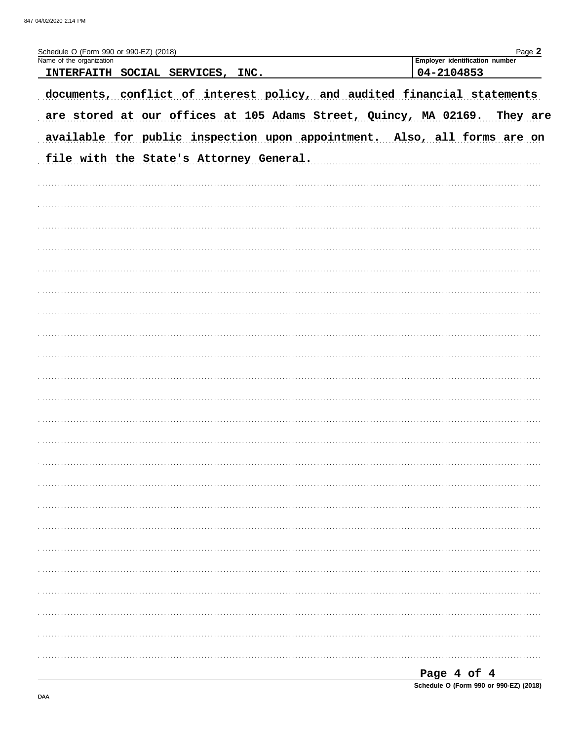Schedule O (Form 990 or 990-EZ) (2018)

| Name of the organization | Employer identification number |
| --- | --- |
| INTERFAITH SOCIAL SERVICES, INC. | 04-2104853 |

documents, conflict of interest policy, and audited financial statements are stored at our offices at 105 Adams Street, Quincy, MA 02169. They are available for public inspection upon appointment. Also, all forms are on file with the State's Attorney General.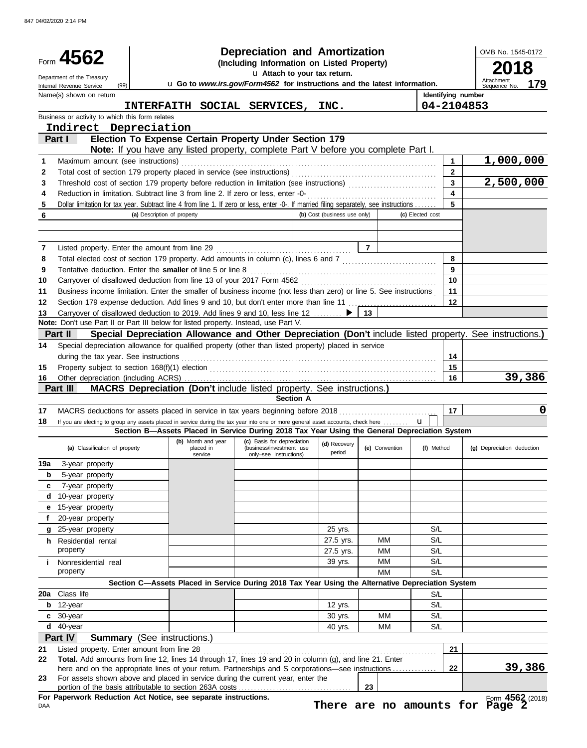847 04/02/2020 2:14 PM

# Form 4562 — Depreciation and Amortization

**(Including Information on Listed Property)**

u Attach to your tax return.

u Go to *www.irs.gov/Form4562* for instructions and the latest information.

Department of the Treasury
Internal Revenue Service (99)

OMB No. 1545-0172

**2018**

Attachment Sequence No. **179**

| Name(s) shown on return | Identifying number |
|---|---|
| INTERFAITH SOCIAL SERVICES, INC. | 04-2104853 |

Business or activity to which this form relates

**Indirect Depreciation**

## Part I — Election To Expense Certain Property Under Section 179

**Note:** If you have any listed property, complete Part V before you complete Part I.

| | | | |
|---|---|---|---|
| 1 | Maximum amount (see instructions) | 1 | 1,000,000 |
| 2 | Total cost of section 179 property placed in service (see instructions) | 2 | |
| 3 | Threshold cost of section 179 property before reduction in limitation (see instructions) | 3 | 2,500,000 |
| 4 | Reduction in limitation. Subtract line 3 from line 2. If zero or less, enter -0- | 4 | |
| 5 | Dollar limitation for tax year. Subtract line 4 from line 1. If zero or less, enter -0-. If married filing separately, see instructions | 5 | |

| 6 (a) Description of property | (b) Cost (business use only) | (c) Elected cost |
|---|---|---|
| | | |
| | | |

| | | | |
|---|---|---|---|
| 7 | Listed property. Enter the amount from line 29 | 7 | |
| 8 | Total elected cost of section 179 property. Add amounts in column (c), lines 6 and 7 | 8 | |
| 9 | Tentative deduction. Enter the **smaller** of line 5 or line 8 | 9 | |
| 10 | Carryover of disallowed deduction from line 13 of your 2017 Form 4562 | 10 | |
| 11 | Business income limitation. Enter the smaller of business income (not less than zero) or line 5. See instructions | 11 | |
| 12 | Section 179 expense deduction. Add lines 9 and 10, but don't enter more than line 11 | 12 | |
| 13 | Carryover of disallowed deduction to 2019. Add lines 9 and 10, less line 12 | 13 | |

**Note:** Don't use Part II or Part III below for listed property. Instead, use Part V.

## Part II — Special Depreciation Allowance and Other Depreciation (Don't include listed property. See instructions.)

| | | | |
|---|---|---|---|
| 14 | Special depreciation allowance for qualified property (other than listed property) placed in service during the tax year. See instructions | 14 | |
| 15 | Property subject to section 168(f)(1) election | 15 | |
| 16 | Other depreciation (including ACRS) | 16 | 39,386 |

## Part III — MACRS Depreciation (Don't include listed property. See instructions.)

### Section A

| | | | |
|---|---|---|---|
| 17 | MACRS deductions for assets placed in service in tax years beginning before 2018 | 17 | 0 |
| 18 | If you are electing to group any assets placed in service during the tax year into one or more general asset accounts, check here u | | |

### Section B—Assets Placed in Service During 2018 Tax Year Using the General Depreciation System

| (a) Classification of property | (b) Month and year placed in service | (c) Basis for depreciation (business/investment use only–see instructions) | (d) Recovery period | (e) Convention | (f) Method | (g) Depreciation deduction |
|---|---|---|---|---|---|---|
| 19a 3-year property | | | | | | |
| b 5-year property | | | | | | |
| c 7-year property | | | | | | |
| d 10-year property | | | | | | |
| e 15-year property | | | | | | |
| f 20-year property | | | | | | |
| g 25-year property | | | 25 yrs. | | S/L | |
| h Residential rental property | | | 27.5 yrs. | MM | S/L | |
| | | | 27.5 yrs. | MM | S/L | |
| i Nonresidential real property | | | 39 yrs. | MM | S/L | |
| | | | | MM | S/L | |

### Section C—Assets Placed in Service During 2018 Tax Year Using the Alternative Depreciation System

| (a) Classification of property | (b) Month and year placed in service | (c) Basis for depreciation | (d) Recovery period | (e) Convention | (f) Method | (g) Depreciation deduction |
|---|---|---|---|---|---|---|
| 20a Class life | | | | | S/L | |
| b 12-year | | | 12 yrs. | | S/L | |
| c 30-year | | | 30 yrs. | MM | S/L | |
| d 40-year | | | 40 yrs. | MM | S/L | |

## Part IV — Summary (See instructions.)

| | | | |
|---|---|---|---|
| 21 | Listed property. Enter amount from line 28 | 21 | |
| 22 | **Total.** Add amounts from line 12, lines 14 through 17, lines 19 and 20 in column (g), and line 21. Enter here and on the appropriate lines of your return. Partnerships and S corporations—see instructions | 22 | 39,386 |
| 23 | For assets shown above and placed in service during the current year, enter the portion of the basis attributable to section 263A costs | 23 | |

**For Paperwork Reduction Act Notice, see separate instructions.**

DAA

Form **4562** (2018)

**There are no amounts for Page 2**